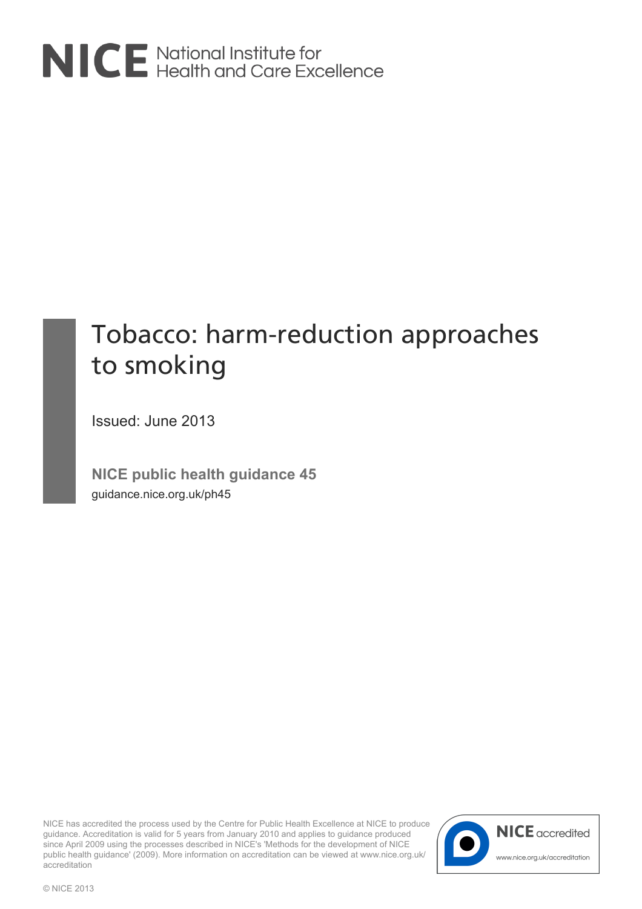NICE National Institute for Health and Care Excellence

# Tobacco: harm-reduction approaches to smoking

Issued: June 2013

**NICE public health guidance 45**

guidance.nice.org.uk/ph45

NICE has accredited the process used by the Centre for Public Health Excellence at NICE to produce guidance. Accreditation is valid for 5 years from January 2010 and applies to guidance produced since April 2009 using the processes described in NICE's 'Methods for the development of NICE public health guidance' (2009). More information on accreditation can be viewed at www.nice.org.uk/accreditation

NICE accredited

www.nice.org.uk/accreditation

© NICE 2013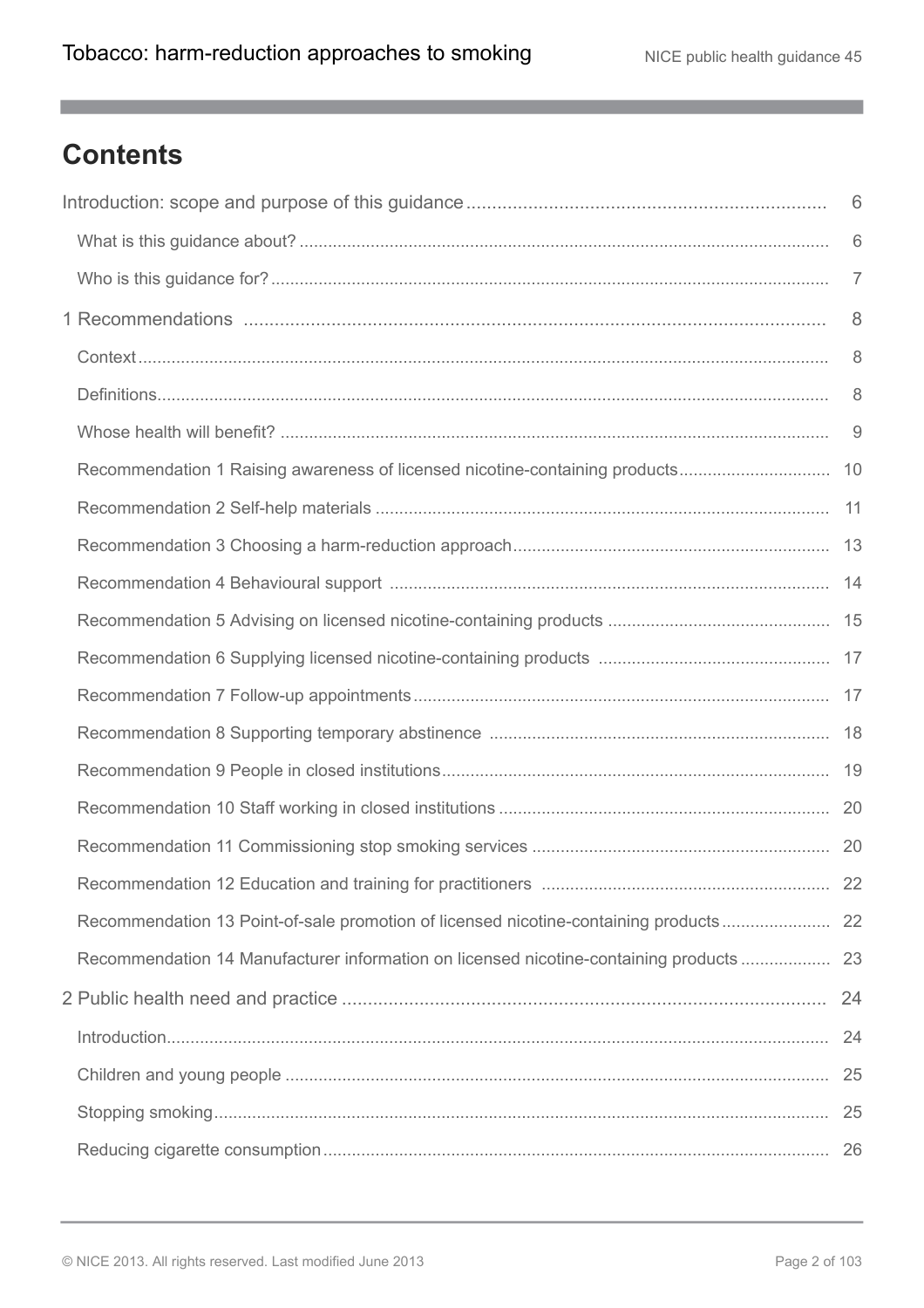# Contents

Introduction: scope and purpose of this guidance ..... 6

- What is this guidance about? ..... 6
- Who is this guidance for? ..... 7

1 Recommendations ..... 8

- Context ..... 8
- Definitions ..... 8
- Whose health will benefit? ..... 9
- Recommendation 1 Raising awareness of licensed nicotine-containing products ..... 10
- Recommendation 2 Self-help materials ..... 11
- Recommendation 3 Choosing a harm-reduction approach ..... 13
- Recommendation 4 Behavioural support ..... 14
- Recommendation 5 Advising on licensed nicotine-containing products ..... 15
- Recommendation 6 Supplying licensed nicotine-containing products ..... 17
- Recommendation 7 Follow-up appointments ..... 17
- Recommendation 8 Supporting temporary abstinence ..... 18
- Recommendation 9 People in closed institutions ..... 19
- Recommendation 10 Staff working in closed institutions ..... 20
- Recommendation 11 Commissioning stop smoking services ..... 20
- Recommendation 12 Education and training for practitioners ..... 22
- Recommendation 13 Point-of-sale promotion of licensed nicotine-containing products ..... 22
- Recommendation 14 Manufacturer information on licensed nicotine-containing products ..... 23

2 Public health need and practice ..... 24

- Introduction ..... 24
- Children and young people ..... 25
- Stopping smoking ..... 25
- Reducing cigarette consumption ..... 26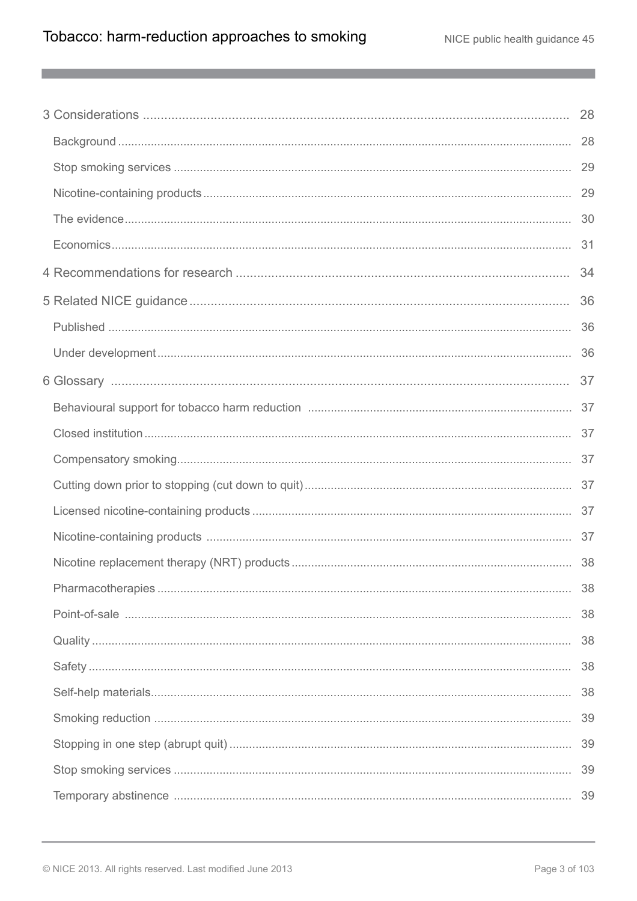3 Considerations ........................................................................................................................ 28

Background ........................................................................................................................ 28

Stop smoking services ........................................................................................................................ 29

Nicotine-containing products ........................................................................................................................ 29

The evidence ........................................................................................................................ 30

Economics ........................................................................................................................ 31

4 Recommendations for research ........................................................................................................................ 34

5 Related NICE guidance ........................................................................................................................ 36

Published ........................................................................................................................ 36

Under development ........................................................................................................................ 36

6 Glossary ........................................................................................................................ 37

Behavioural support for tobacco harm reduction ........................................................................................................................ 37

Closed institution ........................................................................................................................ 37

Compensatory smoking ........................................................................................................................ 37

Cutting down prior to stopping (cut down to quit) ........................................................................................................................ 37

Licensed nicotine-containing products ........................................................................................................................ 37

Nicotine-containing products ........................................................................................................................ 37

Nicotine replacement therapy (NRT) products ........................................................................................................................ 38

Pharmacotherapies ........................................................................................................................ 38

Point-of-sale ........................................................................................................................ 38

Quality ........................................................................................................................ 38

Safety ........................................................................................................................ 38

Self-help materials ........................................................................................................................ 38

Smoking reduction ........................................................................................................................ 39

Stopping in one step (abrupt quit) ........................................................................................................................ 39

Stop smoking services ........................................................................................................................ 39

Temporary abstinence ........................................................................................................................ 39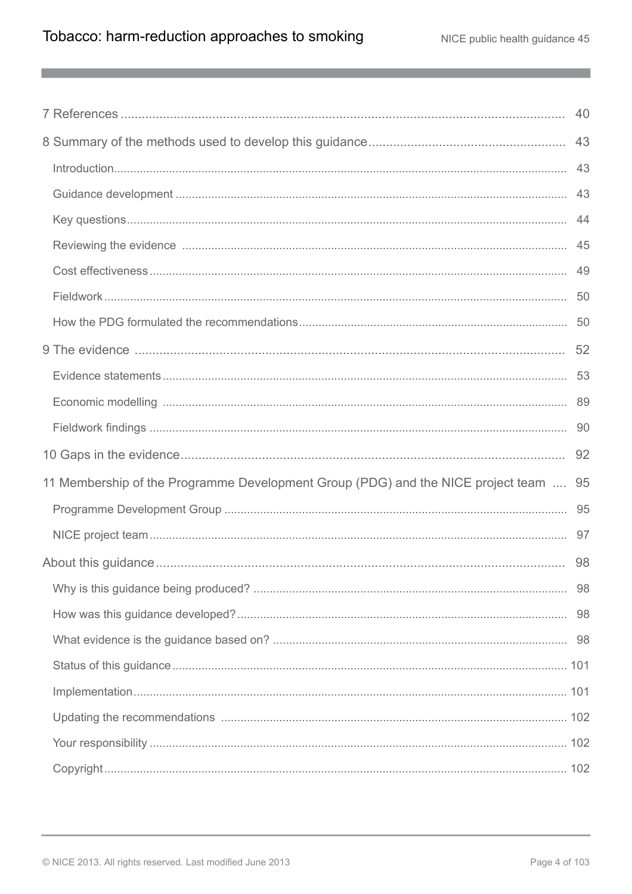7 References ........................................................................ 40

8 Summary of the methods used to develop this guidance ........................................................................ 43

- Introduction ........................................................................ 43
- Guidance development ........................................................................ 43
- Key questions ........................................................................ 44
- Reviewing the evidence ........................................................................ 45
- Cost effectiveness ........................................................................ 49
- Fieldwork ........................................................................ 50
- How the PDG formulated the recommendations ........................................................................ 50

9 The evidence ........................................................................ 52

- Evidence statements ........................................................................ 53
- Economic modelling ........................................................................ 89
- Fieldwork findings ........................................................................ 90

10 Gaps in the evidence ........................................................................ 92

11 Membership of the Programme Development Group (PDG) and the NICE project team .... 95

- Programme Development Group ........................................................................ 95
- NICE project team ........................................................................ 97

About this guidance ........................................................................ 98

- Why is this guidance being produced? ........................................................................ 98
- How was this guidance developed? ........................................................................ 98
- What evidence is the guidance based on? ........................................................................ 98
- Status of this guidance ........................................................................ 101
- Implementation ........................................................................ 101
- Updating the recommendations ........................................................................ 102
- Your responsibility ........................................................................ 102
- Copyright ........................................................................ 102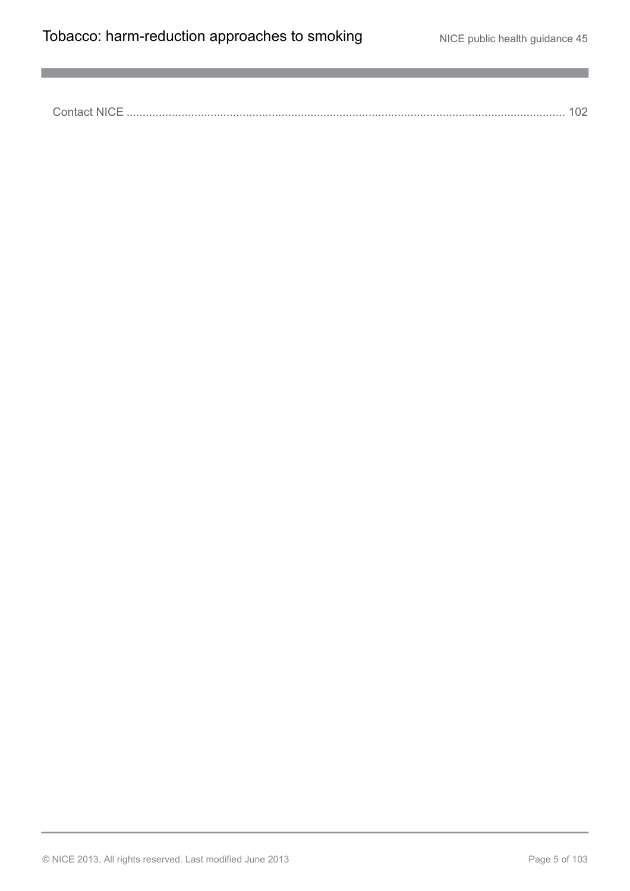Contact NICE ........................................................................................................................................ 102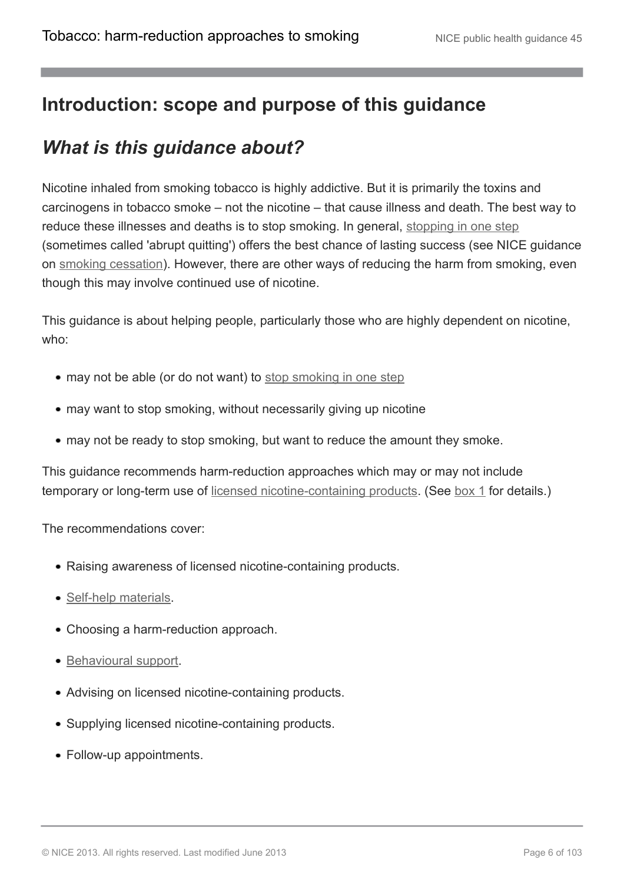## Introduction: scope and purpose of this guidance

### *What is this guidance about?*

Nicotine inhaled from smoking tobacco is highly addictive. But it is primarily the toxins and carcinogens in tobacco smoke – not the nicotine – that cause illness and death. The best way to reduce these illnesses and deaths is to stop smoking. In general, stopping in one step (sometimes called 'abrupt quitting') offers the best chance of lasting success (see NICE guidance on smoking cessation). However, there are other ways of reducing the harm from smoking, even though this may involve continued use of nicotine.

This guidance is about helping people, particularly those who are highly dependent on nicotine, who:

- may not be able (or do not want) to stop smoking in one step
- may want to stop smoking, without necessarily giving up nicotine
- may not be ready to stop smoking, but want to reduce the amount they smoke.

This guidance recommends harm-reduction approaches which may or may not include temporary or long-term use of licensed nicotine-containing products. (See box 1 for details.)

The recommendations cover:

- Raising awareness of licensed nicotine-containing products.
- Self-help materials.
- Choosing a harm-reduction approach.
- Behavioural support.
- Advising on licensed nicotine-containing products.
- Supplying licensed nicotine-containing products.
- Follow-up appointments.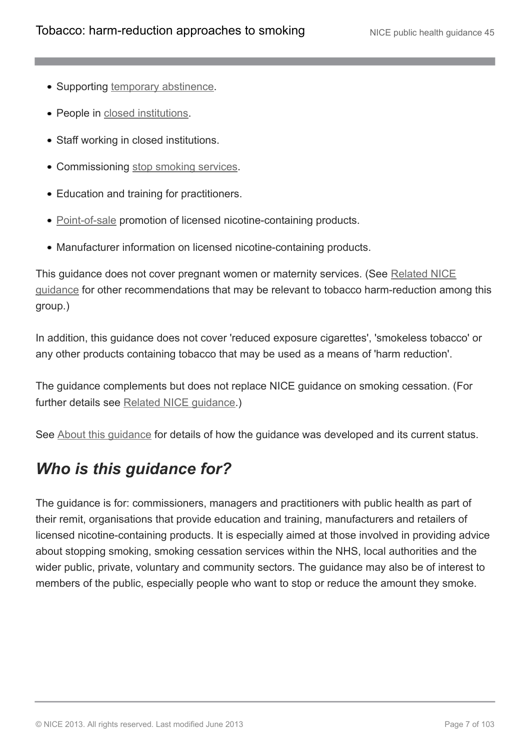- Supporting temporary abstinence.
- People in closed institutions.
- Staff working in closed institutions.
- Commissioning stop smoking services.
- Education and training for practitioners.
- Point-of-sale promotion of licensed nicotine-containing products.
- Manufacturer information on licensed nicotine-containing products.

This guidance does not cover pregnant women or maternity services. (See Related NICE guidance for other recommendations that may be relevant to tobacco harm-reduction among this group.)

In addition, this guidance does not cover 'reduced exposure cigarettes', 'smokeless tobacco' or any other products containing tobacco that may be used as a means of 'harm reduction'.

The guidance complements but does not replace NICE guidance on smoking cessation. (For further details see Related NICE guidance.)

See About this guidance for details of how the guidance was developed and its current status.

## *Who is this guidance for?*

The guidance is for: commissioners, managers and practitioners with public health as part of their remit, organisations that provide education and training, manufacturers and retailers of licensed nicotine-containing products. It is especially aimed at those involved in providing advice about stopping smoking, smoking cessation services within the NHS, local authorities and the wider public, private, voluntary and community sectors. The guidance may also be of interest to members of the public, especially people who want to stop or reduce the amount they smoke.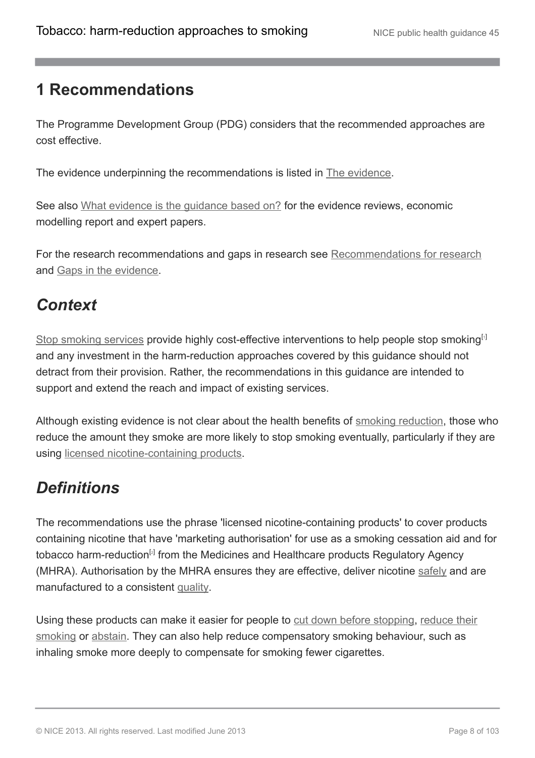# 1 Recommendations

The Programme Development Group (PDG) considers that the recommended approaches are cost effective.

The evidence underpinning the recommendations is listed in The evidence.

See also What evidence is the guidance based on? for the evidence reviews, economic modelling report and expert papers.

For the research recommendations and gaps in research see Recommendations for research and Gaps in the evidence.

## *Context*

Stop smoking services provide highly cost-effective interventions to help people stop smoking[1] and any investment in the harm-reduction approaches covered by this guidance should not detract from their provision. Rather, the recommendations in this guidance are intended to support and extend the reach and impact of existing services.

Although existing evidence is not clear about the health benefits of smoking reduction, those who reduce the amount they smoke are more likely to stop smoking eventually, particularly if they are using licensed nicotine-containing products.

## *Definitions*

The recommendations use the phrase 'licensed nicotine-containing products' to cover products containing nicotine that have 'marketing authorisation' for use as a smoking cessation aid and for tobacco harm-reduction[2] from the Medicines and Healthcare products Regulatory Agency (MHRA). Authorisation by the MHRA ensures they are effective, deliver nicotine safely and are manufactured to a consistent quality.

Using these products can make it easier for people to cut down before stopping, reduce their smoking or abstain. They can also help reduce compensatory smoking behaviour, such as inhaling smoke more deeply to compensate for smoking fewer cigarettes.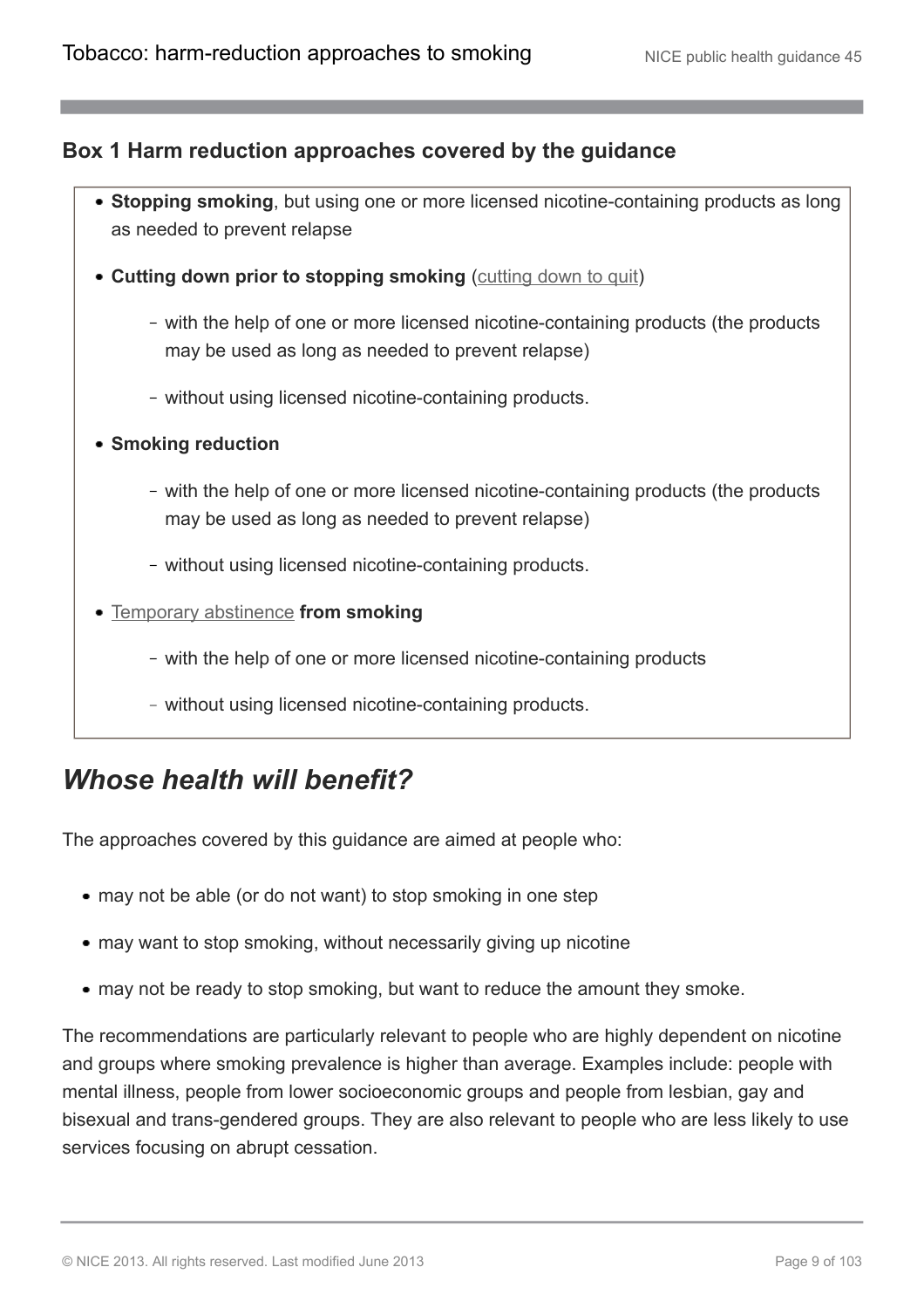### Box 1 Harm reduction approaches covered by the guidance

- **Stopping smoking**, but using one or more licensed nicotine-containing products as long as needed to prevent relapse
- **Cutting down prior to stopping smoking** (cutting down to quit)
  - with the help of one or more licensed nicotine-containing products (the products may be used as long as needed to prevent relapse)
  - without using licensed nicotine-containing products.
- **Smoking reduction**
  - with the help of one or more licensed nicotine-containing products (the products may be used as long as needed to prevent relapse)
  - without using licensed nicotine-containing products.
- Temporary abstinence **from smoking**
  - with the help of one or more licensed nicotine-containing products
  - without using licensed nicotine-containing products.

## *Whose health will benefit?*

The approaches covered by this guidance are aimed at people who:

- may not be able (or do not want) to stop smoking in one step
- may want to stop smoking, without necessarily giving up nicotine
- may not be ready to stop smoking, but want to reduce the amount they smoke.

The recommendations are particularly relevant to people who are highly dependent on nicotine and groups where smoking prevalence is higher than average. Examples include: people with mental illness, people from lower socioeconomic groups and people from lesbian, gay and bisexual and trans-gendered groups. They are also relevant to people who are less likely to use services focusing on abrupt cessation.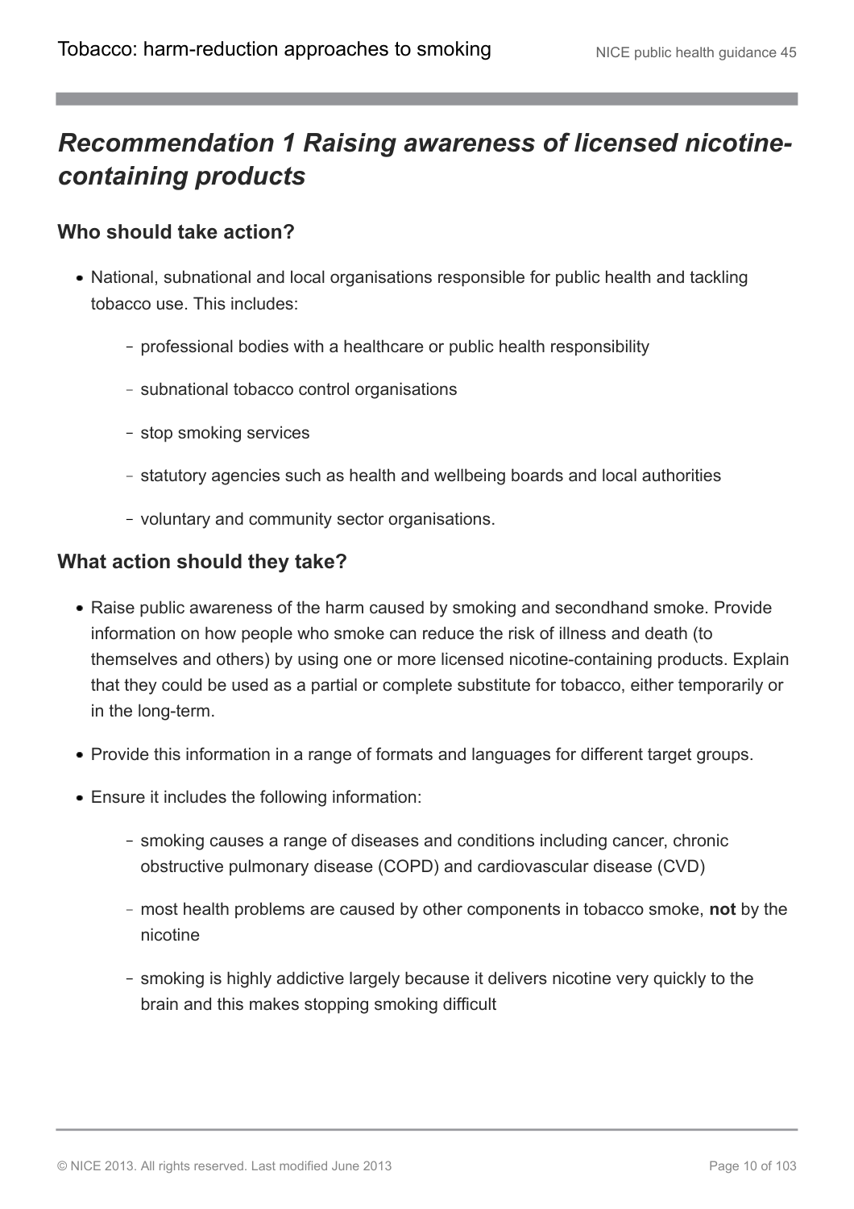## *Recommendation 1 Raising awareness of licensed nicotine-containing products*

### Who should take action?

- National, subnational and local organisations responsible for public health and tackling tobacco use. This includes:
  - professional bodies with a healthcare or public health responsibility
  - subnational tobacco control organisations
  - stop smoking services
  - statutory agencies such as health and wellbeing boards and local authorities
  - voluntary and community sector organisations.

### What action should they take?

- Raise public awareness of the harm caused by smoking and secondhand smoke. Provide information on how people who smoke can reduce the risk of illness and death (to themselves and others) by using one or more licensed nicotine-containing products. Explain that they could be used as a partial or complete substitute for tobacco, either temporarily or in the long-term.
- Provide this information in a range of formats and languages for different target groups.
- Ensure it includes the following information:
  - smoking causes a range of diseases and conditions including cancer, chronic obstructive pulmonary disease (COPD) and cardiovascular disease (CVD)
  - most health problems are caused by other components in tobacco smoke, **not** by the nicotine
  - smoking is highly addictive largely because it delivers nicotine very quickly to the brain and this makes stopping smoking difficult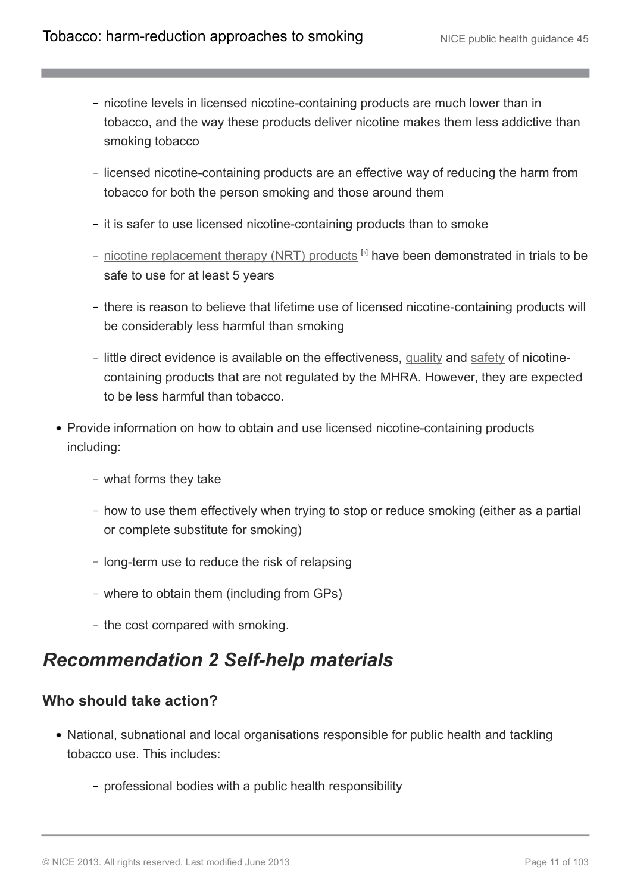- nicotine levels in licensed nicotine-containing products are much lower than in tobacco, and the way these products deliver nicotine makes them less addictive than smoking tobacco
- licensed nicotine-containing products are an effective way of reducing the harm from tobacco for both the person smoking and those around them
- it is safer to use licensed nicotine-containing products than to smoke
- nicotine replacement therapy (NRT) products [3] have been demonstrated in trials to be safe to use for at least 5 years
- there is reason to believe that lifetime use of licensed nicotine-containing products will be considerably less harmful than smoking
- little direct evidence is available on the effectiveness, quality and safety of nicotine-containing products that are not regulated by the MHRA. However, they are expected to be less harmful than tobacco.

- Provide information on how to obtain and use licensed nicotine-containing products including:
  - what forms they take
  - how to use them effectively when trying to stop or reduce smoking (either as a partial or complete substitute for smoking)
  - long-term use to reduce the risk of relapsing
  - where to obtain them (including from GPs)
  - the cost compared with smoking.

## *Recommendation 2 Self-help materials*

### Who should take action?

- National, subnational and local organisations responsible for public health and tackling tobacco use. This includes:
  - professional bodies with a public health responsibility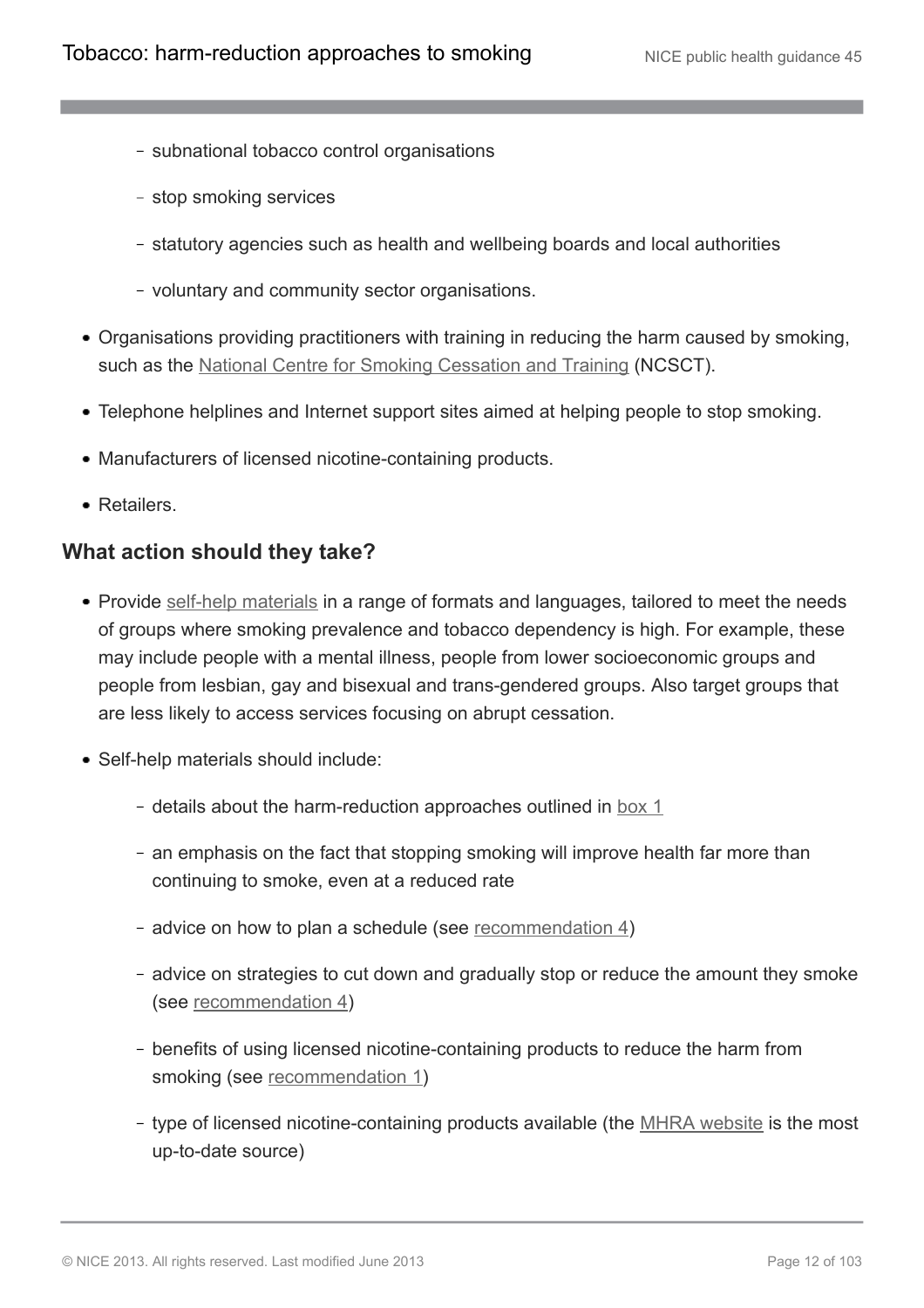- subnational tobacco control organisations
  - stop smoking services
  - statutory agencies such as health and wellbeing boards and local authorities
  - voluntary and community sector organisations.
- Organisations providing practitioners with training in reducing the harm caused by smoking, such as the National Centre for Smoking Cessation and Training (NCSCT).
- Telephone helplines and Internet support sites aimed at helping people to stop smoking.
- Manufacturers of licensed nicotine-containing products.
- Retailers.

### What action should they take?

- Provide self-help materials in a range of formats and languages, tailored to meet the needs of groups where smoking prevalence and tobacco dependency is high. For example, these may include people with a mental illness, people from lower socioeconomic groups and people from lesbian, gay and bisexual and trans-gendered groups. Also target groups that are less likely to access services focusing on abrupt cessation.
- Self-help materials should include:
  - details about the harm-reduction approaches outlined in box 1
  - an emphasis on the fact that stopping smoking will improve health far more than continuing to smoke, even at a reduced rate
  - advice on how to plan a schedule (see recommendation 4)
  - advice on strategies to cut down and gradually stop or reduce the amount they smoke (see recommendation 4)
  - benefits of using licensed nicotine-containing products to reduce the harm from smoking (see recommendation 1)
  - type of licensed nicotine-containing products available (the MHRA website is the most up-to-date source)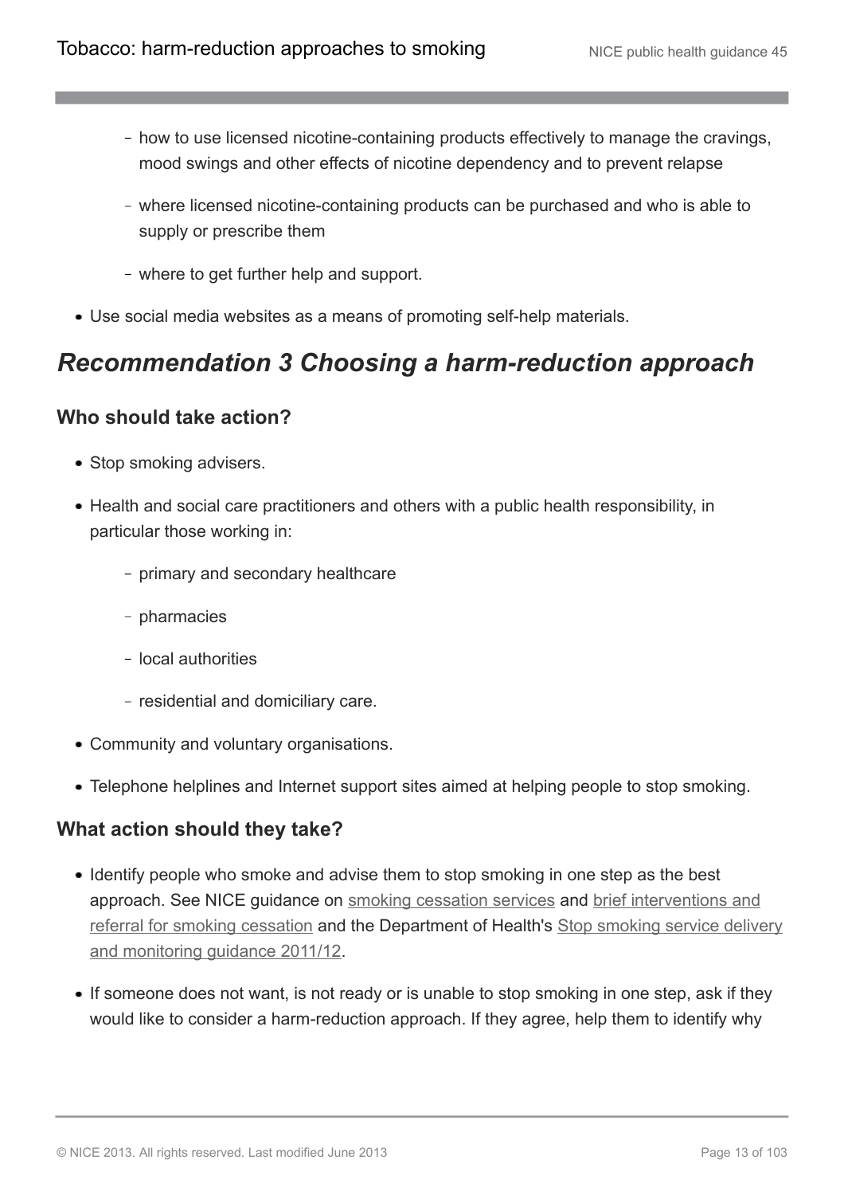- how to use licensed nicotine-containing products effectively to manage the cravings, mood swings and other effects of nicotine dependency and to prevent relapse
  - where licensed nicotine-containing products can be purchased and who is able to supply or prescribe them
  - where to get further help and support.
- Use social media websites as a means of promoting self-help materials.

## *Recommendation 3 Choosing a harm-reduction approach*

### Who should take action?

- Stop smoking advisers.
- Health and social care practitioners and others with a public health responsibility, in particular those working in:
  - primary and secondary healthcare
  - pharmacies
  - local authorities
  - residential and domiciliary care.
- Community and voluntary organisations.
- Telephone helplines and Internet support sites aimed at helping people to stop smoking.

### What action should they take?

- Identify people who smoke and advise them to stop smoking in one step as the best approach. See NICE guidance on smoking cessation services and brief interventions and referral for smoking cessation and the Department of Health's Stop smoking service delivery and monitoring guidance 2011/12.
- If someone does not want, is not ready or is unable to stop smoking in one step, ask if they would like to consider a harm-reduction approach. If they agree, help them to identify why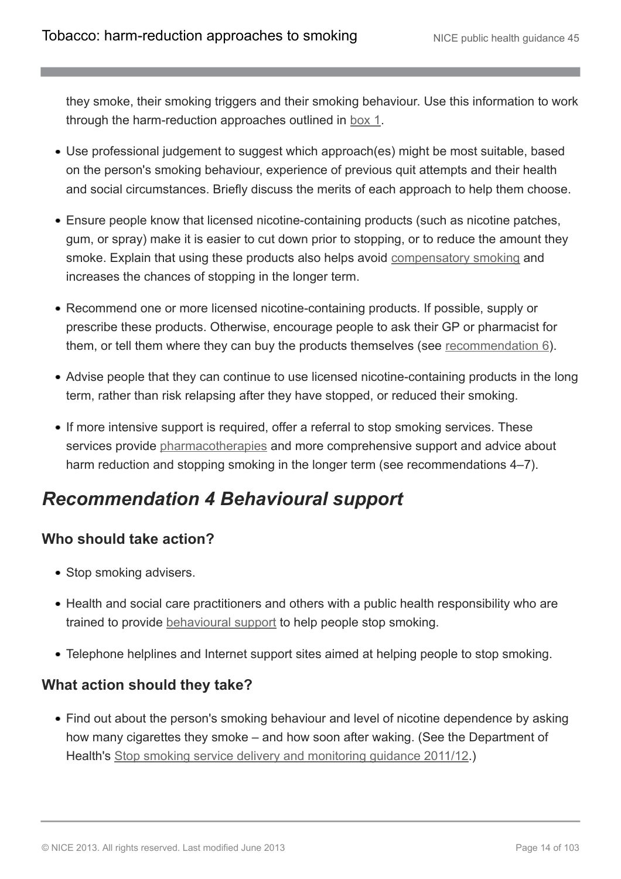they smoke, their smoking triggers and their smoking behaviour. Use this information to work through the harm-reduction approaches outlined in box 1.

- Use professional judgement to suggest which approach(es) might be most suitable, based on the person's smoking behaviour, experience of previous quit attempts and their health and social circumstances. Briefly discuss the merits of each approach to help them choose.
- Ensure people know that licensed nicotine-containing products (such as nicotine patches, gum, or spray) make it is easier to cut down prior to stopping, or to reduce the amount they smoke. Explain that using these products also helps avoid compensatory smoking and increases the chances of stopping in the longer term.
- Recommend one or more licensed nicotine-containing products. If possible, supply or prescribe these products. Otherwise, encourage people to ask their GP or pharmacist for them, or tell them where they can buy the products themselves (see recommendation 6).
- Advise people that they can continue to use licensed nicotine-containing products in the long term, rather than risk relapsing after they have stopped, or reduced their smoking.
- If more intensive support is required, offer a referral to stop smoking services. These services provide pharmacotherapies and more comprehensive support and advice about harm reduction and stopping smoking in the longer term (see recommendations 4–7).

## *Recommendation 4 Behavioural support*

### Who should take action?

- Stop smoking advisers.
- Health and social care practitioners and others with a public health responsibility who are trained to provide behavioural support to help people stop smoking.
- Telephone helplines and Internet support sites aimed at helping people to stop smoking.

### What action should they take?

- Find out about the person's smoking behaviour and level of nicotine dependence by asking how many cigarettes they smoke – and how soon after waking. (See the Department of Health's Stop smoking service delivery and monitoring guidance 2011/12.)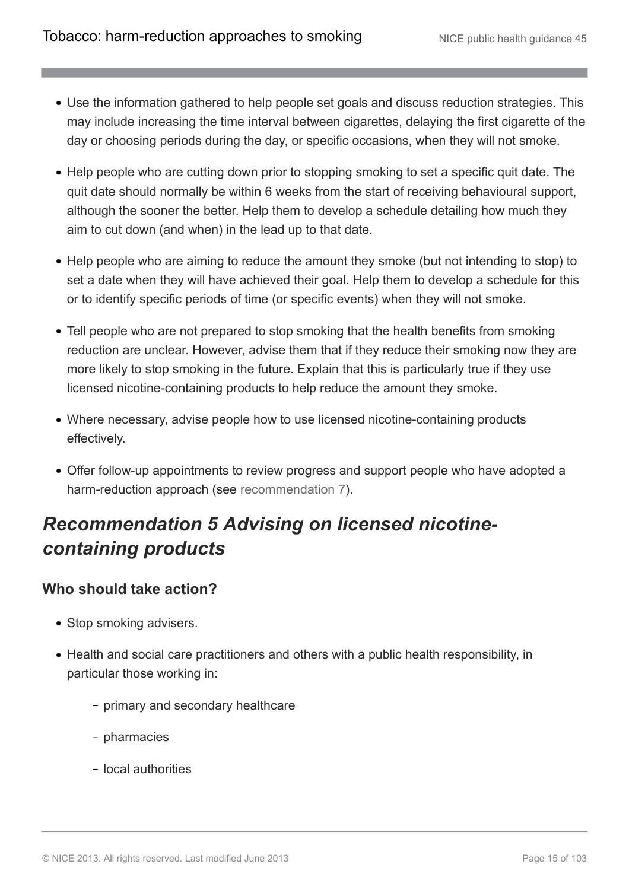- Use the information gathered to help people set goals and discuss reduction strategies. This may include increasing the time interval between cigarettes, delaying the first cigarette of the day or choosing periods during the day, or specific occasions, when they will not smoke.
- Help people who are cutting down prior to stopping smoking to set a specific quit date. The quit date should normally be within 6 weeks from the start of receiving behavioural support, although the sooner the better. Help them to develop a schedule detailing how much they aim to cut down (and when) in the lead up to that date.
- Help people who are aiming to reduce the amount they smoke (but not intending to stop) to set a date when they will have achieved their goal. Help them to develop a schedule for this or to identify specific periods of time (or specific events) when they will not smoke.
- Tell people who are not prepared to stop smoking that the health benefits from smoking reduction are unclear. However, advise them that if they reduce their smoking now they are more likely to stop smoking in the future. Explain that this is particularly true if they use licensed nicotine-containing products to help reduce the amount they smoke.
- Where necessary, advise people how to use licensed nicotine-containing products effectively.
- Offer follow-up appointments to review progress and support people who have adopted a harm-reduction approach (see recommendation 7).

## *Recommendation 5 Advising on licensed nicotine-containing products*

### Who should take action?

- Stop smoking advisers.
- Health and social care practitioners and others with a public health responsibility, in particular those working in:
  - primary and secondary healthcare
  - pharmacies
  - local authorities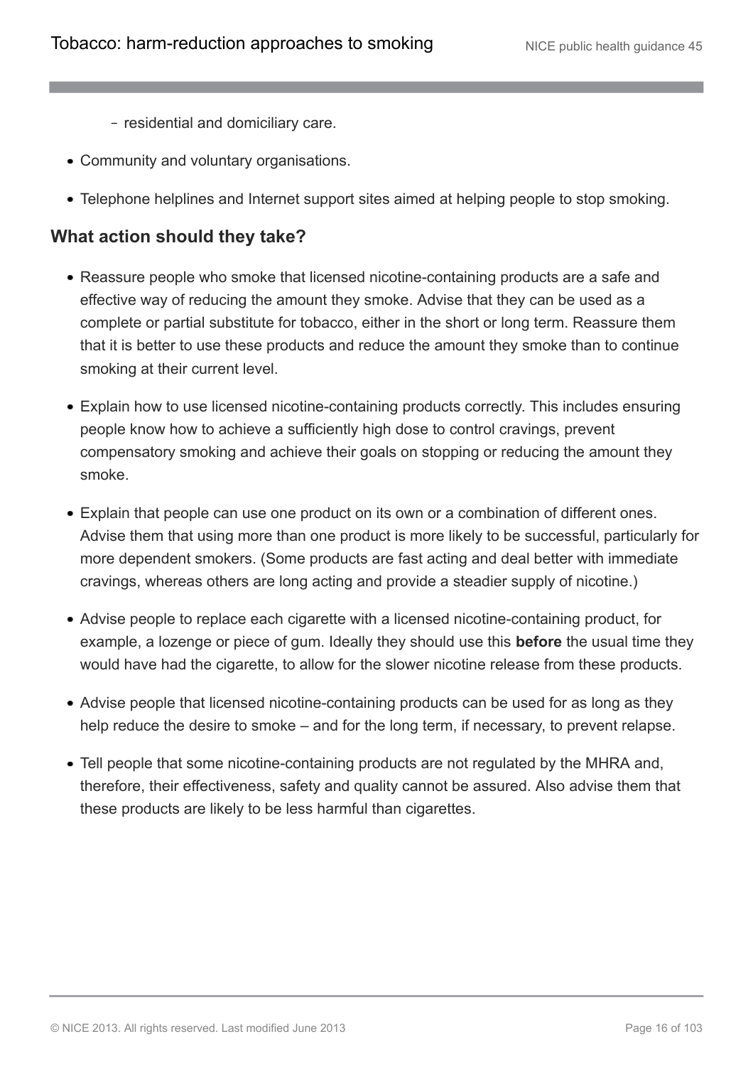- residential and domiciliary care.

- Community and voluntary organisations.
- Telephone helplines and Internet support sites aimed at helping people to stop smoking.

### What action should they take?

- Reassure people who smoke that licensed nicotine-containing products are a safe and effective way of reducing the amount they smoke. Advise that they can be used as a complete or partial substitute for tobacco, either in the short or long term. Reassure them that it is better to use these products and reduce the amount they smoke than to continue smoking at their current level.
- Explain how to use licensed nicotine-containing products correctly. This includes ensuring people know how to achieve a sufficiently high dose to control cravings, prevent compensatory smoking and achieve their goals on stopping or reducing the amount they smoke.
- Explain that people can use one product on its own or a combination of different ones. Advise them that using more than one product is more likely to be successful, particularly for more dependent smokers. (Some products are fast acting and deal better with immediate cravings, whereas others are long acting and provide a steadier supply of nicotine.)
- Advise people to replace each cigarette with a licensed nicotine-containing product, for example, a lozenge or piece of gum. Ideally they should use this **before** the usual time they would have had the cigarette, to allow for the slower nicotine release from these products.
- Advise people that licensed nicotine-containing products can be used for as long as they help reduce the desire to smoke – and for the long term, if necessary, to prevent relapse.
- Tell people that some nicotine-containing products are not regulated by the MHRA and, therefore, their effectiveness, safety and quality cannot be assured. Also advise them that these products are likely to be less harmful than cigarettes.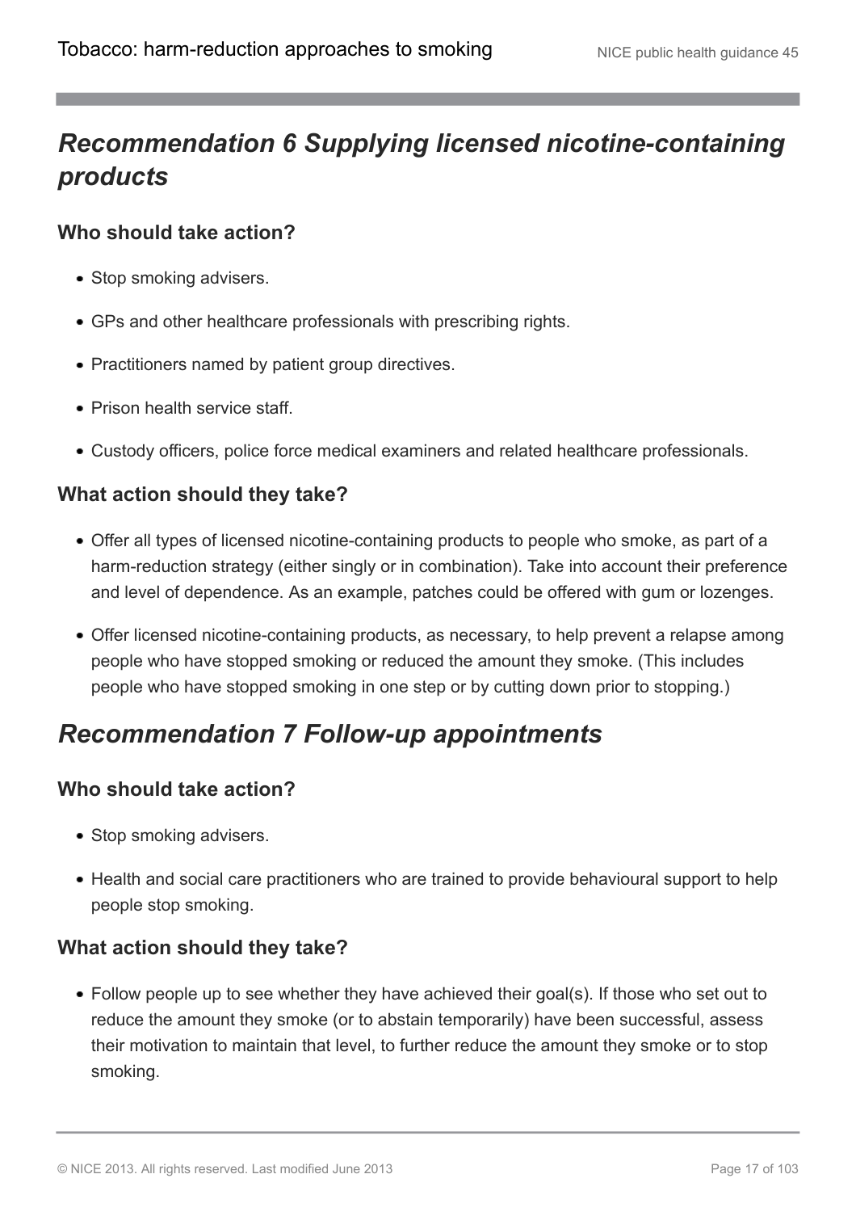## *Recommendation 6 Supplying licensed nicotine-containing products*

### Who should take action?

- Stop smoking advisers.
- GPs and other healthcare professionals with prescribing rights.
- Practitioners named by patient group directives.
- Prison health service staff.
- Custody officers, police force medical examiners and related healthcare professionals.

### What action should they take?

- Offer all types of licensed nicotine-containing products to people who smoke, as part of a harm-reduction strategy (either singly or in combination). Take into account their preference and level of dependence. As an example, patches could be offered with gum or lozenges.
- Offer licensed nicotine-containing products, as necessary, to help prevent a relapse among people who have stopped smoking or reduced the amount they smoke. (This includes people who have stopped smoking in one step or by cutting down prior to stopping.)

## *Recommendation 7 Follow-up appointments*

### Who should take action?

- Stop smoking advisers.
- Health and social care practitioners who are trained to provide behavioural support to help people stop smoking.

### What action should they take?

- Follow people up to see whether they have achieved their goal(s). If those who set out to reduce the amount they smoke (or to abstain temporarily) have been successful, assess their motivation to maintain that level, to further reduce the amount they smoke or to stop smoking.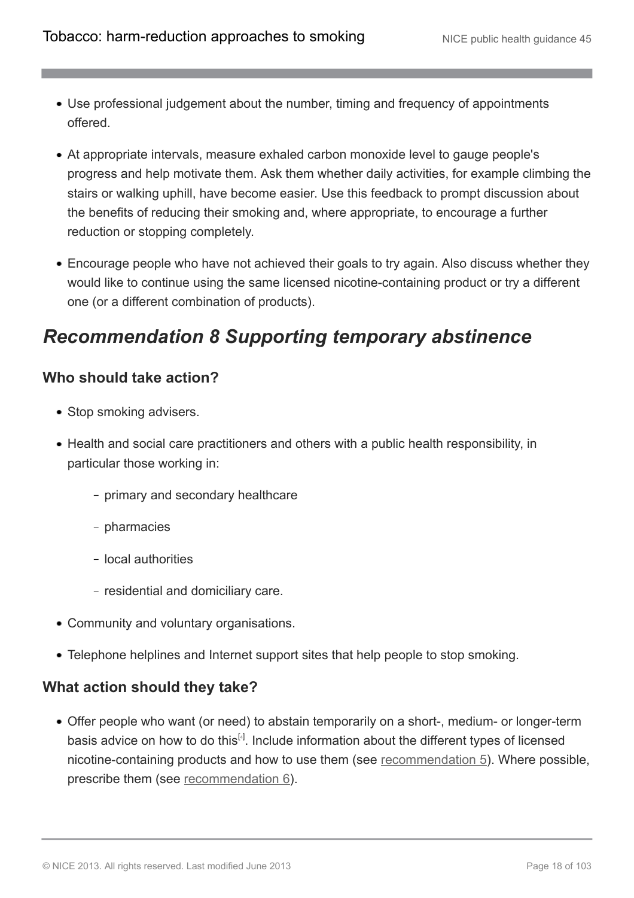- Use professional judgement about the number, timing and frequency of appointments offered.
- At appropriate intervals, measure exhaled carbon monoxide level to gauge people's progress and help motivate them. Ask them whether daily activities, for example climbing the stairs or walking uphill, have become easier. Use this feedback to prompt discussion about the benefits of reducing their smoking and, where appropriate, to encourage a further reduction or stopping completely.
- Encourage people who have not achieved their goals to try again. Also discuss whether they would like to continue using the same licensed nicotine-containing product or try a different one (or a different combination of products).

## *Recommendation 8 Supporting temporary abstinence*

### Who should take action?

- Stop smoking advisers.
- Health and social care practitioners and others with a public health responsibility, in particular those working in:
  - primary and secondary healthcare
  - pharmacies
  - local authorities
  - residential and domiciliary care.
- Community and voluntary organisations.
- Telephone helplines and Internet support sites that help people to stop smoking.

### What action should they take?

- Offer people who want (or need) to abstain temporarily on a short-, medium- or longer-term basis advice on how to do this[4]. Include information about the different types of licensed nicotine-containing products and how to use them (see recommendation 5). Where possible, prescribe them (see recommendation 6).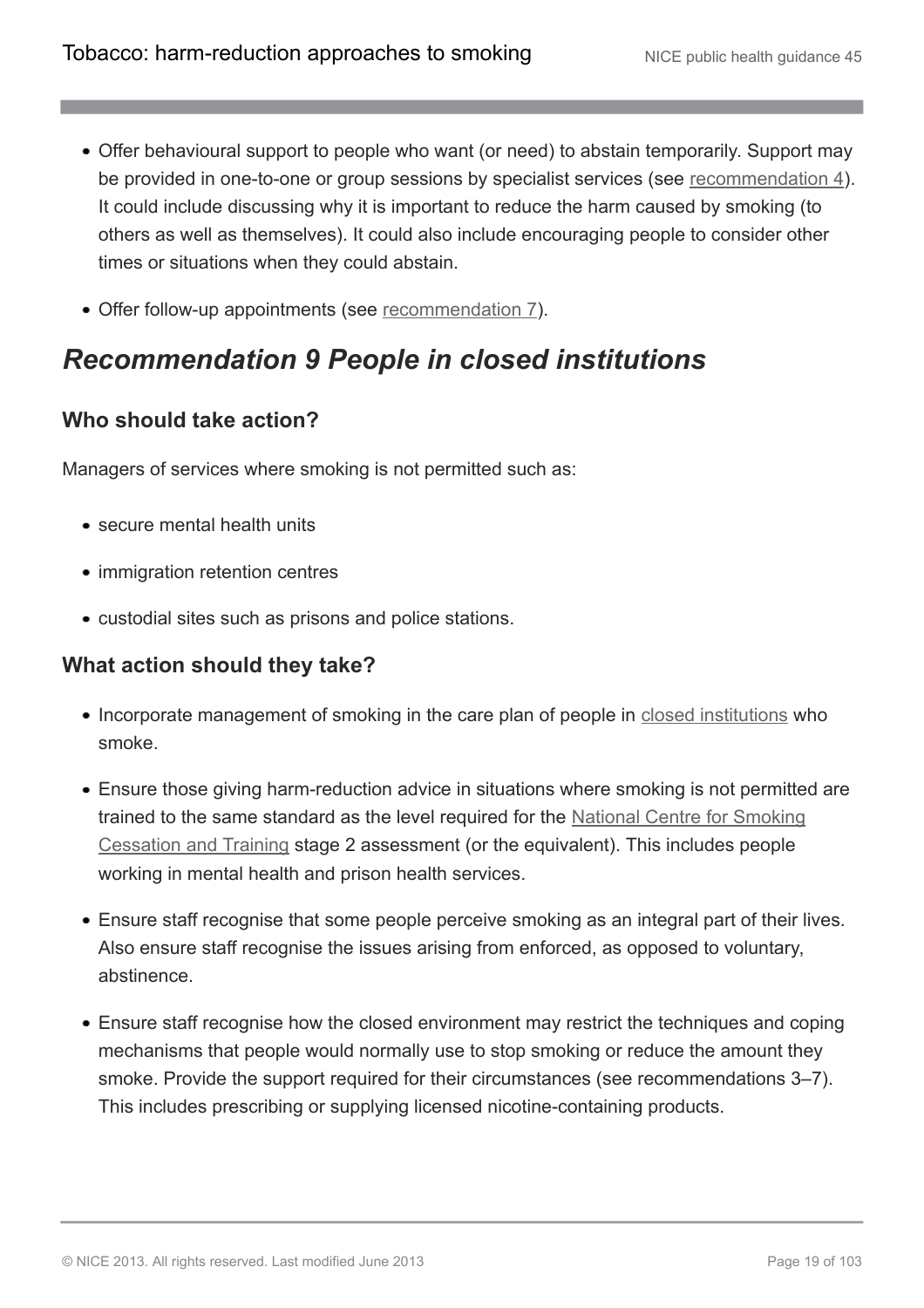- Offer behavioural support to people who want (or need) to abstain temporarily. Support may be provided in one-to-one or group sessions by specialist services (see recommendation 4). It could include discussing why it is important to reduce the harm caused by smoking (to others as well as themselves). It could also include encouraging people to consider other times or situations when they could abstain.
- Offer follow-up appointments (see recommendation 7).

## *Recommendation 9 People in closed institutions*

### Who should take action?

Managers of services where smoking is not permitted such as:

- secure mental health units
- immigration retention centres
- custodial sites such as prisons and police stations.

### What action should they take?

- Incorporate management of smoking in the care plan of people in closed institutions who smoke.
- Ensure those giving harm-reduction advice in situations where smoking is not permitted are trained to the same standard as the level required for the National Centre for Smoking Cessation and Training stage 2 assessment (or the equivalent). This includes people working in mental health and prison health services.
- Ensure staff recognise that some people perceive smoking as an integral part of their lives. Also ensure staff recognise the issues arising from enforced, as opposed to voluntary, abstinence.
- Ensure staff recognise how the closed environment may restrict the techniques and coping mechanisms that people would normally use to stop smoking or reduce the amount they smoke. Provide the support required for their circumstances (see recommendations 3–7). This includes prescribing or supplying licensed nicotine-containing products.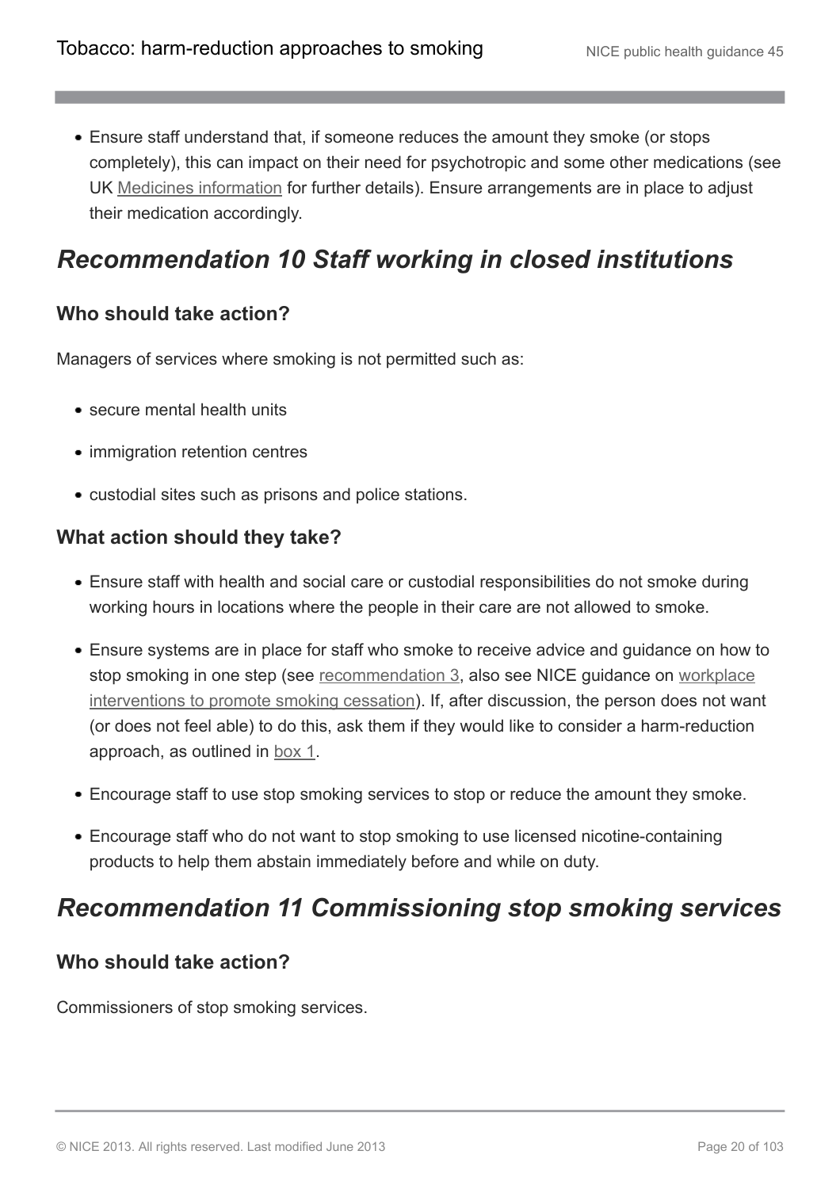- Ensure staff understand that, if someone reduces the amount they smoke (or stops completely), this can impact on their need for psychotropic and some other medications (see UK Medicines information for further details). Ensure arrangements are in place to adjust their medication accordingly.

## *Recommendation 10 Staff working in closed institutions*

### Who should take action?

Managers of services where smoking is not permitted such as:

- secure mental health units
- immigration retention centres
- custodial sites such as prisons and police stations.

### What action should they take?

- Ensure staff with health and social care or custodial responsibilities do not smoke during working hours in locations where the people in their care are not allowed to smoke.
- Ensure systems are in place for staff who smoke to receive advice and guidance on how to stop smoking in one step (see recommendation 3, also see NICE guidance on workplace interventions to promote smoking cessation). If, after discussion, the person does not want (or does not feel able) to do this, ask them if they would like to consider a harm-reduction approach, as outlined in box 1.
- Encourage staff to use stop smoking services to stop or reduce the amount they smoke.
- Encourage staff who do not want to stop smoking to use licensed nicotine-containing products to help them abstain immediately before and while on duty.

## *Recommendation 11 Commissioning stop smoking services*

### Who should take action?

Commissioners of stop smoking services.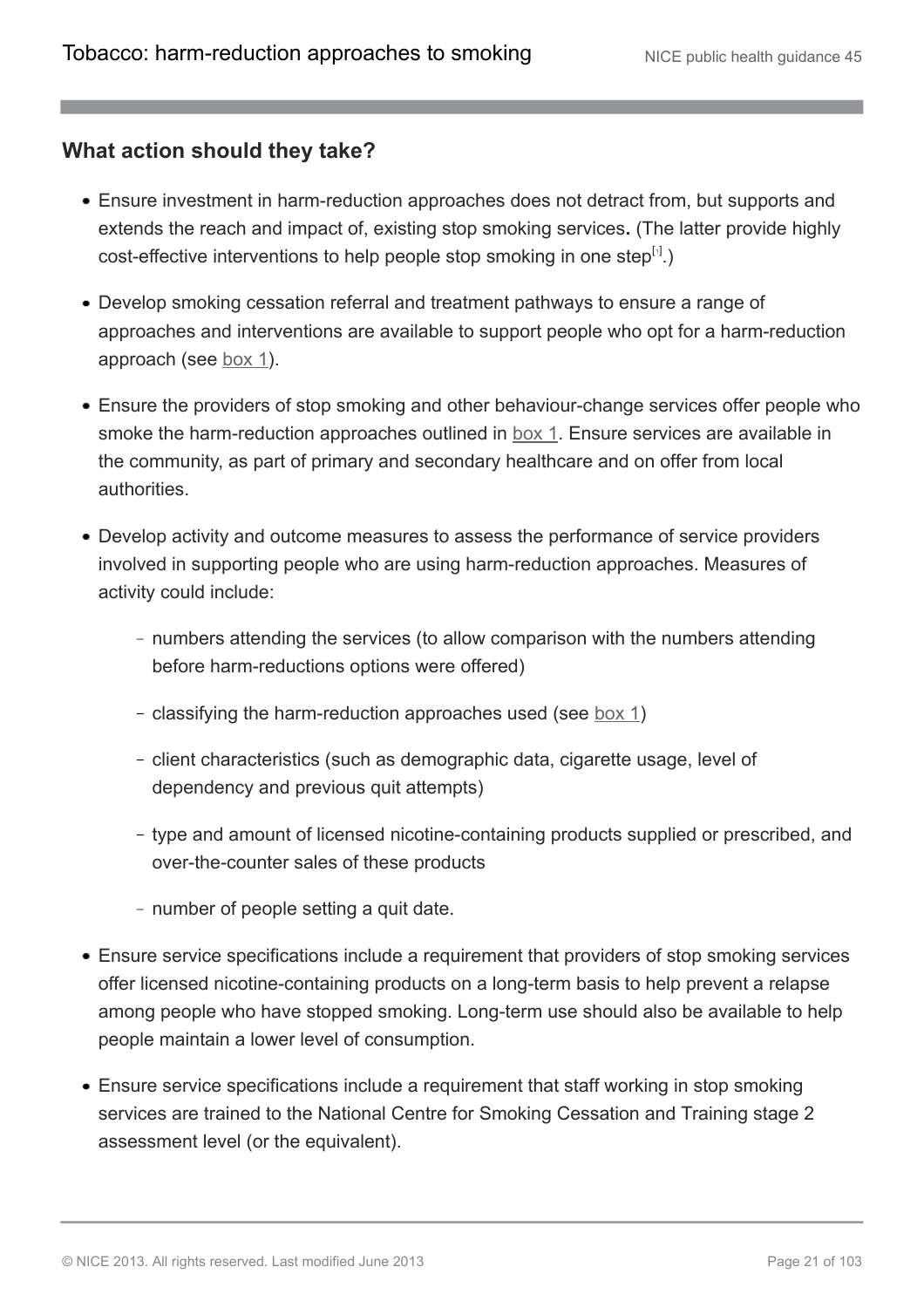## What action should they take?

- Ensure investment in harm-reduction approaches does not detract from, but supports and extends the reach and impact of, existing stop smoking services**.** (The latter provide highly cost-effective interventions to help people stop smoking in one step[1].)
- Develop smoking cessation referral and treatment pathways to ensure a range of approaches and interventions are available to support people who opt for a harm-reduction approach (see box 1).
- Ensure the providers of stop smoking and other behaviour-change services offer people who smoke the harm-reduction approaches outlined in box 1. Ensure services are available in the community, as part of primary and secondary healthcare and on offer from local authorities.
- Develop activity and outcome measures to assess the performance of service providers involved in supporting people who are using harm-reduction approaches. Measures of activity could include:
  - numbers attending the services (to allow comparison with the numbers attending before harm-reductions options were offered)
  - classifying the harm-reduction approaches used (see box 1)
  - client characteristics (such as demographic data, cigarette usage, level of dependency and previous quit attempts)
  - type and amount of licensed nicotine-containing products supplied or prescribed, and over-the-counter sales of these products
  - number of people setting a quit date.
- Ensure service specifications include a requirement that providers of stop smoking services offer licensed nicotine-containing products on a long-term basis to help prevent a relapse among people who have stopped smoking. Long-term use should also be available to help people maintain a lower level of consumption.
- Ensure service specifications include a requirement that staff working in stop smoking services are trained to the National Centre for Smoking Cessation and Training stage 2 assessment level (or the equivalent).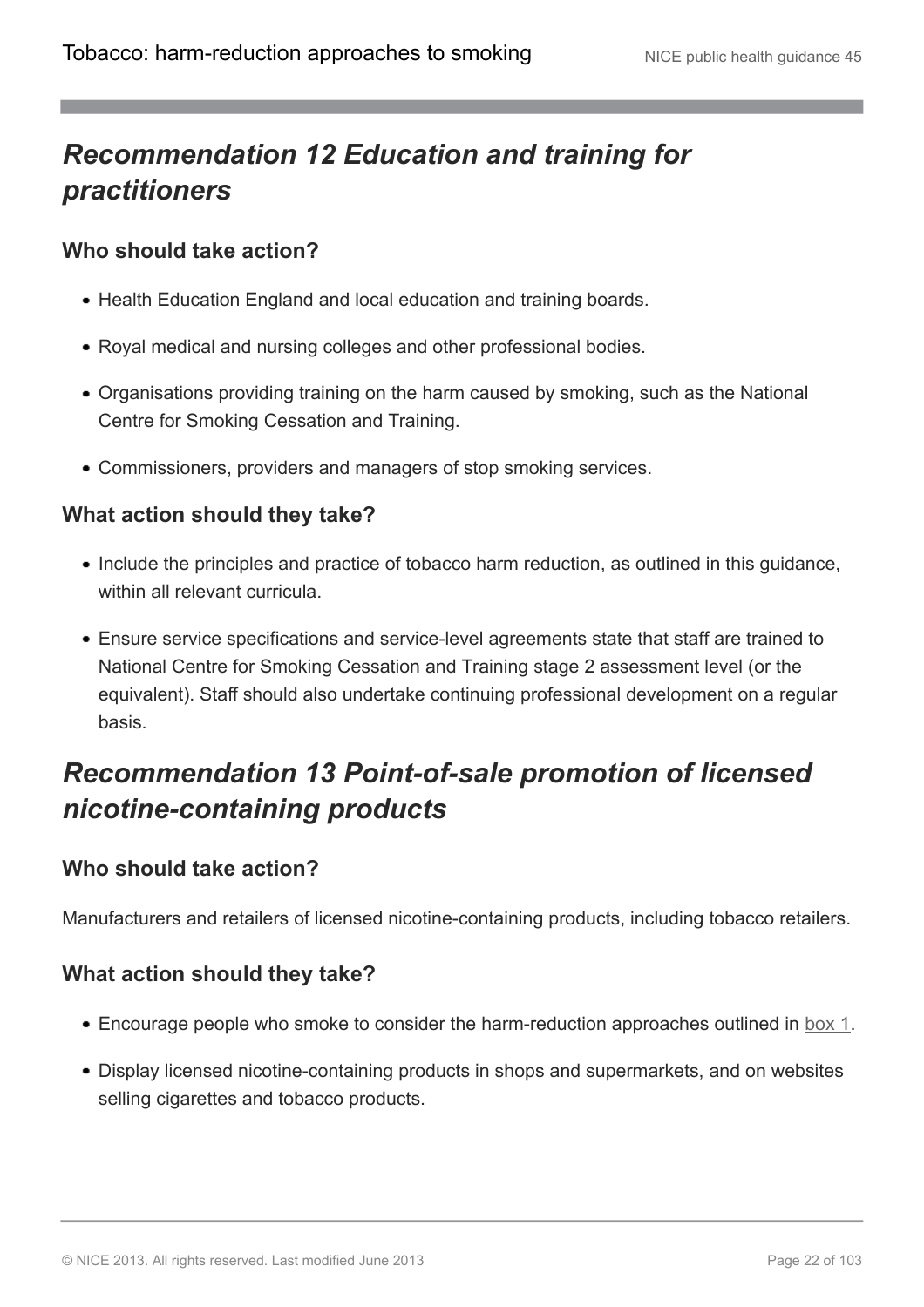## *Recommendation 12 Education and training for practitioners*

### Who should take action?

- Health Education England and local education and training boards.
- Royal medical and nursing colleges and other professional bodies.
- Organisations providing training on the harm caused by smoking, such as the National Centre for Smoking Cessation and Training.
- Commissioners, providers and managers of stop smoking services.

### What action should they take?

- Include the principles and practice of tobacco harm reduction, as outlined in this guidance, within all relevant curricula.
- Ensure service specifications and service-level agreements state that staff are trained to National Centre for Smoking Cessation and Training stage 2 assessment level (or the equivalent). Staff should also undertake continuing professional development on a regular basis.

## *Recommendation 13 Point-of-sale promotion of licensed nicotine-containing products*

### Who should take action?

Manufacturers and retailers of licensed nicotine-containing products, including tobacco retailers.

### What action should they take?

- Encourage people who smoke to consider the harm-reduction approaches outlined in box 1.
- Display licensed nicotine-containing products in shops and supermarkets, and on websites selling cigarettes and tobacco products.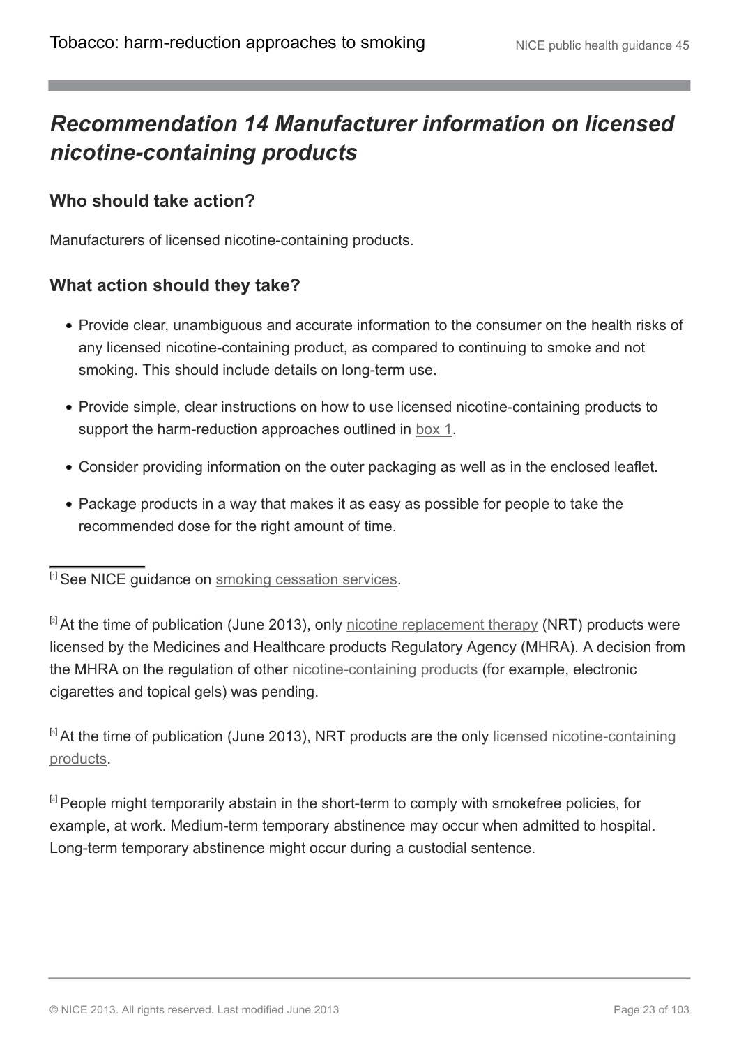## *Recommendation 14 Manufacturer information on licensed nicotine-containing products*

### Who should take action?

Manufacturers of licensed nicotine-containing products.

### What action should they take?

- Provide clear, unambiguous and accurate information to the consumer on the health risks of any licensed nicotine-containing product, as compared to continuing to smoke and not smoking. This should include details on long-term use.
- Provide simple, clear instructions on how to use licensed nicotine-containing products to support the harm-reduction approaches outlined in box 1.
- Consider providing information on the outer packaging as well as in the enclosed leaflet.
- Package products in a way that makes it as easy as possible for people to take the recommended dose for the right amount of time.

---

[1] See NICE guidance on smoking cessation services.

[2] At the time of publication (June 2013), only nicotine replacement therapy (NRT) products were licensed by the Medicines and Healthcare products Regulatory Agency (MHRA). A decision from the MHRA on the regulation of other nicotine-containing products (for example, electronic cigarettes and topical gels) was pending.

[3] At the time of publication (June 2013), NRT products are the only licensed nicotine-containing products.

[4] People might temporarily abstain in the short-term to comply with smokefree policies, for example, at work. Medium-term temporary abstinence may occur when admitted to hospital. Long-term temporary abstinence might occur during a custodial sentence.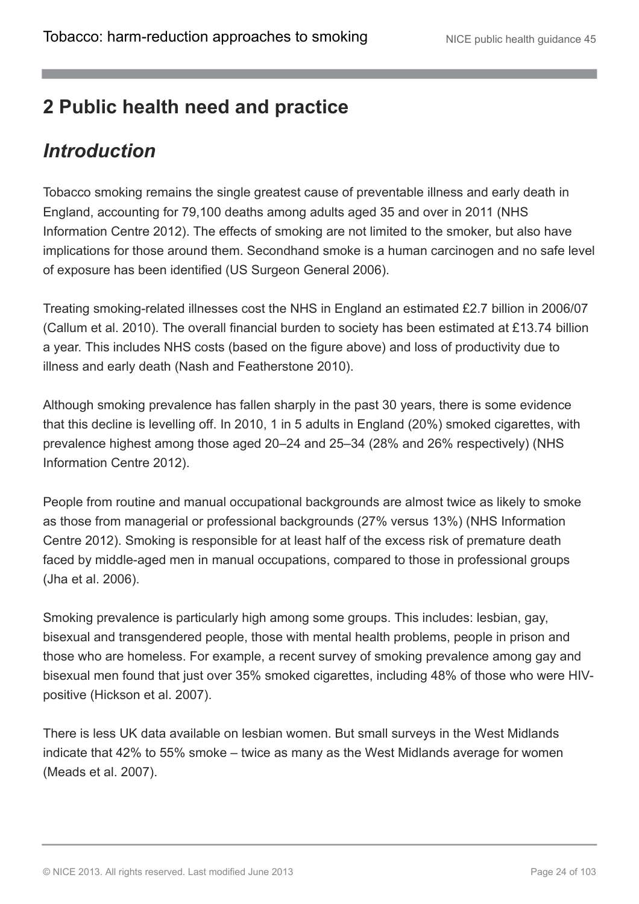## 2 Public health need and practice

### *Introduction*

Tobacco smoking remains the single greatest cause of preventable illness and early death in England, accounting for 79,100 deaths among adults aged 35 and over in 2011 (NHS Information Centre 2012). The effects of smoking are not limited to the smoker, but also have implications for those around them. Secondhand smoke is a human carcinogen and no safe level of exposure has been identified (US Surgeon General 2006).

Treating smoking-related illnesses cost the NHS in England an estimated £2.7 billion in 2006/07 (Callum et al. 2010). The overall financial burden to society has been estimated at £13.74 billion a year. This includes NHS costs (based on the figure above) and loss of productivity due to illness and early death (Nash and Featherstone 2010).

Although smoking prevalence has fallen sharply in the past 30 years, there is some evidence that this decline is levelling off. In 2010, 1 in 5 adults in England (20%) smoked cigarettes, with prevalence highest among those aged 20–24 and 25–34 (28% and 26% respectively) (NHS Information Centre 2012).

People from routine and manual occupational backgrounds are almost twice as likely to smoke as those from managerial or professional backgrounds (27% versus 13%) (NHS Information Centre 2012). Smoking is responsible for at least half of the excess risk of premature death faced by middle-aged men in manual occupations, compared to those in professional groups (Jha et al. 2006).

Smoking prevalence is particularly high among some groups. This includes: lesbian, gay, bisexual and transgendered people, those with mental health problems, people in prison and those who are homeless. For example, a recent survey of smoking prevalence among gay and bisexual men found that just over 35% smoked cigarettes, including 48% of those who were HIV-positive (Hickson et al. 2007).

There is less UK data available on lesbian women. But small surveys in the West Midlands indicate that 42% to 55% smoke – twice as many as the West Midlands average for women (Meads et al. 2007).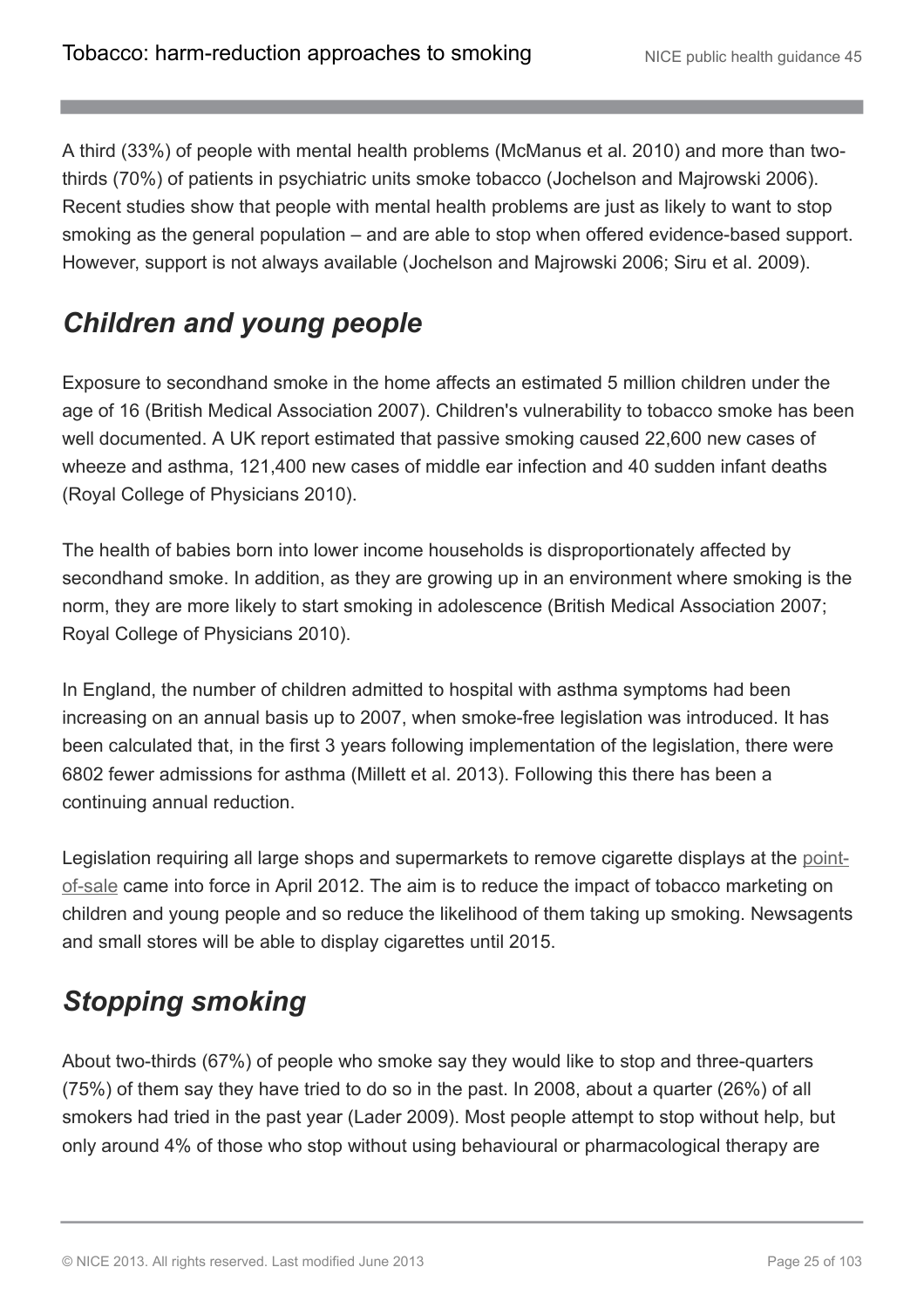A third (33%) of people with mental health problems (McManus et al. 2010) and more than two-thirds (70%) of patients in psychiatric units smoke tobacco (Jochelson and Majrowski 2006). Recent studies show that people with mental health problems are just as likely to want to stop smoking as the general population – and are able to stop when offered evidence-based support. However, support is not always available (Jochelson and Majrowski 2006; Siru et al. 2009).

## *Children and young people*

Exposure to secondhand smoke in the home affects an estimated 5 million children under the age of 16 (British Medical Association 2007). Children's vulnerability to tobacco smoke has been well documented. A UK report estimated that passive smoking caused 22,600 new cases of wheeze and asthma, 121,400 new cases of middle ear infection and 40 sudden infant deaths (Royal College of Physicians 2010).

The health of babies born into lower income households is disproportionately affected by secondhand smoke. In addition, as they are growing up in an environment where smoking is the norm, they are more likely to start smoking in adolescence (British Medical Association 2007; Royal College of Physicians 2010).

In England, the number of children admitted to hospital with asthma symptoms had been increasing on an annual basis up to 2007, when smoke-free legislation was introduced. It has been calculated that, in the first 3 years following implementation of the legislation, there were 6802 fewer admissions for asthma (Millett et al. 2013). Following this there has been a continuing annual reduction.

Legislation requiring all large shops and supermarkets to remove cigarette displays at the point-of-sale came into force in April 2012. The aim is to reduce the impact of tobacco marketing on children and young people and so reduce the likelihood of them taking up smoking. Newsagents and small stores will be able to display cigarettes until 2015.

## *Stopping smoking*

About two-thirds (67%) of people who smoke say they would like to stop and three-quarters (75%) of them say they have tried to do so in the past. In 2008, about a quarter (26%) of all smokers had tried in the past year (Lader 2009). Most people attempt to stop without help, but only around 4% of those who stop without using behavioural or pharmacological therapy are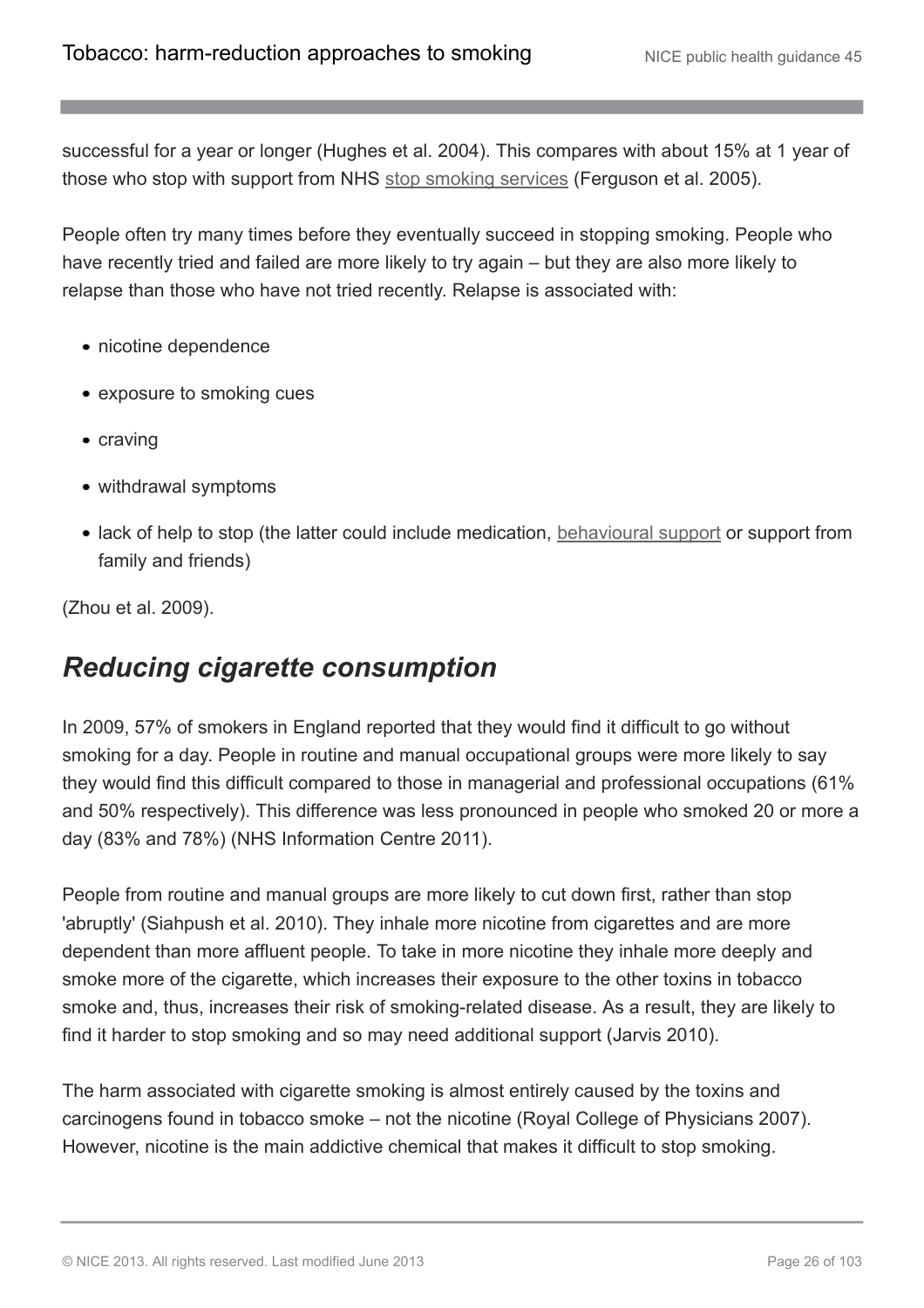successful for a year or longer (Hughes et al. 2004). This compares with about 15% at 1 year of those who stop with support from NHS stop smoking services (Ferguson et al. 2005).

People often try many times before they eventually succeed in stopping smoking. People who have recently tried and failed are more likely to try again – but they are also more likely to relapse than those who have not tried recently. Relapse is associated with:

- nicotine dependence
- exposure to smoking cues
- craving
- withdrawal symptoms
- lack of help to stop (the latter could include medication, behavioural support or support from family and friends)

(Zhou et al. 2009).

## *Reducing cigarette consumption*

In 2009, 57% of smokers in England reported that they would find it difficult to go without smoking for a day. People in routine and manual occupational groups were more likely to say they would find this difficult compared to those in managerial and professional occupations (61% and 50% respectively). This difference was less pronounced in people who smoked 20 or more a day (83% and 78%) (NHS Information Centre 2011).

People from routine and manual groups are more likely to cut down first, rather than stop 'abruptly' (Siahpush et al. 2010). They inhale more nicotine from cigarettes and are more dependent than more affluent people. To take in more nicotine they inhale more deeply and smoke more of the cigarette, which increases their exposure to the other toxins in tobacco smoke and, thus, increases their risk of smoking-related disease. As a result, they are likely to find it harder to stop smoking and so may need additional support (Jarvis 2010).

The harm associated with cigarette smoking is almost entirely caused by the toxins and carcinogens found in tobacco smoke – not the nicotine (Royal College of Physicians 2007). However, nicotine is the main addictive chemical that makes it difficult to stop smoking.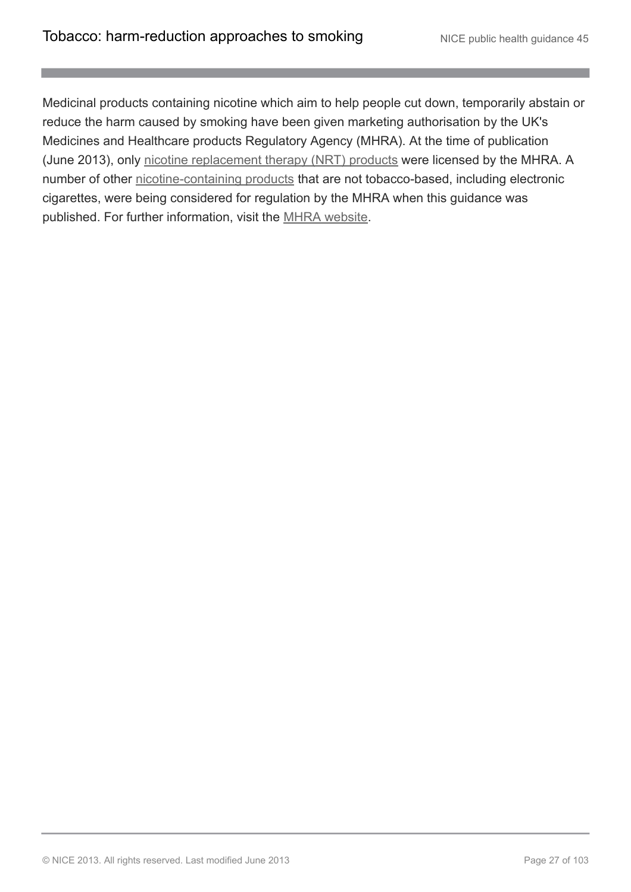Medicinal products containing nicotine which aim to help people cut down, temporarily abstain or reduce the harm caused by smoking have been given marketing authorisation by the UK's Medicines and Healthcare products Regulatory Agency (MHRA). At the time of publication (June 2013), only nicotine replacement therapy (NRT) products were licensed by the MHRA. A number of other nicotine-containing products that are not tobacco-based, including electronic cigarettes, were being considered for regulation by the MHRA when this guidance was published. For further information, visit the MHRA website.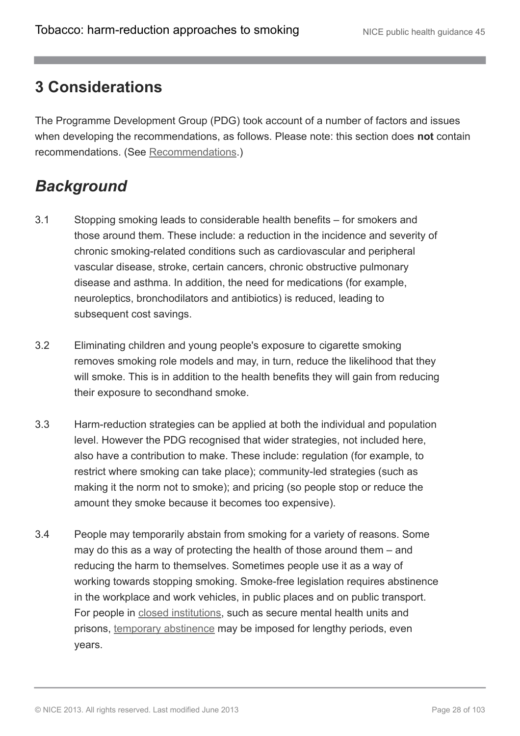# 3 Considerations

The Programme Development Group (PDG) took account of a number of factors and issues when developing the recommendations, as follows. Please note: this section does **not** contain recommendations. (See Recommendations.)

## *Background*

3.1 Stopping smoking leads to considerable health benefits – for smokers and those around them. These include: a reduction in the incidence and severity of chronic smoking-related conditions such as cardiovascular and peripheral vascular disease, stroke, certain cancers, chronic obstructive pulmonary disease and asthma. In addition, the need for medications (for example, neuroleptics, bronchodilators and antibiotics) is reduced, leading to subsequent cost savings.

3.2 Eliminating children and young people's exposure to cigarette smoking removes smoking role models and may, in turn, reduce the likelihood that they will smoke. This is in addition to the health benefits they will gain from reducing their exposure to secondhand smoke.

3.3 Harm-reduction strategies can be applied at both the individual and population level. However the PDG recognised that wider strategies, not included here, also have a contribution to make. These include: regulation (for example, to restrict where smoking can take place); community-led strategies (such as making it the norm not to smoke); and pricing (so people stop or reduce the amount they smoke because it becomes too expensive).

3.4 People may temporarily abstain from smoking for a variety of reasons. Some may do this as a way of protecting the health of those around them – and reducing the harm to themselves. Sometimes people use it as a way of working towards stopping smoking. Smoke-free legislation requires abstinence in the workplace and work vehicles, in public places and on public transport. For people in closed institutions, such as secure mental health units and prisons, temporary abstinence may be imposed for lengthy periods, even years.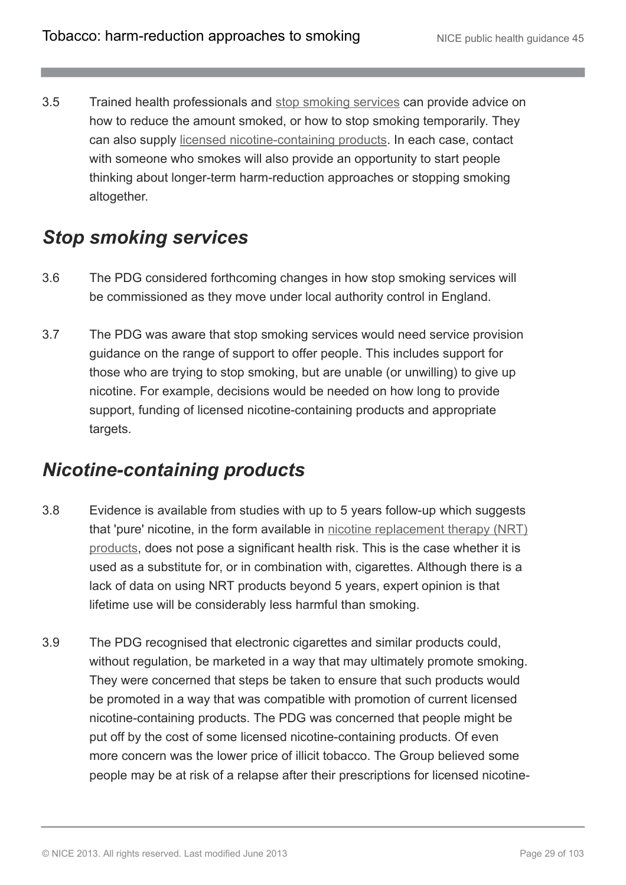3.5 Trained health professionals and stop smoking services can provide advice on how to reduce the amount smoked, or how to stop smoking temporarily. They can also supply licensed nicotine-containing products. In each case, contact with someone who smokes will also provide an opportunity to start people thinking about longer-term harm-reduction approaches or stopping smoking altogether.

## *Stop smoking services*

3.6 The PDG considered forthcoming changes in how stop smoking services will be commissioned as they move under local authority control in England.

3.7 The PDG was aware that stop smoking services would need service provision guidance on the range of support to offer people. This includes support for those who are trying to stop smoking, but are unable (or unwilling) to give up nicotine. For example, decisions would be needed on how long to provide support, funding of licensed nicotine-containing products and appropriate targets.

## *Nicotine-containing products*

3.8 Evidence is available from studies with up to 5 years follow-up which suggests that 'pure' nicotine, in the form available in nicotine replacement therapy (NRT) products, does not pose a significant health risk. This is the case whether it is used as a substitute for, or in combination with, cigarettes. Although there is a lack of data on using NRT products beyond 5 years, expert opinion is that lifetime use will be considerably less harmful than smoking.

3.9 The PDG recognised that electronic cigarettes and similar products could, without regulation, be marketed in a way that may ultimately promote smoking. They were concerned that steps be taken to ensure that such products would be promoted in a way that was compatible with promotion of current licensed nicotine-containing products. The PDG was concerned that people might be put off by the cost of some licensed nicotine-containing products. Of even more concern was the lower price of illicit tobacco. The Group believed some people may be at risk of a relapse after their prescriptions for licensed nicotine-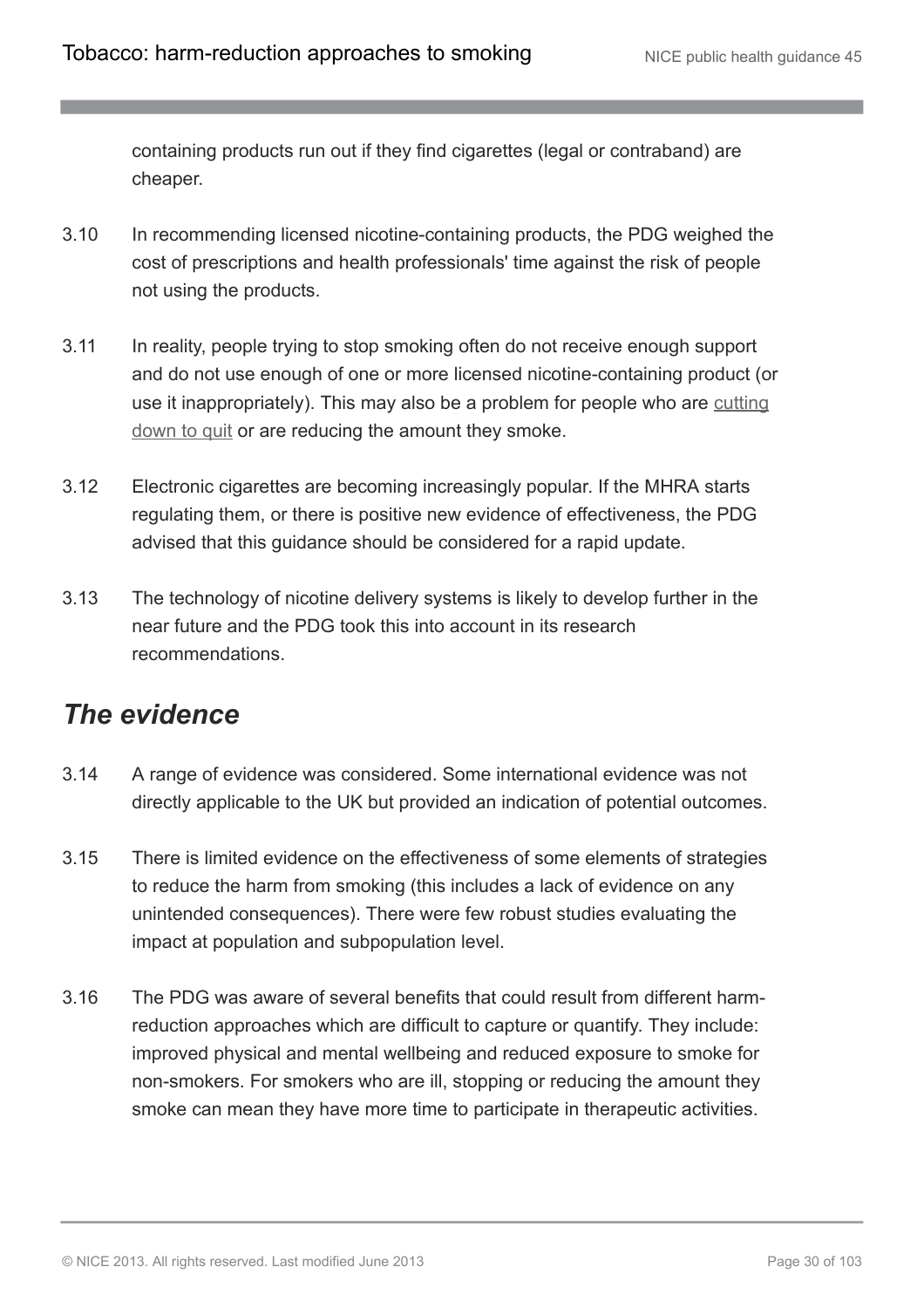containing products run out if they find cigarettes (legal or contraband) are cheaper.

3.10 In recommending licensed nicotine-containing products, the PDG weighed the cost of prescriptions and health professionals' time against the risk of people not using the products.

3.11 In reality, people trying to stop smoking often do not receive enough support and do not use enough of one or more licensed nicotine-containing product (or use it inappropriately). This may also be a problem for people who are cutting down to quit or are reducing the amount they smoke.

3.12 Electronic cigarettes are becoming increasingly popular. If the MHRA starts regulating them, or there is positive new evidence of effectiveness, the PDG advised that this guidance should be considered for a rapid update.

3.13 The technology of nicotine delivery systems is likely to develop further in the near future and the PDG took this into account in its research recommendations.

## *The evidence*

3.14 A range of evidence was considered. Some international evidence was not directly applicable to the UK but provided an indication of potential outcomes.

3.15 There is limited evidence on the effectiveness of some elements of strategies to reduce the harm from smoking (this includes a lack of evidence on any unintended consequences). There were few robust studies evaluating the impact at population and subpopulation level.

3.16 The PDG was aware of several benefits that could result from different harm-reduction approaches which are difficult to capture or quantify. They include: improved physical and mental wellbeing and reduced exposure to smoke for non-smokers. For smokers who are ill, stopping or reducing the amount they smoke can mean they have more time to participate in therapeutic activities.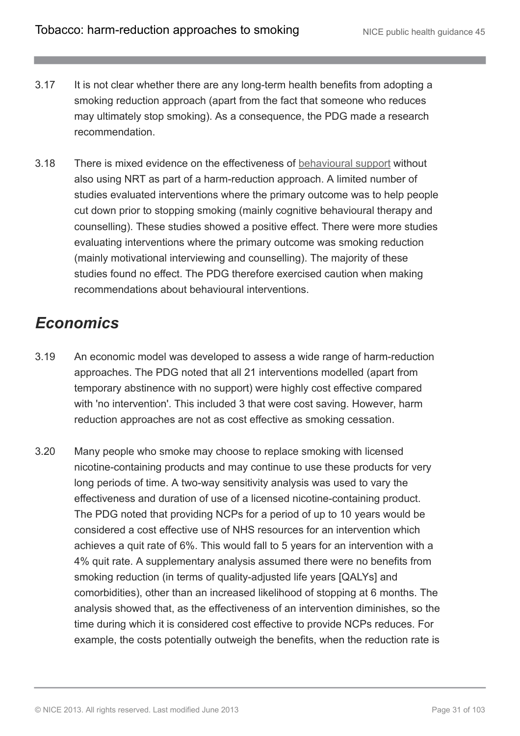3.17 It is not clear whether there are any long-term health benefits from adopting a smoking reduction approach (apart from the fact that someone who reduces may ultimately stop smoking). As a consequence, the PDG made a research recommendation.

3.18 There is mixed evidence on the effectiveness of behavioural support without also using NRT as part of a harm-reduction approach. A limited number of studies evaluated interventions where the primary outcome was to help people cut down prior to stopping smoking (mainly cognitive behavioural therapy and counselling). These studies showed a positive effect. There were more studies evaluating interventions where the primary outcome was smoking reduction (mainly motivational interviewing and counselling). The majority of these studies found no effect. The PDG therefore exercised caution when making recommendations about behavioural interventions.

## *Economics*

3.19 An economic model was developed to assess a wide range of harm-reduction approaches. The PDG noted that all 21 interventions modelled (apart from temporary abstinence with no support) were highly cost effective compared with 'no intervention'. This included 3 that were cost saving. However, harm reduction approaches are not as cost effective as smoking cessation.

3.20 Many people who smoke may choose to replace smoking with licensed nicotine-containing products and may continue to use these products for very long periods of time. A two-way sensitivity analysis was used to vary the effectiveness and duration of use of a licensed nicotine-containing product. The PDG noted that providing NCPs for a period of up to 10 years would be considered a cost effective use of NHS resources for an intervention which achieves a quit rate of 6%. This would fall to 5 years for an intervention with a 4% quit rate. A supplementary analysis assumed there were no benefits from smoking reduction (in terms of quality-adjusted life years [QALYs] and comorbidities), other than an increased likelihood of stopping at 6 months. The analysis showed that, as the effectiveness of an intervention diminishes, so the time during which it is considered cost effective to provide NCPs reduces. For example, the costs potentially outweigh the benefits, when the reduction rate is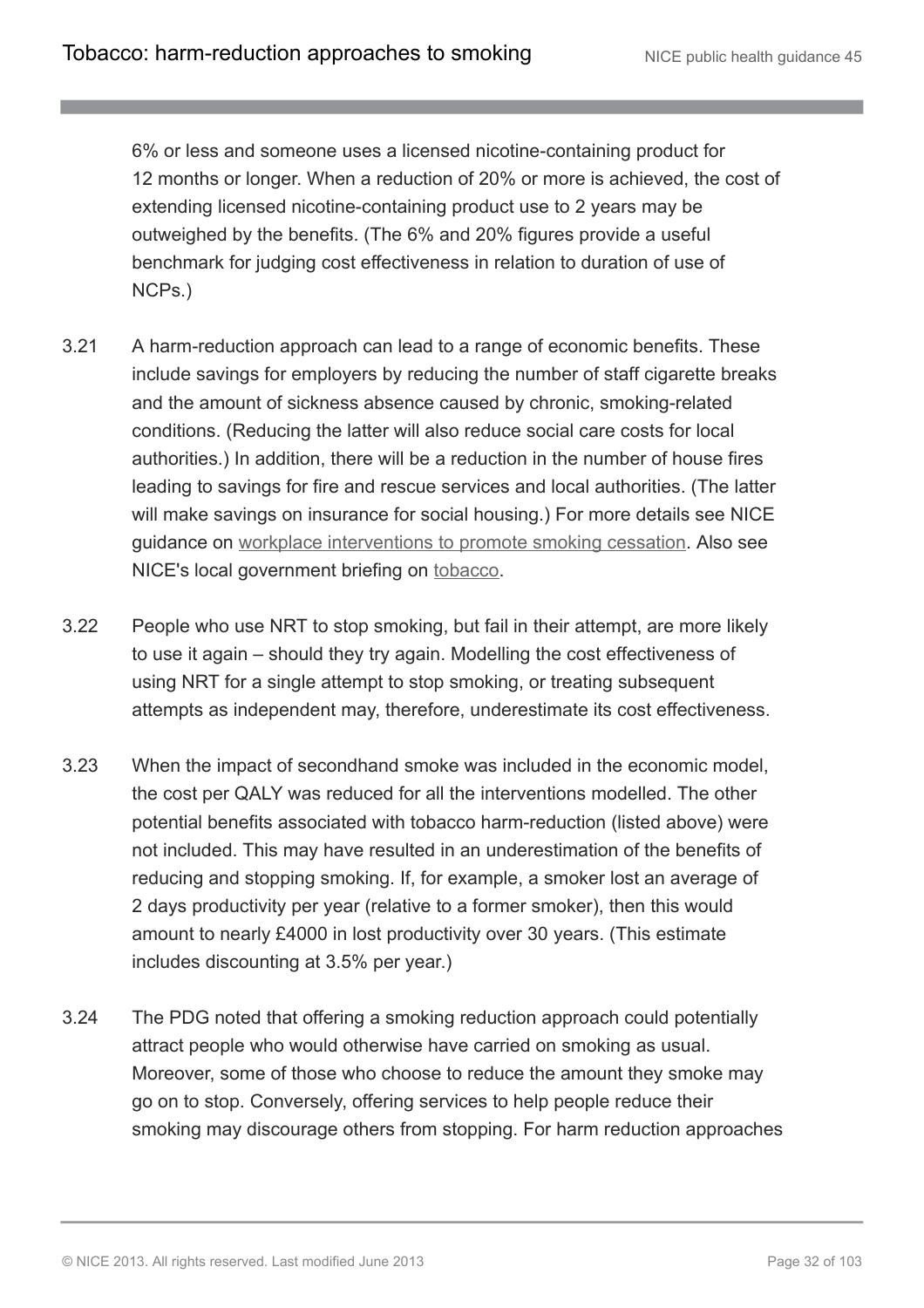6% or less and someone uses a licensed nicotine-containing product for 12 months or longer. When a reduction of 20% or more is achieved, the cost of extending licensed nicotine-containing product use to 2 years may be outweighed by the benefits. (The 6% and 20% figures provide a useful benchmark for judging cost effectiveness in relation to duration of use of NCPs.)

3.21 A harm-reduction approach can lead to a range of economic benefits. These include savings for employers by reducing the number of staff cigarette breaks and the amount of sickness absence caused by chronic, smoking-related conditions. (Reducing the latter will also reduce social care costs for local authorities.) In addition, there will be a reduction in the number of house fires leading to savings for fire and rescue services and local authorities. (The latter will make savings on insurance for social housing.) For more details see NICE guidance on workplace interventions to promote smoking cessation. Also see NICE's local government briefing on tobacco.

3.22 People who use NRT to stop smoking, but fail in their attempt, are more likely to use it again – should they try again. Modelling the cost effectiveness of using NRT for a single attempt to stop smoking, or treating subsequent attempts as independent may, therefore, underestimate its cost effectiveness.

3.23 When the impact of secondhand smoke was included in the economic model, the cost per QALY was reduced for all the interventions modelled. The other potential benefits associated with tobacco harm-reduction (listed above) were not included. This may have resulted in an underestimation of the benefits of reducing and stopping smoking. If, for example, a smoker lost an average of 2 days productivity per year (relative to a former smoker), then this would amount to nearly £4000 in lost productivity over 30 years. (This estimate includes discounting at 3.5% per year.)

3.24 The PDG noted that offering a smoking reduction approach could potentially attract people who would otherwise have carried on smoking as usual. Moreover, some of those who choose to reduce the amount they smoke may go on to stop. Conversely, offering services to help people reduce their smoking may discourage others from stopping. For harm reduction approaches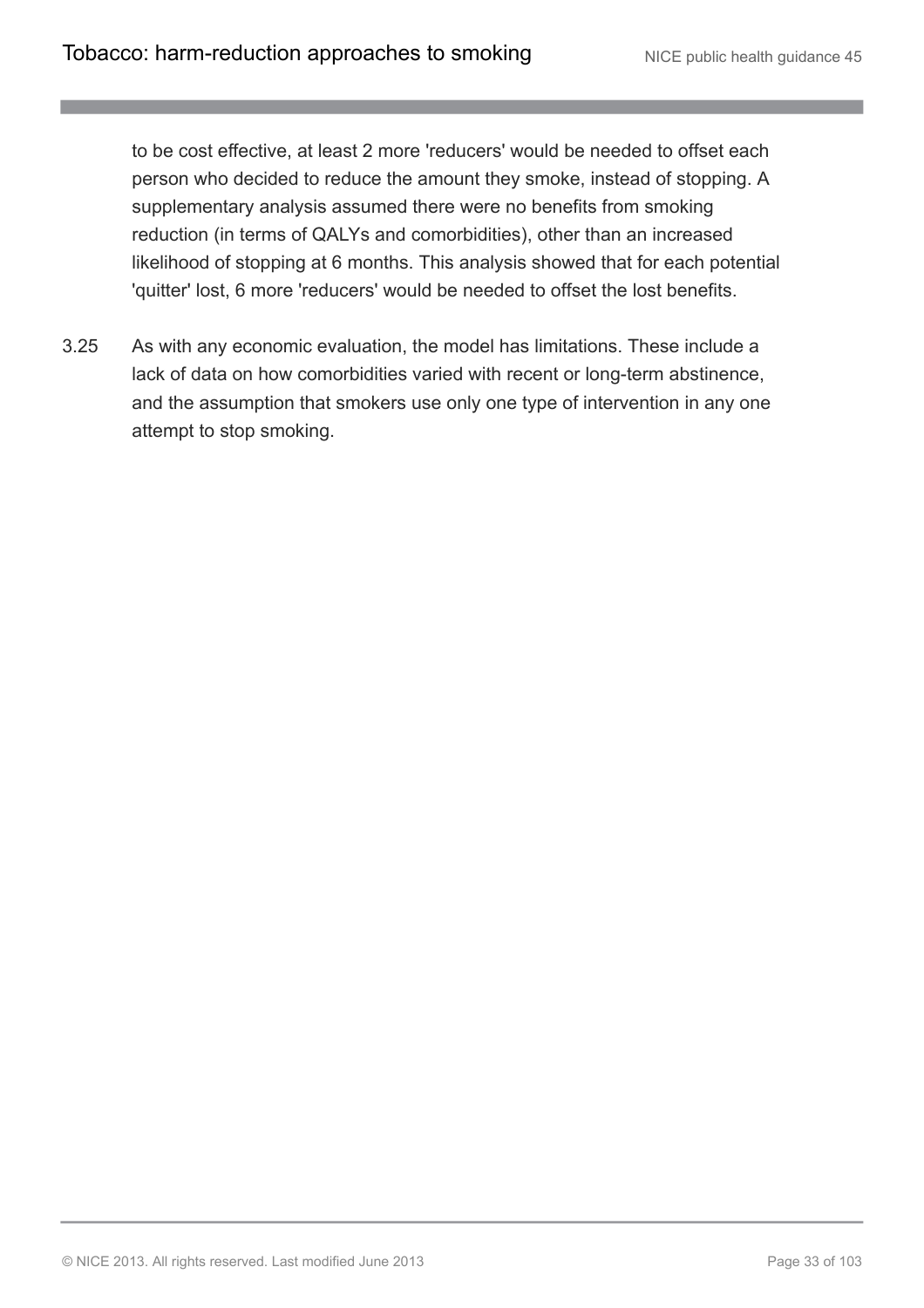to be cost effective, at least 2 more 'reducers' would be needed to offset each person who decided to reduce the amount they smoke, instead of stopping. A supplementary analysis assumed there were no benefits from smoking reduction (in terms of QALYs and comorbidities), other than an increased likelihood of stopping at 6 months. This analysis showed that for each potential 'quitter' lost, 6 more 'reducers' would be needed to offset the lost benefits.

3.25 As with any economic evaluation, the model has limitations. These include a lack of data on how comorbidities varied with recent or long-term abstinence, and the assumption that smokers use only one type of intervention in any one attempt to stop smoking.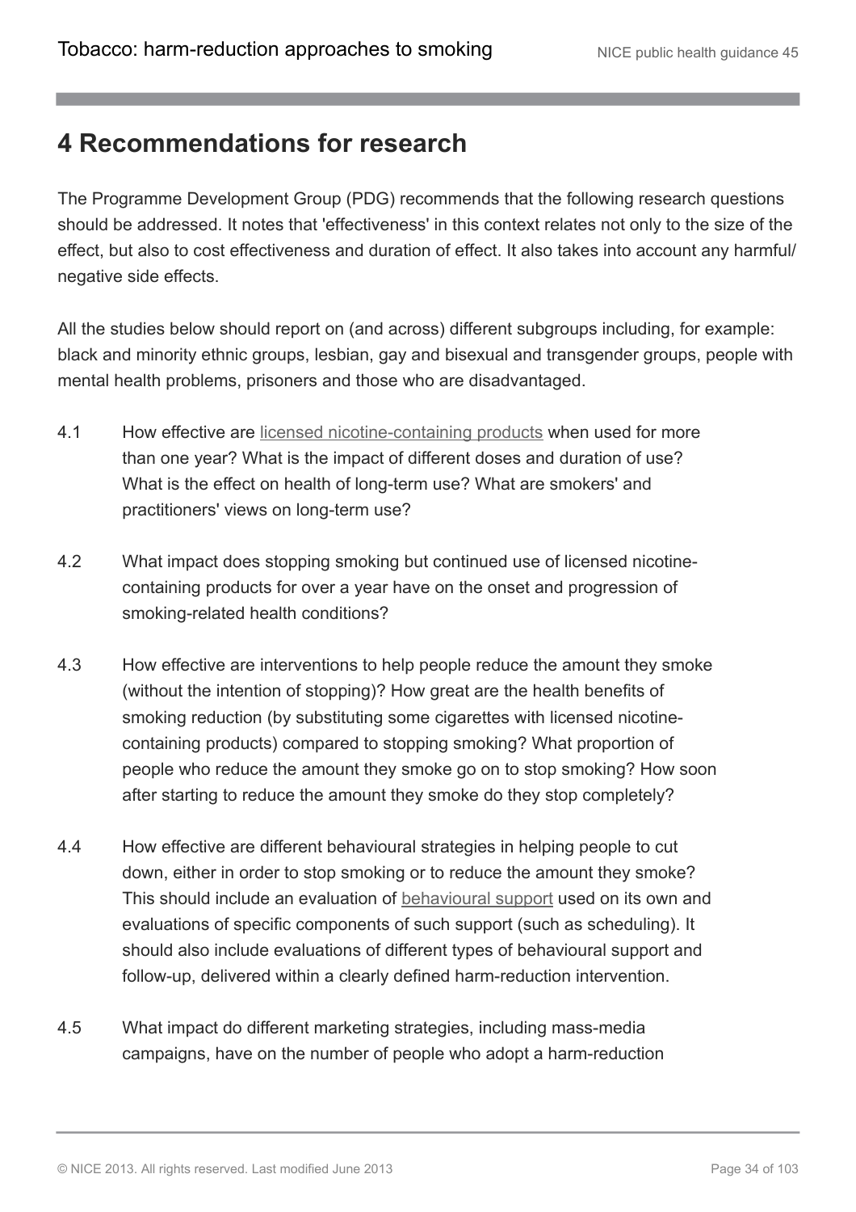## 4 Recommendations for research

The Programme Development Group (PDG) recommends that the following research questions should be addressed. It notes that 'effectiveness' in this context relates not only to the size of the effect, but also to cost effectiveness and duration of effect. It also takes into account any harmful/negative side effects.

All the studies below should report on (and across) different subgroups including, for example: black and minority ethnic groups, lesbian, gay and bisexual and transgender groups, people with mental health problems, prisoners and those who are disadvantaged.

4.1 How effective are licensed nicotine-containing products when used for more than one year? What is the impact of different doses and duration of use? What is the effect on health of long-term use? What are smokers' and practitioners' views on long-term use?

4.2 What impact does stopping smoking but continued use of licensed nicotine-containing products for over a year have on the onset and progression of smoking-related health conditions?

4.3 How effective are interventions to help people reduce the amount they smoke (without the intention of stopping)? How great are the health benefits of smoking reduction (by substituting some cigarettes with licensed nicotine-containing products) compared to stopping smoking? What proportion of people who reduce the amount they smoke go on to stop smoking? How soon after starting to reduce the amount they smoke do they stop completely?

4.4 How effective are different behavioural strategies in helping people to cut down, either in order to stop smoking or to reduce the amount they smoke? This should include an evaluation of behavioural support used on its own and evaluations of specific components of such support (such as scheduling). It should also include evaluations of different types of behavioural support and follow-up, delivered within a clearly defined harm-reduction intervention.

4.5 What impact do different marketing strategies, including mass-media campaigns, have on the number of people who adopt a harm-reduction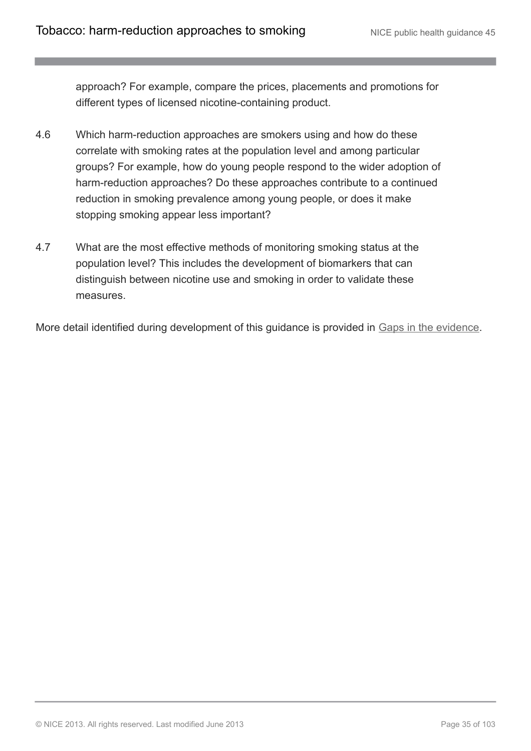approach? For example, compare the prices, placements and promotions for different types of licensed nicotine-containing product.

4.6 Which harm-reduction approaches are smokers using and how do these correlate with smoking rates at the population level and among particular groups? For example, how do young people respond to the wider adoption of harm-reduction approaches? Do these approaches contribute to a continued reduction in smoking prevalence among young people, or does it make stopping smoking appear less important?

4.7 What are the most effective methods of monitoring smoking status at the population level? This includes the development of biomarkers that can distinguish between nicotine use and smoking in order to validate these measures.

More detail identified during development of this guidance is provided in Gaps in the evidence.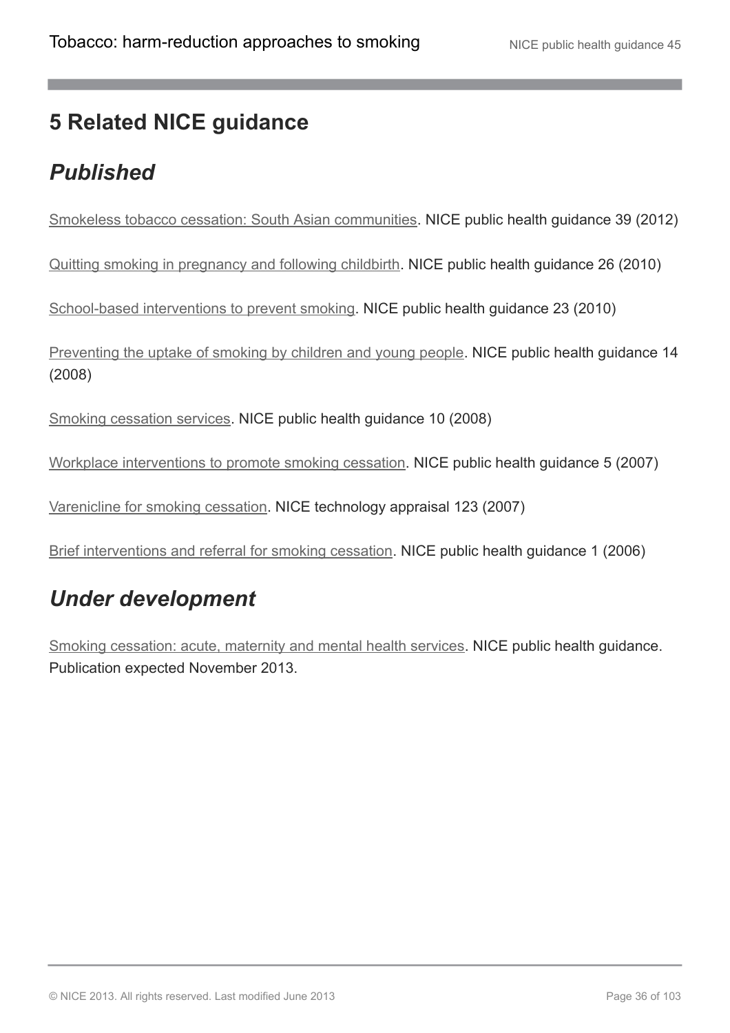# 5 Related NICE guidance

## *Published*

Smokeless tobacco cessation: South Asian communities. NICE public health guidance 39 (2012)

Quitting smoking in pregnancy and following childbirth. NICE public health guidance 26 (2010)

School-based interventions to prevent smoking. NICE public health guidance 23 (2010)

Preventing the uptake of smoking by children and young people. NICE public health guidance 14 (2008)

Smoking cessation services. NICE public health guidance 10 (2008)

Workplace interventions to promote smoking cessation. NICE public health guidance 5 (2007)

Varenicline for smoking cessation. NICE technology appraisal 123 (2007)

Brief interventions and referral for smoking cessation. NICE public health guidance 1 (2006)

## *Under development*

Smoking cessation: acute, maternity and mental health services. NICE public health guidance. Publication expected November 2013.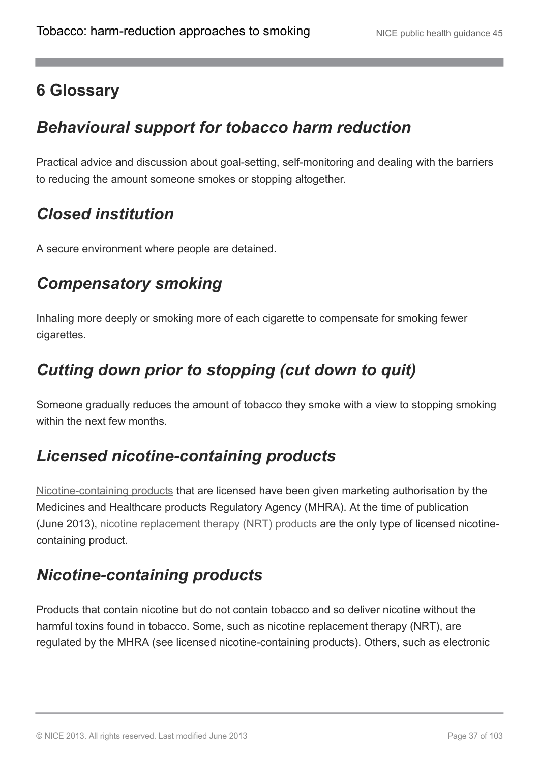## 6 Glossary

### *Behavioural support for tobacco harm reduction*

Practical advice and discussion about goal-setting, self-monitoring and dealing with the barriers to reducing the amount someone smokes or stopping altogether.

### *Closed institution*

A secure environment where people are detained.

### *Compensatory smoking*

Inhaling more deeply or smoking more of each cigarette to compensate for smoking fewer cigarettes.

### *Cutting down prior to stopping (cut down to quit)*

Someone gradually reduces the amount of tobacco they smoke with a view to stopping smoking within the next few months.

### *Licensed nicotine-containing products*

Nicotine-containing products that are licensed have been given marketing authorisation by the Medicines and Healthcare products Regulatory Agency (MHRA). At the time of publication (June 2013), nicotine replacement therapy (NRT) products are the only type of licensed nicotine-containing product.

### *Nicotine-containing products*

Products that contain nicotine but do not contain tobacco and so deliver nicotine without the harmful toxins found in tobacco. Some, such as nicotine replacement therapy (NRT), are regulated by the MHRA (see licensed nicotine-containing products). Others, such as electronic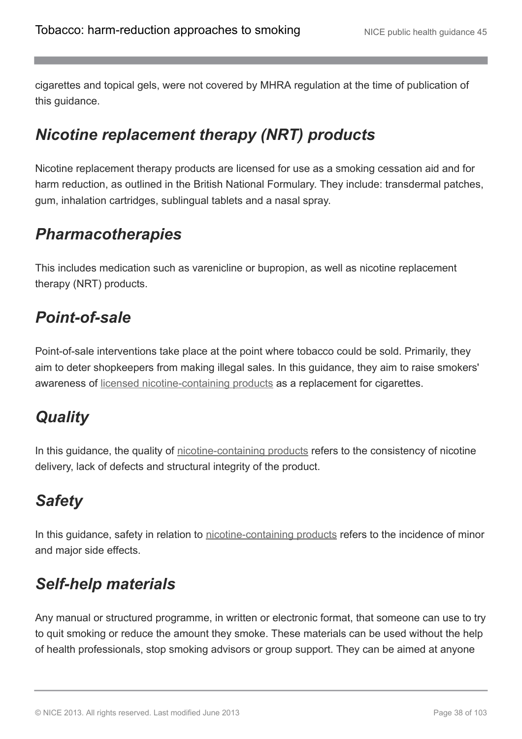cigarettes and topical gels, were not covered by MHRA regulation at the time of publication of this guidance.

## *Nicotine replacement therapy (NRT) products*

Nicotine replacement therapy products are licensed for use as a smoking cessation aid and for harm reduction, as outlined in the British National Formulary. They include: transdermal patches, gum, inhalation cartridges, sublingual tablets and a nasal spray.

## *Pharmacotherapies*

This includes medication such as varenicline or bupropion, as well as nicotine replacement therapy (NRT) products.

## *Point-of-sale*

Point-of-sale interventions take place at the point where tobacco could be sold. Primarily, they aim to deter shopkeepers from making illegal sales. In this guidance, they aim to raise smokers' awareness of licensed nicotine-containing products as a replacement for cigarettes.

## *Quality*

In this guidance, the quality of nicotine-containing products refers to the consistency of nicotine delivery, lack of defects and structural integrity of the product.

## *Safety*

In this guidance, safety in relation to nicotine-containing products refers to the incidence of minor and major side effects.

## *Self-help materials*

Any manual or structured programme, in written or electronic format, that someone can use to try to quit smoking or reduce the amount they smoke. These materials can be used without the help of health professionals, stop smoking advisors or group support. They can be aimed at anyone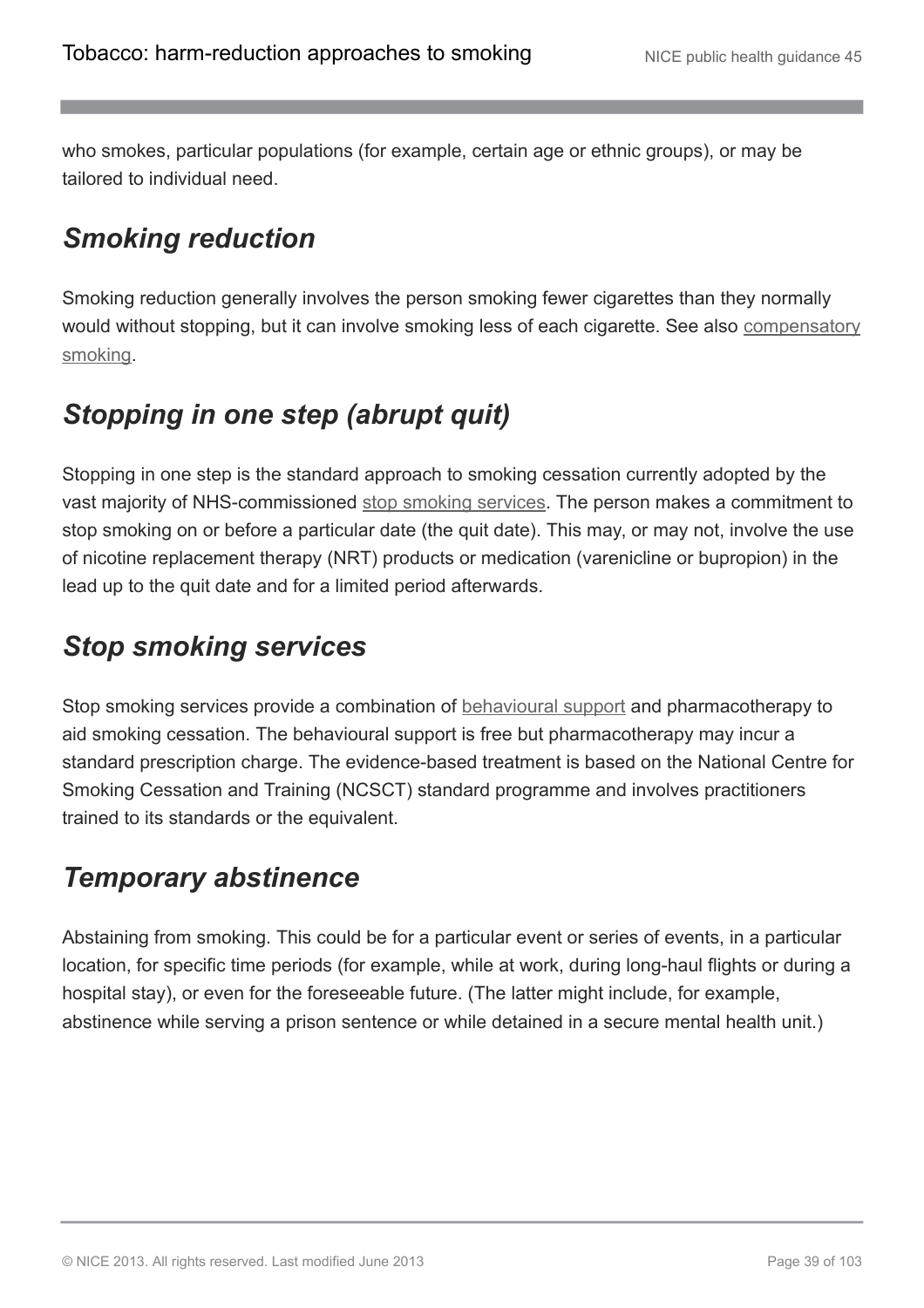who smokes, particular populations (for example, certain age or ethnic groups), or may be tailored to individual need.

## *Smoking reduction*

Smoking reduction generally involves the person smoking fewer cigarettes than they normally would without stopping, but it can involve smoking less of each cigarette. See also compensatory smoking.

## *Stopping in one step (abrupt quit)*

Stopping in one step is the standard approach to smoking cessation currently adopted by the vast majority of NHS-commissioned stop smoking services. The person makes a commitment to stop smoking on or before a particular date (the quit date). This may, or may not, involve the use of nicotine replacement therapy (NRT) products or medication (varenicline or bupropion) in the lead up to the quit date and for a limited period afterwards.

## *Stop smoking services*

Stop smoking services provide a combination of behavioural support and pharmacotherapy to aid smoking cessation. The behavioural support is free but pharmacotherapy may incur a standard prescription charge. The evidence-based treatment is based on the National Centre for Smoking Cessation and Training (NCSCT) standard programme and involves practitioners trained to its standards or the equivalent.

## *Temporary abstinence*

Abstaining from smoking. This could be for a particular event or series of events, in a particular location, for specific time periods (for example, while at work, during long-haul flights or during a hospital stay), or even for the foreseeable future. (The latter might include, for example, abstinence while serving a prison sentence or while detained in a secure mental health unit.)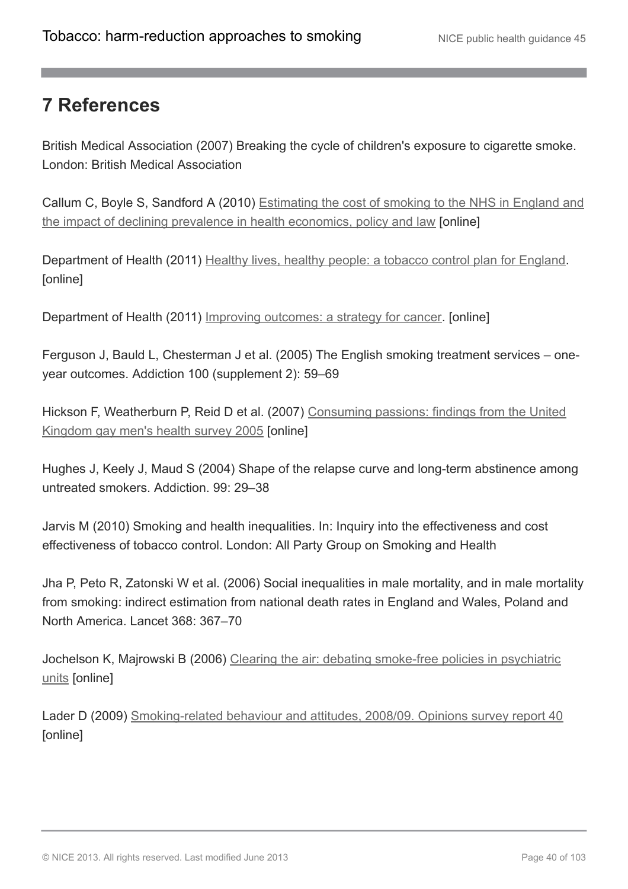# 7 References

British Medical Association (2007) Breaking the cycle of children's exposure to cigarette smoke. London: British Medical Association

Callum C, Boyle S, Sandford A (2010) Estimating the cost of smoking to the NHS in England and the impact of declining prevalence in health economics, policy and law [online]

Department of Health (2011) Healthy lives, healthy people: a tobacco control plan for England. [online]

Department of Health (2011) Improving outcomes: a strategy for cancer. [online]

Ferguson J, Bauld L, Chesterman J et al. (2005) The English smoking treatment services – one-year outcomes. Addiction 100 (supplement 2): 59–69

Hickson F, Weatherburn P, Reid D et al. (2007) Consuming passions: findings from the United Kingdom gay men's health survey 2005 [online]

Hughes J, Keely J, Maud S (2004) Shape of the relapse curve and long-term abstinence among untreated smokers. Addiction. 99: 29–38

Jarvis M (2010) Smoking and health inequalities. In: Inquiry into the effectiveness and cost effectiveness of tobacco control. London: All Party Group on Smoking and Health

Jha P, Peto R, Zatonski W et al. (2006) Social inequalities in male mortality, and in male mortality from smoking: indirect estimation from national death rates in England and Wales, Poland and North America. Lancet 368: 367–70

Jochelson K, Majrowski B (2006) Clearing the air: debating smoke-free policies in psychiatric units [online]

Lader D (2009) Smoking-related behaviour and attitudes, 2008/09. Opinions survey report 40 [online]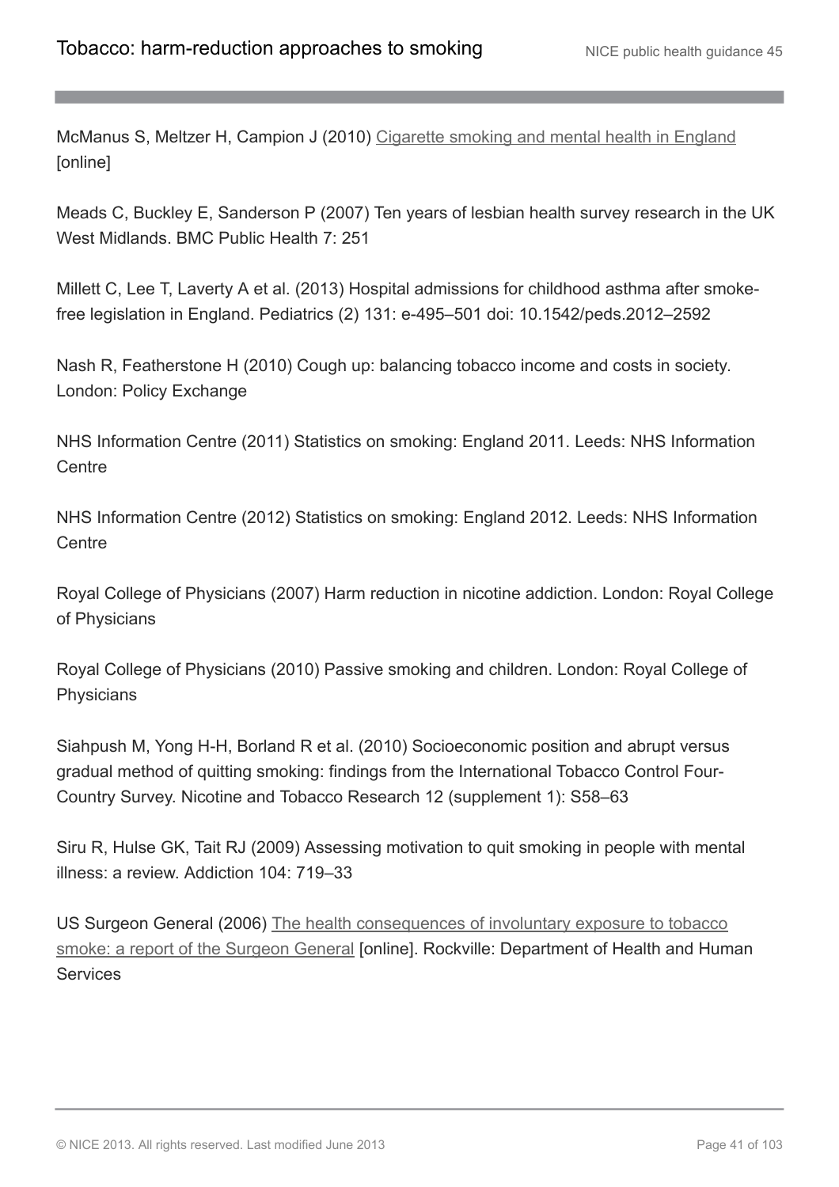McManus S, Meltzer H, Campion J (2010) [Cigarette smoking and mental health in England] [online]

Meads C, Buckley E, Sanderson P (2007) Ten years of lesbian health survey research in the UK West Midlands. BMC Public Health 7: 251

Millett C, Lee T, Laverty A et al. (2013) Hospital admissions for childhood asthma after smoke-free legislation in England. Pediatrics (2) 131: e-495–501 doi: 10.1542/peds.2012–2592

Nash R, Featherstone H (2010) Cough up: balancing tobacco income and costs in society. London: Policy Exchange

NHS Information Centre (2011) Statistics on smoking: England 2011. Leeds: NHS Information Centre

NHS Information Centre (2012) Statistics on smoking: England 2012. Leeds: NHS Information Centre

Royal College of Physicians (2007) Harm reduction in nicotine addiction. London: Royal College of Physicians

Royal College of Physicians (2010) Passive smoking and children. London: Royal College of Physicians

Siahpush M, Yong H-H, Borland R et al. (2010) Socioeconomic position and abrupt versus gradual method of quitting smoking: findings from the International Tobacco Control Four-Country Survey. Nicotine and Tobacco Research 12 (supplement 1): S58–63

Siru R, Hulse GK, Tait RJ (2009) Assessing motivation to quit smoking in people with mental illness: a review. Addiction 104: 719–33

US Surgeon General (2006) [The health consequences of involuntary exposure to tobacco smoke: a report of the Surgeon General] [online]. Rockville: Department of Health and Human Services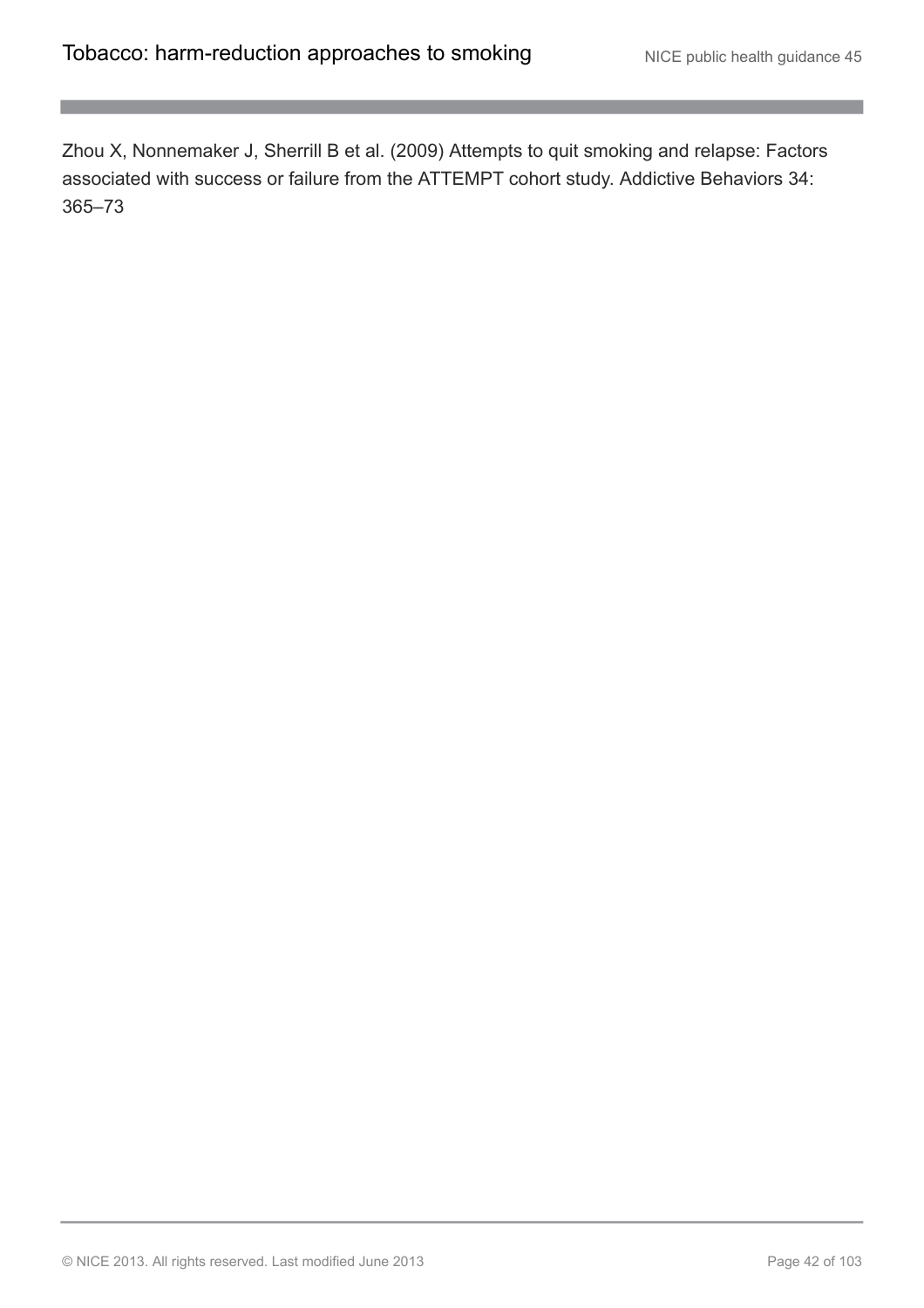Zhou X, Nonnemaker J, Sherrill B et al. (2009) Attempts to quit smoking and relapse: Factors associated with success or failure from the ATTEMPT cohort study. Addictive Behaviors 34: 365–73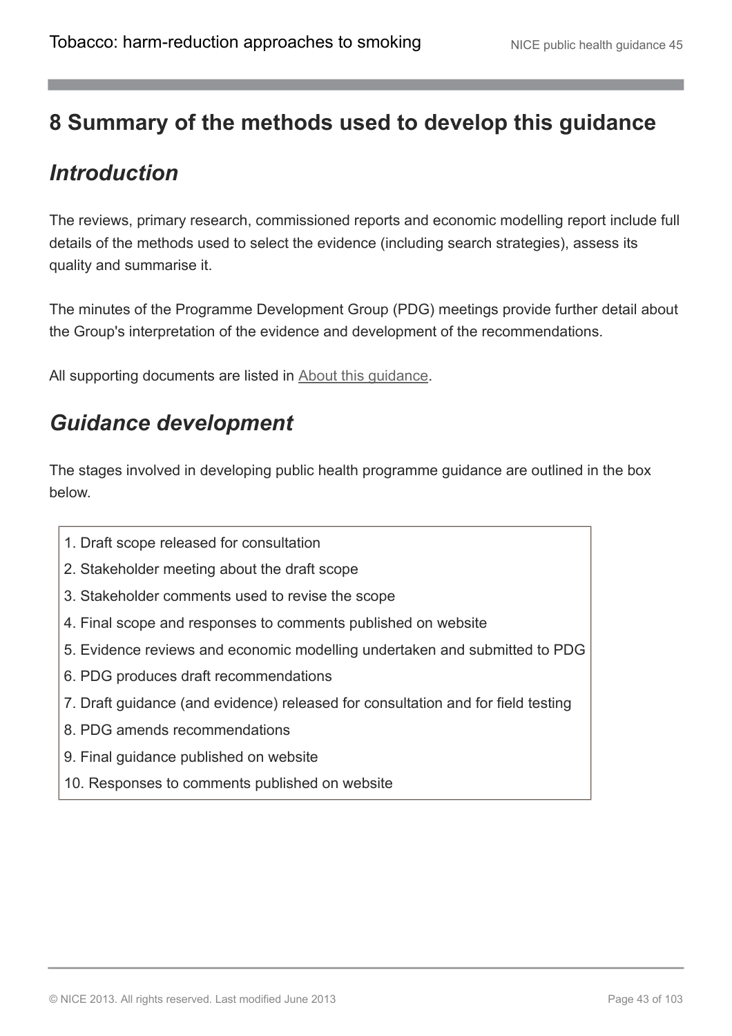## 8 Summary of the methods used to develop this guidance

### *Introduction*

The reviews, primary research, commissioned reports and economic modelling report include full details of the methods used to select the evidence (including search strategies), assess its quality and summarise it.

The minutes of the Programme Development Group (PDG) meetings provide further detail about the Group's interpretation of the evidence and development of the recommendations.

All supporting documents are listed in About this guidance.

### *Guidance development*

The stages involved in developing public health programme guidance are outlined in the box below.

1. Draft scope released for consultation
2. Stakeholder meeting about the draft scope
3. Stakeholder comments used to revise the scope
4. Final scope and responses to comments published on website
5. Evidence reviews and economic modelling undertaken and submitted to PDG
6. PDG produces draft recommendations
7. Draft guidance (and evidence) released for consultation and for field testing
8. PDG amends recommendations
9. Final guidance published on website
10. Responses to comments published on website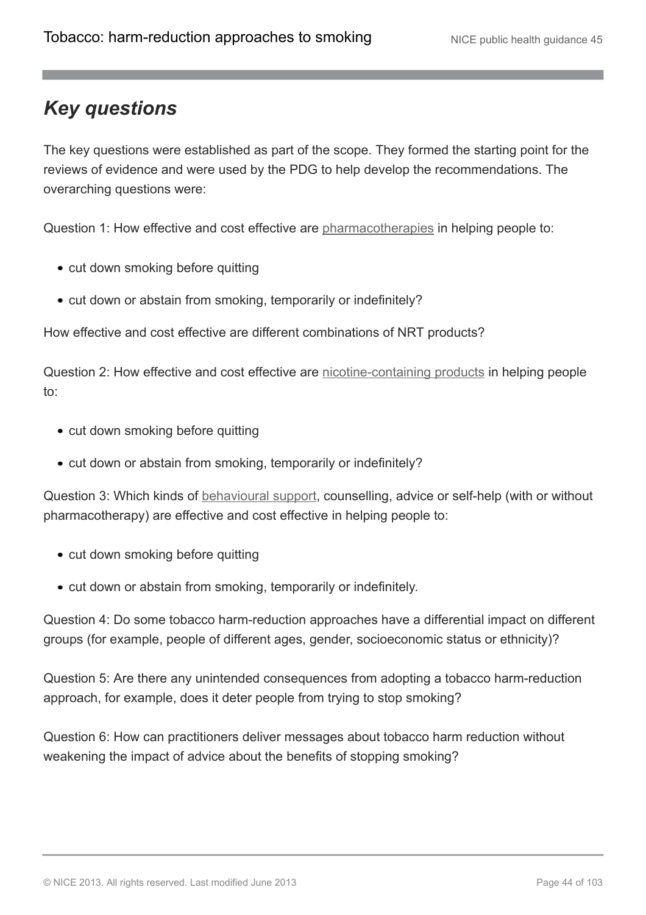## *Key questions*

The key questions were established as part of the scope. They formed the starting point for the reviews of evidence and were used by the PDG to help develop the recommendations. The overarching questions were:

Question 1: How effective and cost effective are pharmacotherapies in helping people to:

- cut down smoking before quitting
- cut down or abstain from smoking, temporarily or indefinitely?

How effective and cost effective are different combinations of NRT products?

Question 2: How effective and cost effective are nicotine-containing products in helping people to:

- cut down smoking before quitting
- cut down or abstain from smoking, temporarily or indefinitely?

Question 3: Which kinds of behavioural support, counselling, advice or self-help (with or without pharmacotherapy) are effective and cost effective in helping people to:

- cut down smoking before quitting
- cut down or abstain from smoking, temporarily or indefinitely.

Question 4: Do some tobacco harm-reduction approaches have a differential impact on different groups (for example, people of different ages, gender, socioeconomic status or ethnicity)?

Question 5: Are there any unintended consequences from adopting a tobacco harm-reduction approach, for example, does it deter people from trying to stop smoking?

Question 6: How can practitioners deliver messages about tobacco harm reduction without weakening the impact of advice about the benefits of stopping smoking?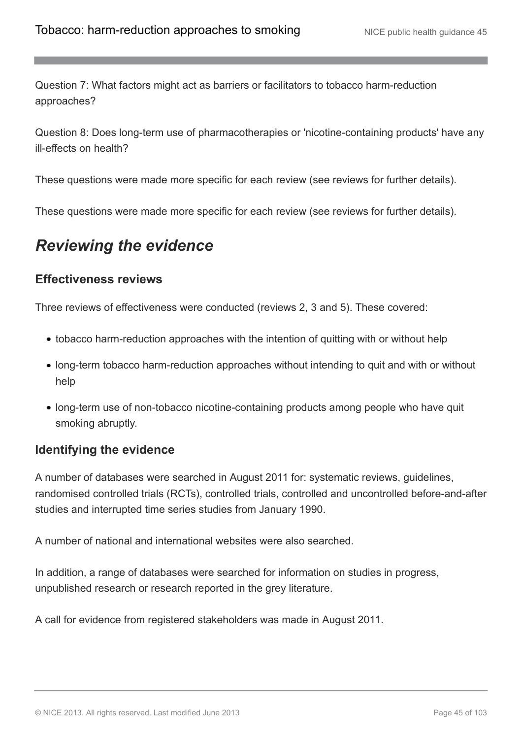Question 7: What factors might act as barriers or facilitators to tobacco harm-reduction approaches?

Question 8: Does long-term use of pharmacotherapies or 'nicotine-containing products' have any ill-effects on health?

These questions were made more specific for each review (see reviews for further details).

These questions were made more specific for each review (see reviews for further details).

## *Reviewing the evidence*

### Effectiveness reviews

Three reviews of effectiveness were conducted (reviews 2, 3 and 5). These covered:

- tobacco harm-reduction approaches with the intention of quitting with or without help
- long-term tobacco harm-reduction approaches without intending to quit and with or without help
- long-term use of non-tobacco nicotine-containing products among people who have quit smoking abruptly.

### Identifying the evidence

A number of databases were searched in August 2011 for: systematic reviews, guidelines, randomised controlled trials (RCTs), controlled trials, controlled and uncontrolled before-and-after studies and interrupted time series studies from January 1990.

A number of national and international websites were also searched.

In addition, a range of databases were searched for information on studies in progress, unpublished research or research reported in the grey literature.

A call for evidence from registered stakeholders was made in August 2011.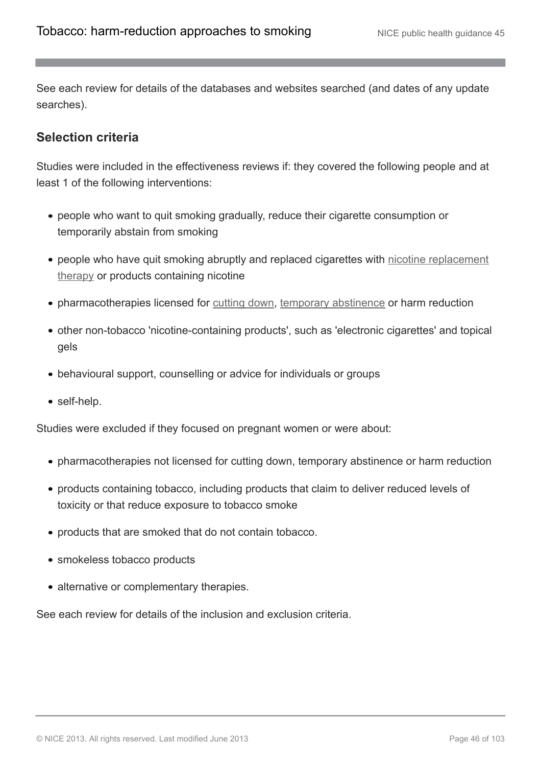See each review for details of the databases and websites searched (and dates of any update searches).

## Selection criteria

Studies were included in the effectiveness reviews if: they covered the following people and at least 1 of the following interventions:

- people who want to quit smoking gradually, reduce their cigarette consumption or temporarily abstain from smoking
- people who have quit smoking abruptly and replaced cigarettes with nicotine replacement therapy or products containing nicotine
- pharmacotherapies licensed for cutting down, temporary abstinence or harm reduction
- other non-tobacco 'nicotine-containing products', such as 'electronic cigarettes' and topical gels
- behavioural support, counselling or advice for individuals or groups
- self-help.

Studies were excluded if they focused on pregnant women or were about:

- pharmacotherapies not licensed for cutting down, temporary abstinence or harm reduction
- products containing tobacco, including products that claim to deliver reduced levels of toxicity or that reduce exposure to tobacco smoke
- products that are smoked that do not contain tobacco.
- smokeless tobacco products
- alternative or complementary therapies.

See each review for details of the inclusion and exclusion criteria.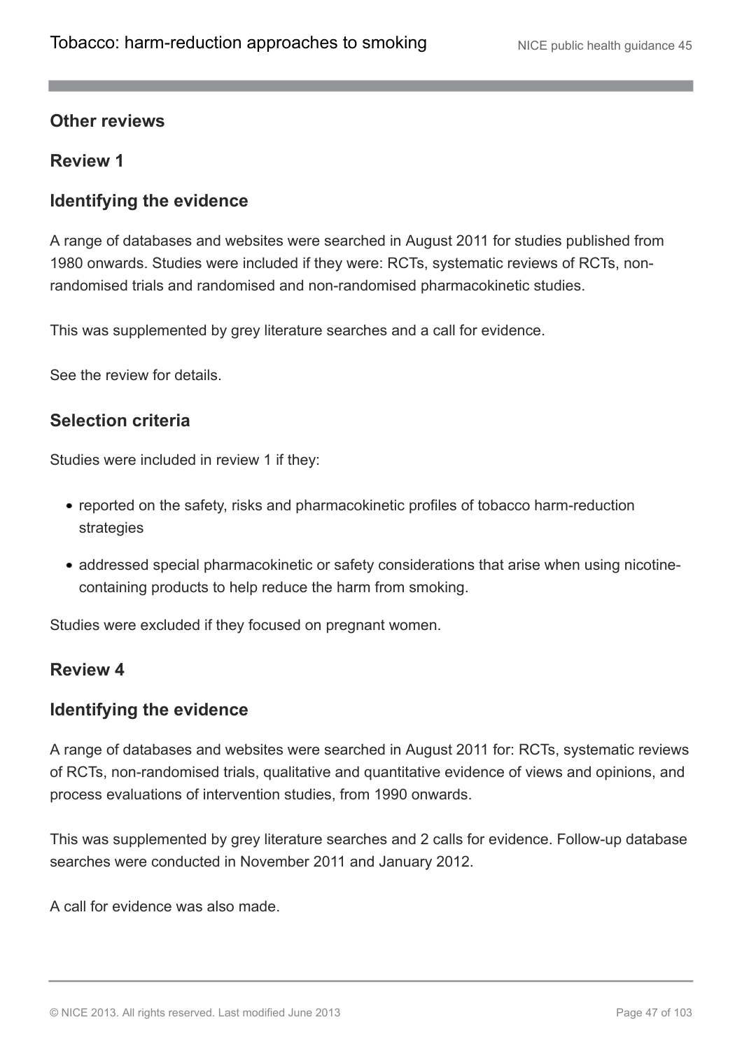## Other reviews

### Review 1

### Identifying the evidence

A range of databases and websites were searched in August 2011 for studies published from 1980 onwards. Studies were included if they were: RCTs, systematic reviews of RCTs, non-randomised trials and randomised and non-randomised pharmacokinetic studies.

This was supplemented by grey literature searches and a call for evidence.

See the review for details.

### Selection criteria

Studies were included in review 1 if they:

- reported on the safety, risks and pharmacokinetic profiles of tobacco harm-reduction strategies
- addressed special pharmacokinetic or safety considerations that arise when using nicotine-containing products to help reduce the harm from smoking.

Studies were excluded if they focused on pregnant women.

### Review 4

### Identifying the evidence

A range of databases and websites were searched in August 2011 for: RCTs, systematic reviews of RCTs, non-randomised trials, qualitative and quantitative evidence of views and opinions, and process evaluations of intervention studies, from 1990 onwards.

This was supplemented by grey literature searches and 2 calls for evidence. Follow-up database searches were conducted in November 2011 and January 2012.

A call for evidence was also made.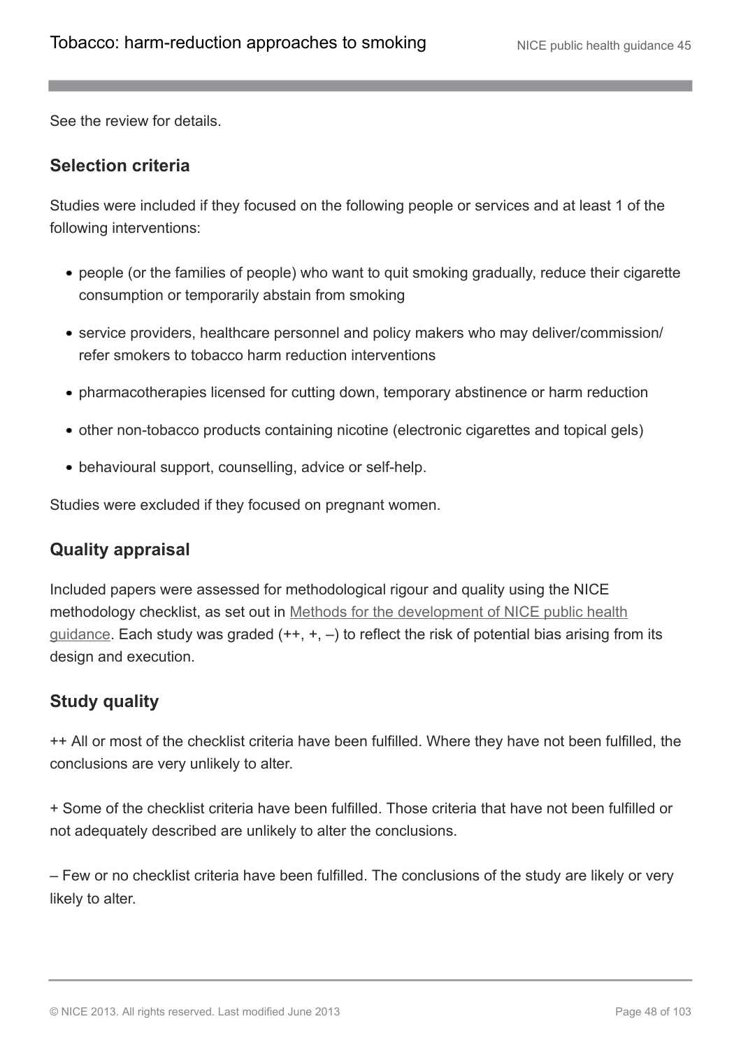See the review for details.

### Selection criteria

Studies were included if they focused on the following people or services and at least 1 of the following interventions:

- people (or the families of people) who want to quit smoking gradually, reduce their cigarette consumption or temporarily abstain from smoking
- service providers, healthcare personnel and policy makers who may deliver/commission/refer smokers to tobacco harm reduction interventions
- pharmacotherapies licensed for cutting down, temporary abstinence or harm reduction
- other non-tobacco products containing nicotine (electronic cigarettes and topical gels)
- behavioural support, counselling, advice or self-help.

Studies were excluded if they focused on pregnant women.

### Quality appraisal

Included papers were assessed for methodological rigour and quality using the NICE methodology checklist, as set out in Methods for the development of NICE public health guidance. Each study was graded (++, +, –) to reflect the risk of potential bias arising from its design and execution.

### Study quality

++ All or most of the checklist criteria have been fulfilled. Where they have not been fulfilled, the conclusions are very unlikely to alter.

+ Some of the checklist criteria have been fulfilled. Those criteria that have not been fulfilled or not adequately described are unlikely to alter the conclusions.

– Few or no checklist criteria have been fulfilled. The conclusions of the study are likely or very likely to alter.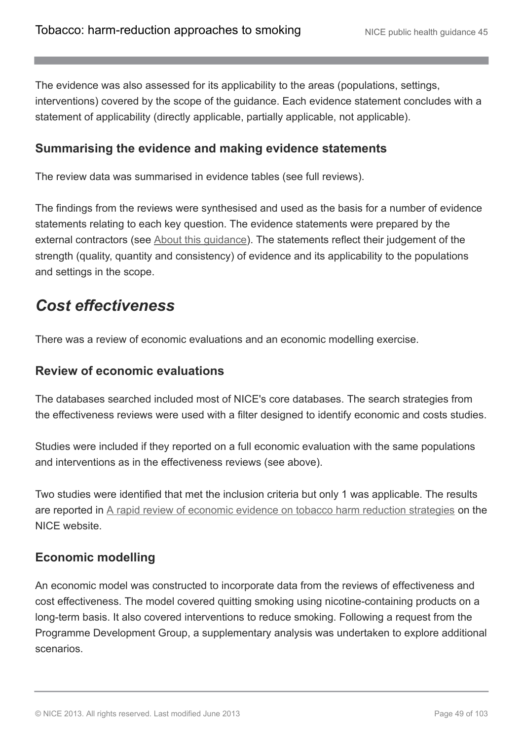The evidence was also assessed for its applicability to the areas (populations, settings, interventions) covered by the scope of the guidance. Each evidence statement concludes with a statement of applicability (directly applicable, partially applicable, not applicable).

### Summarising the evidence and making evidence statements

The review data was summarised in evidence tables (see full reviews).

The findings from the reviews were synthesised and used as the basis for a number of evidence statements relating to each key question. The evidence statements were prepared by the external contractors (see About this guidance). The statements reflect their judgement of the strength (quality, quantity and consistency) of evidence and its applicability to the populations and settings in the scope.

## *Cost effectiveness*

There was a review of economic evaluations and an economic modelling exercise.

### Review of economic evaluations

The databases searched included most of NICE's core databases. The search strategies from the effectiveness reviews were used with a filter designed to identify economic and costs studies.

Studies were included if they reported on a full economic evaluation with the same populations and interventions as in the effectiveness reviews (see above).

Two studies were identified that met the inclusion criteria but only 1 was applicable. The results are reported in A rapid review of economic evidence on tobacco harm reduction strategies on the NICE website.

### Economic modelling

An economic model was constructed to incorporate data from the reviews of effectiveness and cost effectiveness. The model covered quitting smoking using nicotine-containing products on a long-term basis. It also covered interventions to reduce smoking. Following a request from the Programme Development Group, a supplementary analysis was undertaken to explore additional scenarios.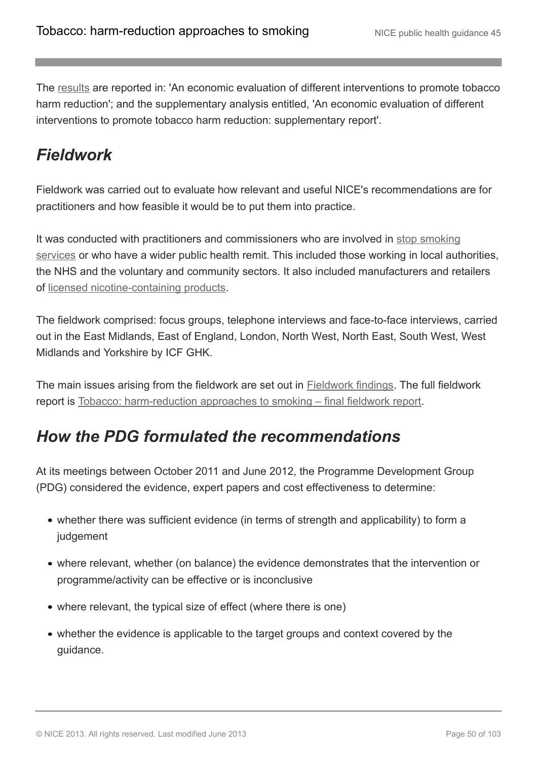The results are reported in: 'An economic evaluation of different interventions to promote tobacco harm reduction'; and the supplementary analysis entitled, 'An economic evaluation of different interventions to promote tobacco harm reduction: supplementary report'.

## *Fieldwork*

Fieldwork was carried out to evaluate how relevant and useful NICE's recommendations are for practitioners and how feasible it would be to put them into practice.

It was conducted with practitioners and commissioners who are involved in stop smoking services or who have a wider public health remit. This included those working in local authorities, the NHS and the voluntary and community sectors. It also included manufacturers and retailers of licensed nicotine-containing products.

The fieldwork comprised: focus groups, telephone interviews and face-to-face interviews, carried out in the East Midlands, East of England, London, North West, North East, South West, West Midlands and Yorkshire by ICF GHK.

The main issues arising from the fieldwork are set out in Fieldwork findings. The full fieldwork report is Tobacco: harm-reduction approaches to smoking – final fieldwork report.

## *How the PDG formulated the recommendations*

At its meetings between October 2011 and June 2012, the Programme Development Group (PDG) considered the evidence, expert papers and cost effectiveness to determine:

- whether there was sufficient evidence (in terms of strength and applicability) to form a judgement
- where relevant, whether (on balance) the evidence demonstrates that the intervention or programme/activity can be effective or is inconclusive
- where relevant, the typical size of effect (where there is one)
- whether the evidence is applicable to the target groups and context covered by the guidance.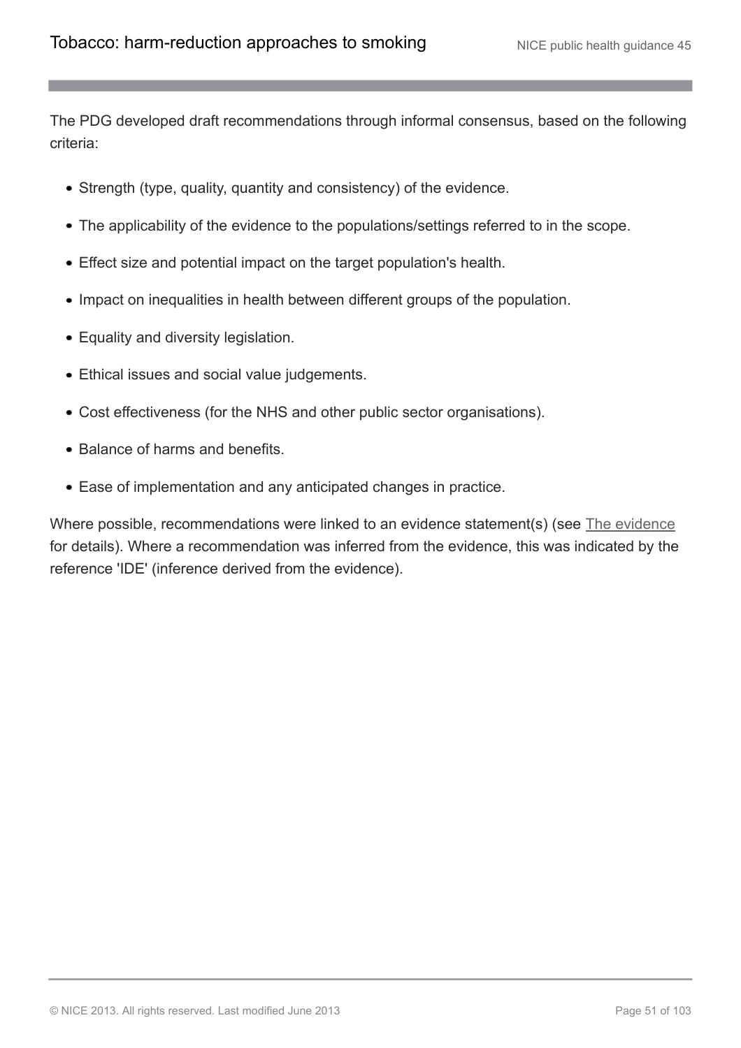The PDG developed draft recommendations through informal consensus, based on the following criteria:

- Strength (type, quality, quantity and consistency) of the evidence.
- The applicability of the evidence to the populations/settings referred to in the scope.
- Effect size and potential impact on the target population's health.
- Impact on inequalities in health between different groups of the population.
- Equality and diversity legislation.
- Ethical issues and social value judgements.
- Cost effectiveness (for the NHS and other public sector organisations).
- Balance of harms and benefits.
- Ease of implementation and any anticipated changes in practice.

Where possible, recommendations were linked to an evidence statement(s) (see The evidence for details). Where a recommendation was inferred from the evidence, this was indicated by the reference 'IDE' (inference derived from the evidence).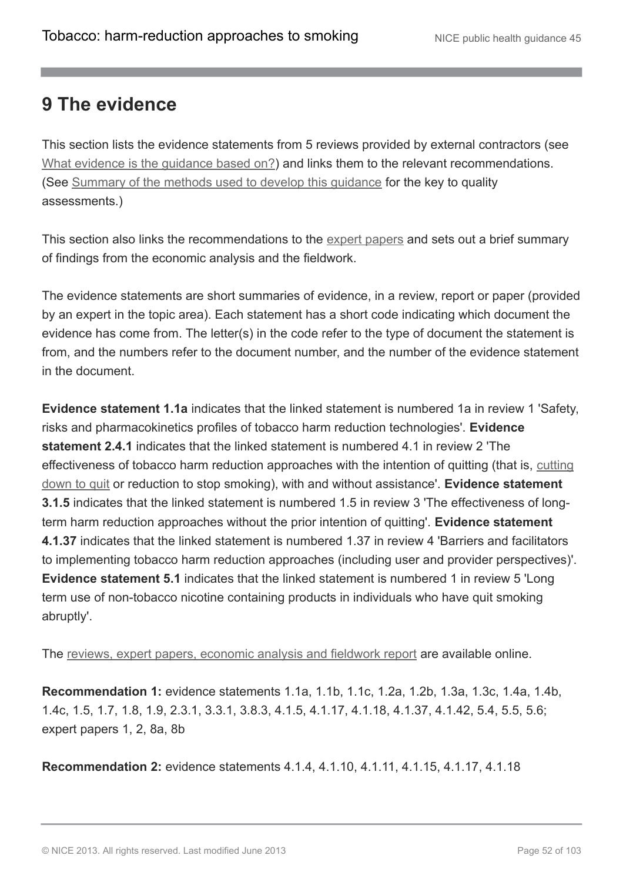# 9 The evidence

This section lists the evidence statements from 5 reviews provided by external contractors (see What evidence is the guidance based on?) and links them to the relevant recommendations. (See Summary of the methods used to develop this guidance for the key to quality assessments.)

This section also links the recommendations to the expert papers and sets out a brief summary of findings from the economic analysis and the fieldwork.

The evidence statements are short summaries of evidence, in a review, report or paper (provided by an expert in the topic area). Each statement has a short code indicating which document the evidence has come from. The letter(s) in the code refer to the type of document the statement is from, and the numbers refer to the document number, and the number of the evidence statement in the document.

**Evidence statement 1.1a** indicates that the linked statement is numbered 1a in review 1 'Safety, risks and pharmacokinetics profiles of tobacco harm reduction technologies'. **Evidence statement 2.4.1** indicates that the linked statement is numbered 4.1 in review 2 'The effectiveness of tobacco harm reduction approaches with the intention of quitting (that is, cutting down to quit or reduction to stop smoking), with and without assistance'. **Evidence statement 3.1.5** indicates that the linked statement is numbered 1.5 in review 3 'The effectiveness of long-term harm reduction approaches without the prior intention of quitting'. **Evidence statement 4.1.37** indicates that the linked statement is numbered 1.37 in review 4 'Barriers and facilitators to implementing tobacco harm reduction approaches (including user and provider perspectives)'. **Evidence statement 5.1** indicates that the linked statement is numbered 1 in review 5 'Long term use of non-tobacco nicotine containing products in individuals who have quit smoking abruptly'.

The reviews, expert papers, economic analysis and fieldwork report are available online.

**Recommendation 1:** evidence statements 1.1a, 1.1b, 1.1c, 1.2a, 1.2b, 1.3a, 1.3c, 1.4a, 1.4b, 1.4c, 1.5, 1.7, 1.8, 1.9, 2.3.1, 3.3.1, 3.8.3, 4.1.5, 4.1.17, 4.1.18, 4.1.37, 4.1.42, 5.4, 5.5, 5.6; expert papers 1, 2, 8a, 8b

**Recommendation 2:** evidence statements 4.1.4, 4.1.10, 4.1.11, 4.1.15, 4.1.17, 4.1.18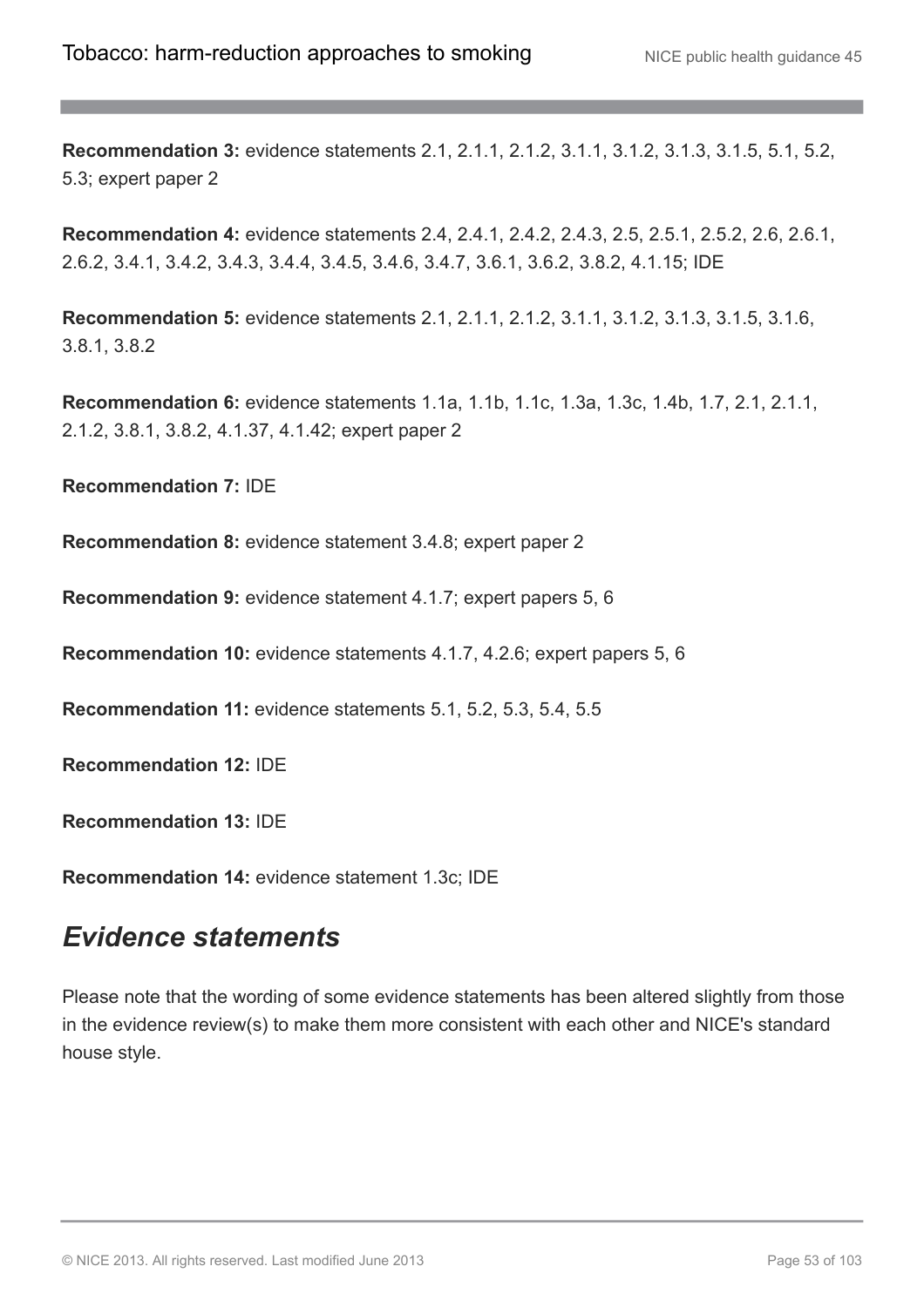**Recommendation 3:** evidence statements 2.1, 2.1.1, 2.1.2, 3.1.1, 3.1.2, 3.1.3, 3.1.5, 5.1, 5.2, 5.3; expert paper 2

**Recommendation 4:** evidence statements 2.4, 2.4.1, 2.4.2, 2.4.3, 2.5, 2.5.1, 2.5.2, 2.6, 2.6.1, 2.6.2, 3.4.1, 3.4.2, 3.4.3, 3.4.4, 3.4.5, 3.4.6, 3.4.7, 3.6.1, 3.6.2, 3.8.2, 4.1.15; IDE

**Recommendation 5:** evidence statements 2.1, 2.1.1, 2.1.2, 3.1.1, 3.1.2, 3.1.3, 3.1.5, 3.1.6, 3.8.1, 3.8.2

**Recommendation 6:** evidence statements 1.1a, 1.1b, 1.1c, 1.3a, 1.3c, 1.4b, 1.7, 2.1, 2.1.1, 2.1.2, 3.8.1, 3.8.2, 4.1.37, 4.1.42; expert paper 2

**Recommendation 7:** IDE

**Recommendation 8:** evidence statement 3.4.8; expert paper 2

**Recommendation 9:** evidence statement 4.1.7; expert papers 5, 6

**Recommendation 10:** evidence statements 4.1.7, 4.2.6; expert papers 5, 6

**Recommendation 11:** evidence statements 5.1, 5.2, 5.3, 5.4, 5.5

**Recommendation 12:** IDE

**Recommendation 13:** IDE

**Recommendation 14:** evidence statement 1.3c; IDE

## *Evidence statements*

Please note that the wording of some evidence statements has been altered slightly from those in the evidence review(s) to make them more consistent with each other and NICE's standard house style.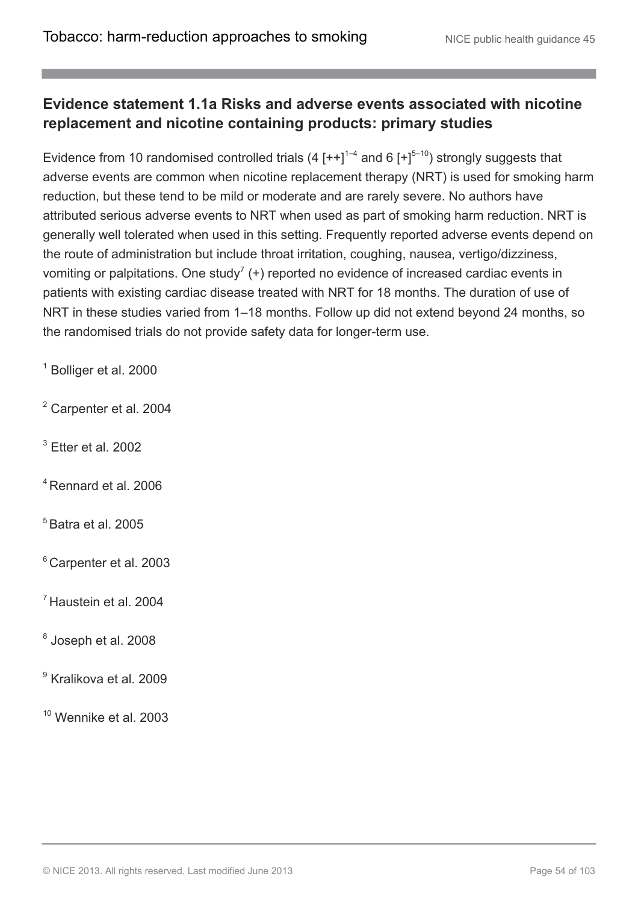### Evidence statement 1.1a Risks and adverse events associated with nicotine replacement and nicotine containing products: primary studies

Evidence from 10 randomised controlled trials (4 [++][1–4] and 6 [+][5–10]) strongly suggests that adverse events are common when nicotine replacement therapy (NRT) is used for smoking harm reduction, but these tend to be mild or moderate and are rarely severe. No authors have attributed serious adverse events to NRT when used as part of smoking harm reduction. NRT is generally well tolerated when used in this setting. Frequently reported adverse events depend on the route of administration but include throat irritation, coughing, nausea, vertigo/dizziness, vomiting or palpitations. One study[7] (+) reported no evidence of increased cardiac events in patients with existing cardiac disease treated with NRT for 18 months. The duration of use of NRT in these studies varied from 1–18 months. Follow up did not extend beyond 24 months, so the randomised trials do not provide safety data for longer-term use.

[1] Bolliger et al. 2000

[2] Carpenter et al. 2004

[3] Etter et al. 2002

[4] Rennard et al. 2006

[5] Batra et al. 2005

[6] Carpenter et al. 2003

[7] Haustein et al. 2004

[8] Joseph et al. 2008

[9] Kralikova et al. 2009

[10] Wennike et al. 2003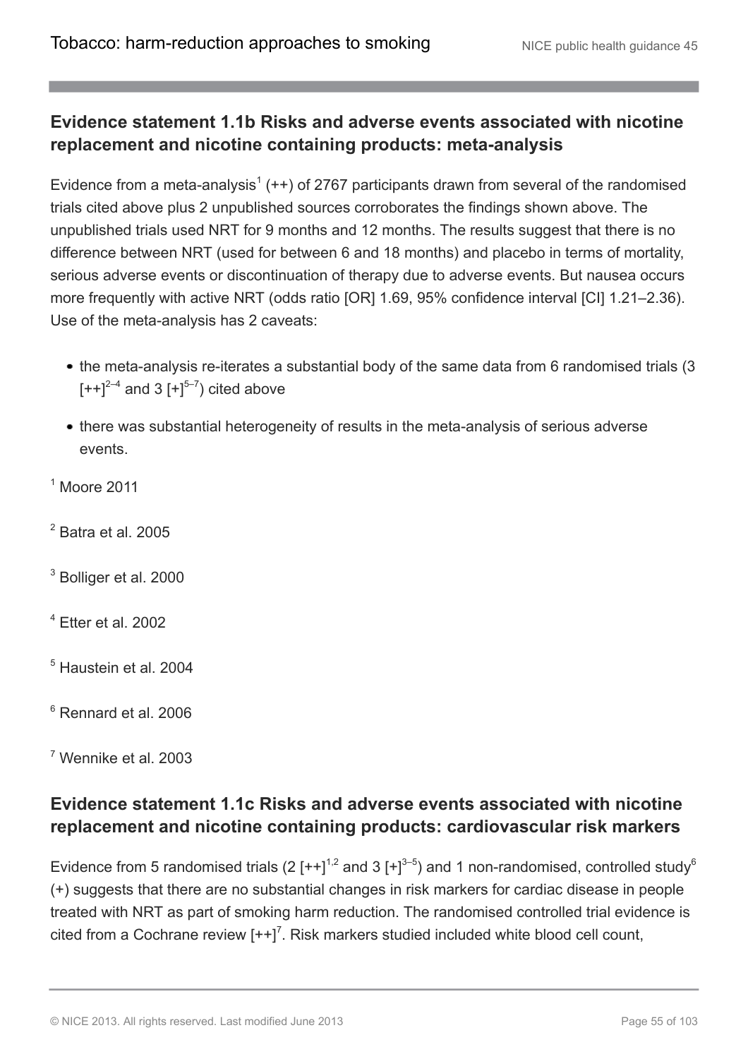### Evidence statement 1.1b Risks and adverse events associated with nicotine replacement and nicotine containing products: meta-analysis

Evidence from a meta-analysis[1] (++) of 2767 participants drawn from several of the randomised trials cited above plus 2 unpublished sources corroborates the findings shown above. The unpublished trials used NRT for 9 months and 12 months. The results suggest that there is no difference between NRT (used for between 6 and 18 months) and placebo in terms of mortality, serious adverse events or discontinuation of therapy due to adverse events. But nausea occurs more frequently with active NRT (odds ratio [OR] 1.69, 95% confidence interval [CI] 1.21–2.36). Use of the meta-analysis has 2 caveats:

- the meta-analysis re-iterates a substantial body of the same data from 6 randomised trials (3 [++][2–4] and 3 [+][5–7]) cited above
- there was substantial heterogeneity of results in the meta-analysis of serious adverse events.

[1] Moore 2011

[2] Batra et al. 2005

[3] Bolliger et al. 2000

[4] Etter et al. 2002

[5] Haustein et al. 2004

[6] Rennard et al. 2006

[7] Wennike et al. 2003

### Evidence statement 1.1c Risks and adverse events associated with nicotine replacement and nicotine containing products: cardiovascular risk markers

Evidence from 5 randomised trials (2 [++][1,2] and 3 [+][3–5]) and 1 non-randomised, controlled study[6] (+) suggests that there are no substantial changes in risk markers for cardiac disease in people treated with NRT as part of smoking harm reduction. The randomised controlled trial evidence is cited from a Cochrane review [++][7]. Risk markers studied included white blood cell count,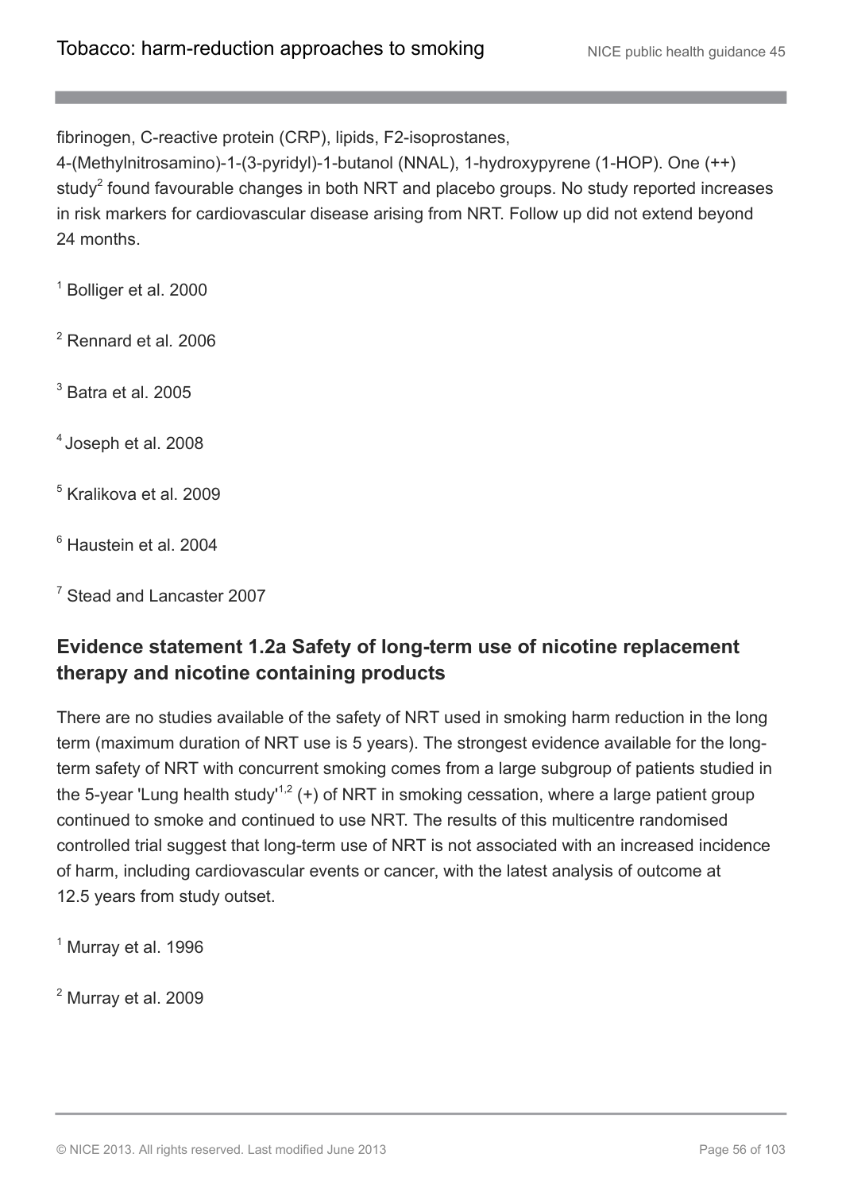fibrinogen, C-reactive protein (CRP), lipids, F2-isoprostanes, 4-(Methylnitrosamino)-1-(3-pyridyl)-1-butanol (NNAL), 1-hydroxypyrene (1-HOP). One (++) study[2] found favourable changes in both NRT and placebo groups. No study reported increases in risk markers for cardiovascular disease arising from NRT. Follow up did not extend beyond 24 months.

[1] Bolliger et al. 2000

[2] Rennard et al. 2006

[3] Batra et al. 2005

[4] Joseph et al. 2008

[5] Kralikova et al. 2009

[6] Haustein et al. 2004

[7] Stead and Lancaster 2007

### Evidence statement 1.2a Safety of long-term use of nicotine replacement therapy and nicotine containing products

There are no studies available of the safety of NRT used in smoking harm reduction in the long term (maximum duration of NRT use is 5 years). The strongest evidence available for the long-term safety of NRT with concurrent smoking comes from a large subgroup of patients studied in the 5-year 'Lung health study'[1,2] (+) of NRT in smoking cessation, where a large patient group continued to smoke and continued to use NRT. The results of this multicentre randomised controlled trial suggest that long-term use of NRT is not associated with an increased incidence of harm, including cardiovascular events or cancer, with the latest analysis of outcome at 12.5 years from study outset.

[1] Murray et al. 1996

[2] Murray et al. 2009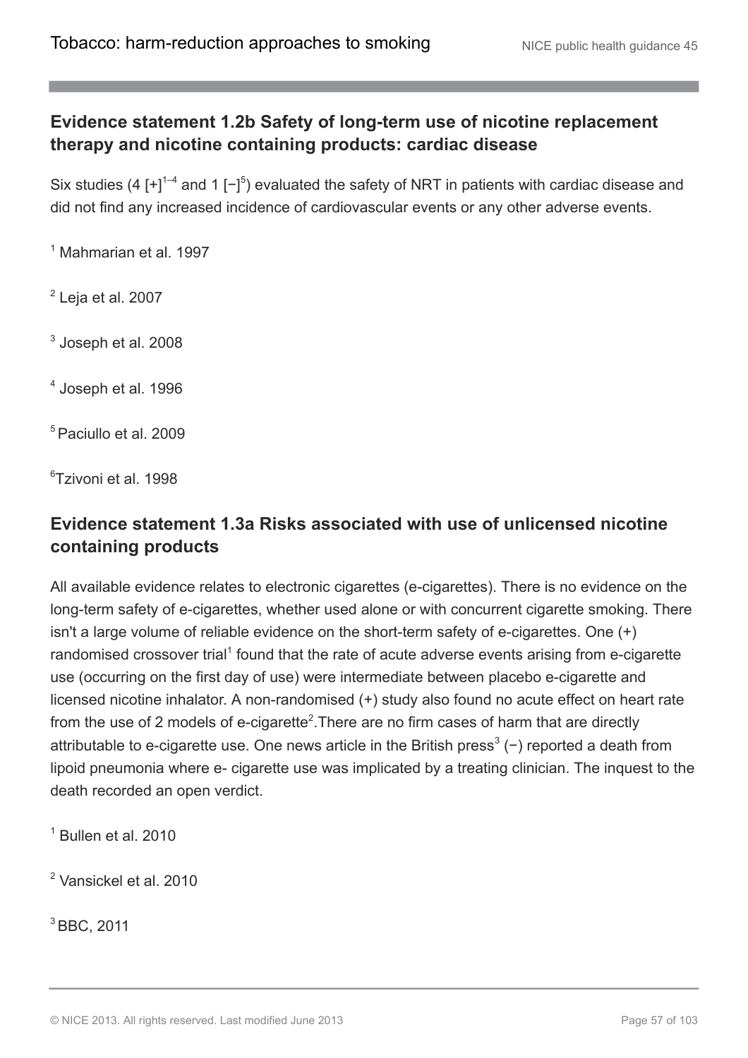### Evidence statement 1.2b Safety of long-term use of nicotine replacement therapy and nicotine containing products: cardiac disease

Six studies (4 [+][1–4] and 1 [−][5]) evaluated the safety of NRT in patients with cardiac disease and did not find any increased incidence of cardiovascular events or any other adverse events.

[1] Mahmarian et al. 1997

[2] Leja et al. 2007

[3] Joseph et al. 2008

[4] Joseph et al. 1996

[5] Paciullo et al. 2009

[6] Tzivoni et al. 1998

### Evidence statement 1.3a Risks associated with use of unlicensed nicotine containing products

All available evidence relates to electronic cigarettes (e-cigarettes). There is no evidence on the long-term safety of e-cigarettes, whether used alone or with concurrent cigarette smoking. There isn't a large volume of reliable evidence on the short-term safety of e-cigarettes. One (+) randomised crossover trial[1] found that the rate of acute adverse events arising from e-cigarette use (occurring on the first day of use) were intermediate between placebo e-cigarette and licensed nicotine inhalator. A non-randomised (+) study also found no acute effect on heart rate from the use of 2 models of e-cigarette[2].There are no firm cases of harm that are directly attributable to e-cigarette use. One news article in the British press[3] (−) reported a death from lipoid pneumonia where e- cigarette use was implicated by a treating clinician. The inquest to the death recorded an open verdict.

[1] Bullen et al. 2010

[2] Vansickel et al. 2010

[3] BBC, 2011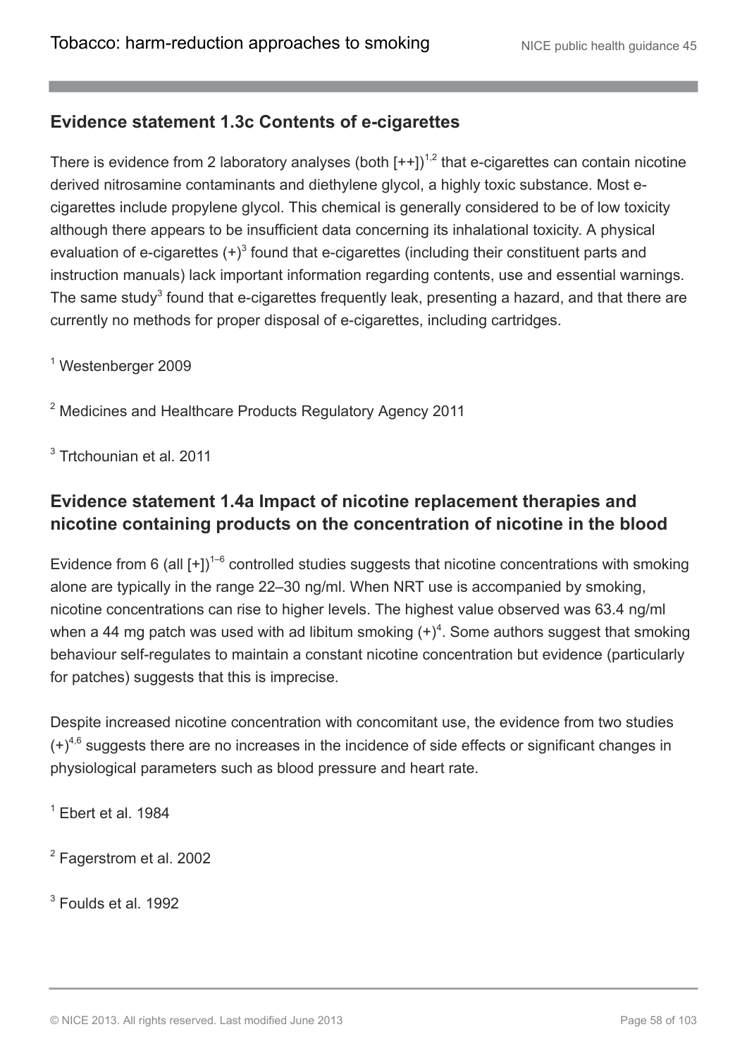### Evidence statement 1.3c Contents of e-cigarettes

There is evidence from 2 laboratory analyses (both [++])[1,2] that e-cigarettes can contain nicotine derived nitrosamine contaminants and diethylene glycol, a highly toxic substance. Most e-cigarettes include propylene glycol. This chemical is generally considered to be of low toxicity although there appears to be insufficient data concerning its inhalational toxicity. A physical evaluation of e-cigarettes (+)[3] found that e-cigarettes (including their constituent parts and instruction manuals) lack important information regarding contents, use and essential warnings. The same study[3] found that e-cigarettes frequently leak, presenting a hazard, and that there are currently no methods for proper disposal of e-cigarettes, including cartridges.

[1] Westenberger 2009

[2] Medicines and Healthcare Products Regulatory Agency 2011

[3] Trtchounian et al. 2011

### Evidence statement 1.4a Impact of nicotine replacement therapies and nicotine containing products on the concentration of nicotine in the blood

Evidence from 6 (all [+])[1–6] controlled studies suggests that nicotine concentrations with smoking alone are typically in the range 22–30 ng/ml. When NRT use is accompanied by smoking, nicotine concentrations can rise to higher levels. The highest value observed was 63.4 ng/ml when a 44 mg patch was used with ad libitum smoking (+)[4]. Some authors suggest that smoking behaviour self-regulates to maintain a constant nicotine concentration but evidence (particularly for patches) suggests that this is imprecise.

Despite increased nicotine concentration with concomitant use, the evidence from two studies (+)[4,6] suggests there are no increases in the incidence of side effects or significant changes in physiological parameters such as blood pressure and heart rate.

[1] Ebert et al. 1984

[2] Fagerstrom et al. 2002

[3] Foulds et al. 1992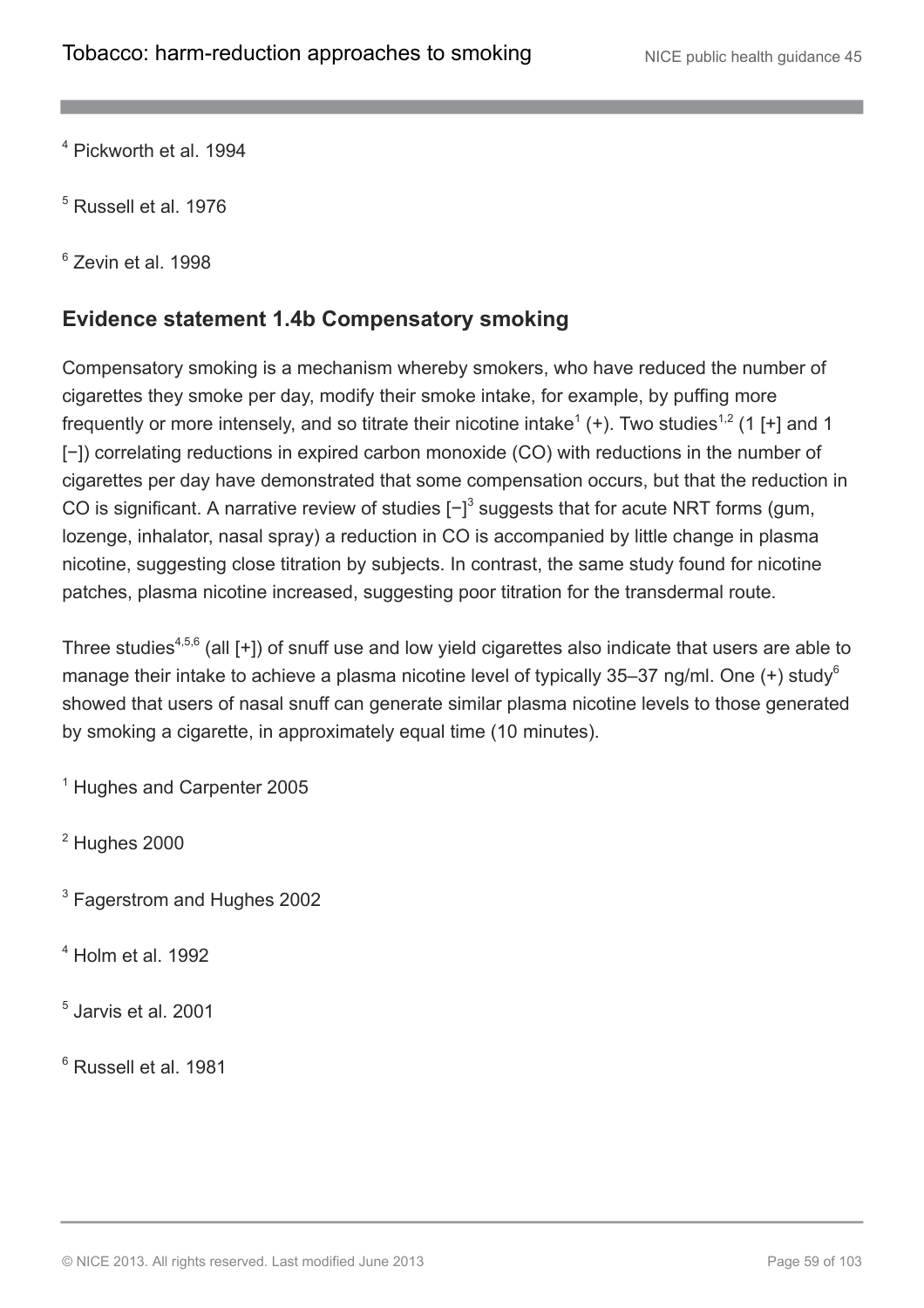[4] Pickworth et al. 1994

[5] Russell et al. 1976

[6] Zevin et al. 1998

### Evidence statement 1.4b Compensatory smoking

Compensatory smoking is a mechanism whereby smokers, who have reduced the number of cigarettes they smoke per day, modify their smoke intake, for example, by puffing more frequently or more intensely, and so titrate their nicotine intake[1] (+). Two studies[1,2] (1 [+] and 1 [−]) correlating reductions in expired carbon monoxide (CO) with reductions in the number of cigarettes per day have demonstrated that some compensation occurs, but that the reduction in CO is significant. A narrative review of studies [−][3] suggests that for acute NRT forms (gum, lozenge, inhalator, nasal spray) a reduction in CO is accompanied by little change in plasma nicotine, suggesting close titration by subjects. In contrast, the same study found for nicotine patches, plasma nicotine increased, suggesting poor titration for the transdermal route.

Three studies[4,5,6] (all [+]) of snuff use and low yield cigarettes also indicate that users are able to manage their intake to achieve a plasma nicotine level of typically 35–37 ng/ml. One (+) study[6] showed that users of nasal snuff can generate similar plasma nicotine levels to those generated by smoking a cigarette, in approximately equal time (10 minutes).

[1] Hughes and Carpenter 2005

[2] Hughes 2000

[3] Fagerstrom and Hughes 2002

[4] Holm et al. 1992

[5] Jarvis et al. 2001

[6] Russell et al. 1981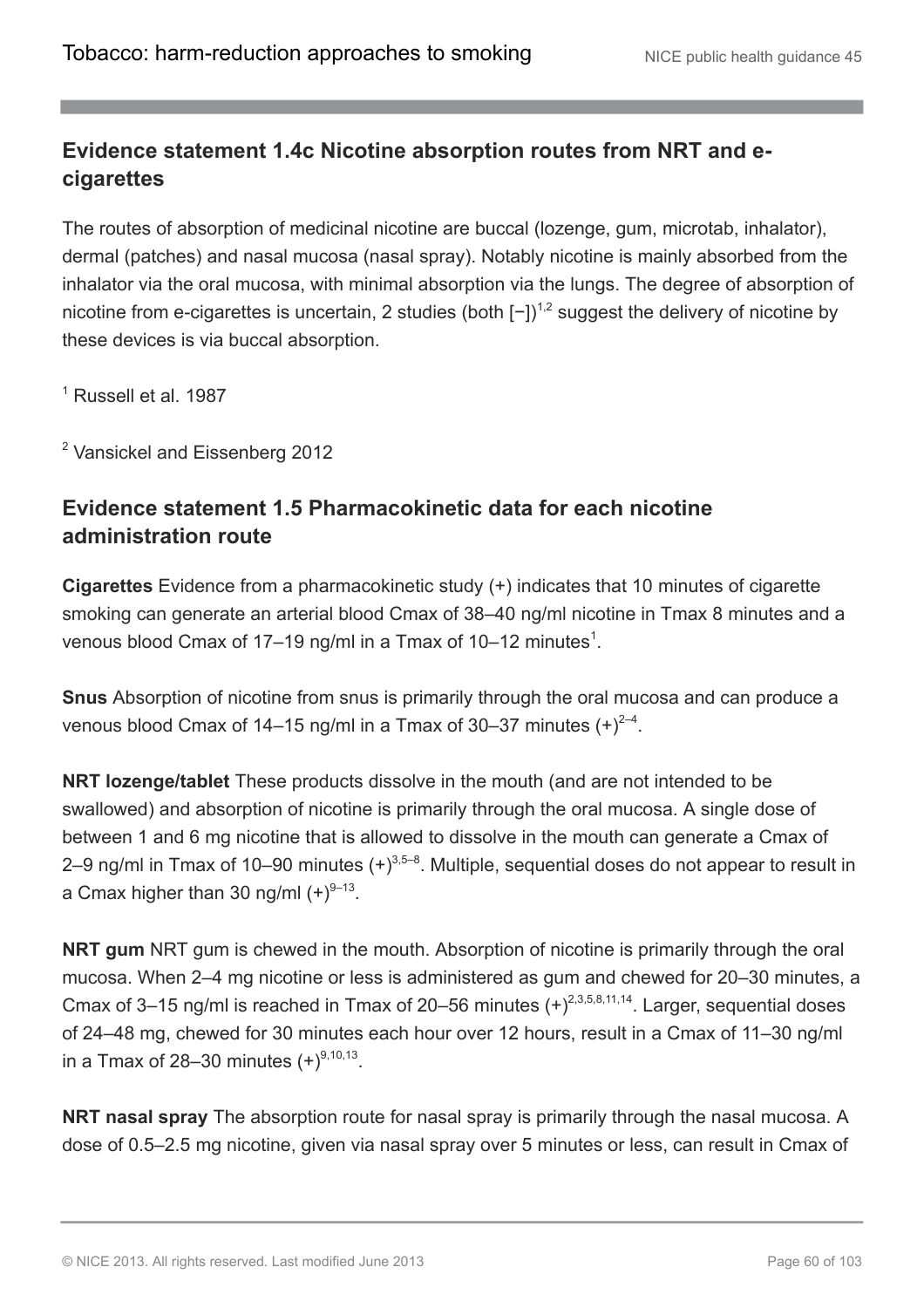## Evidence statement 1.4c Nicotine absorption routes from NRT and e-cigarettes

The routes of absorption of medicinal nicotine are buccal (lozenge, gum, microtab, inhalator), dermal (patches) and nasal mucosa (nasal spray). Notably nicotine is mainly absorbed from the inhalator via the oral mucosa, with minimal absorption via the lungs. The degree of absorption of nicotine from e-cigarettes is uncertain, 2 studies (both [−])[1,2] suggest the delivery of nicotine by these devices is via buccal absorption.

[1] Russell et al. 1987

[2] Vansickel and Eissenberg 2012

## Evidence statement 1.5 Pharmacokinetic data for each nicotine administration route

**Cigarettes** Evidence from a pharmacokinetic study (+) indicates that 10 minutes of cigarette smoking can generate an arterial blood Cmax of 38–40 ng/ml nicotine in Tmax 8 minutes and a venous blood Cmax of 17–19 ng/ml in a Tmax of 10–12 minutes[1].

**Snus** Absorption of nicotine from snus is primarily through the oral mucosa and can produce a venous blood Cmax of 14–15 ng/ml in a Tmax of 30–37 minutes (+)[2–4].

**NRT lozenge/tablet** These products dissolve in the mouth (and are not intended to be swallowed) and absorption of nicotine is primarily through the oral mucosa. A single dose of between 1 and 6 mg nicotine that is allowed to dissolve in the mouth can generate a Cmax of 2–9 ng/ml in Tmax of 10–90 minutes (+)[3,5–8]. Multiple, sequential doses do not appear to result in a Cmax higher than 30 ng/ml (+)[9–13].

**NRT gum** NRT gum is chewed in the mouth. Absorption of nicotine is primarily through the oral mucosa. When 2–4 mg nicotine or less is administered as gum and chewed for 20–30 minutes, a Cmax of 3–15 ng/ml is reached in Tmax of 20–56 minutes (+)[2,3,5,8,11,14]. Larger, sequential doses of 24–48 mg, chewed for 30 minutes each hour over 12 hours, result in a Cmax of 11–30 ng/ml in a Tmax of 28–30 minutes (+)[9,10,13].

**NRT nasal spray** The absorption route for nasal spray is primarily through the nasal mucosa. A dose of 0.5–2.5 mg nicotine, given via nasal spray over 5 minutes or less, can result in Cmax of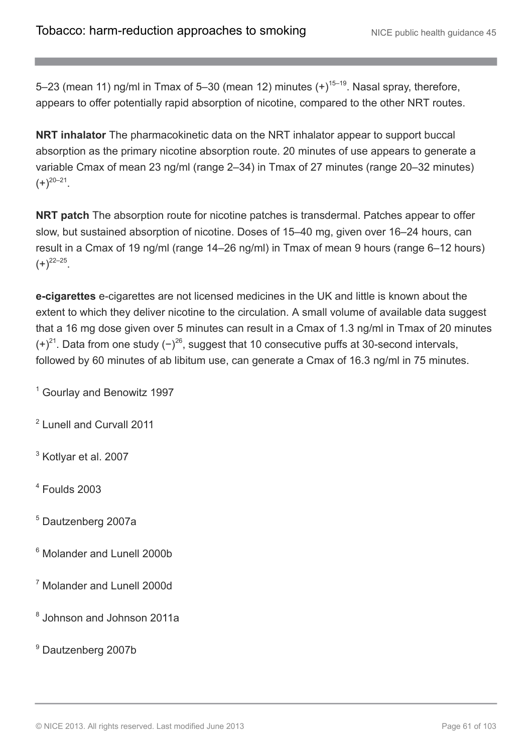5–23 (mean 11) ng/ml in Tmax of 5–30 (mean 12) minutes (+)[15–19]. Nasal spray, therefore, appears to offer potentially rapid absorption of nicotine, compared to the other NRT routes.

**NRT inhalator** The pharmacokinetic data on the NRT inhalator appear to support buccal absorption as the primary nicotine absorption route. 20 minutes of use appears to generate a variable Cmax of mean 23 ng/ml (range 2–34) in Tmax of 27 minutes (range 20–32 minutes) (+)[20–21].

**NRT patch** The absorption route for nicotine patches is transdermal. Patches appear to offer slow, but sustained absorption of nicotine. Doses of 15–40 mg, given over 16–24 hours, can result in a Cmax of 19 ng/ml (range 14–26 ng/ml) in Tmax of mean 9 hours (range 6–12 hours) (+)[22–25].

**e-cigarettes** e-cigarettes are not licensed medicines in the UK and little is known about the extent to which they deliver nicotine to the circulation. A small volume of available data suggest that a 16 mg dose given over 5 minutes can result in a Cmax of 1.3 ng/ml in Tmax of 20 minutes (+)[21]. Data from one study (−)[26], suggest that 10 consecutive puffs at 30-second intervals, followed by 60 minutes of ab libitum use, can generate a Cmax of 16.3 ng/ml in 75 minutes.

[1] Gourlay and Benowitz 1997

[2] Lunell and Curvall 2011

[3] Kotlyar et al. 2007

[4] Foulds 2003

[5] Dautzenberg 2007a

[6] Molander and Lunell 2000b

[7] Molander and Lunell 2000d

[8] Johnson and Johnson 2011a

[9] Dautzenberg 2007b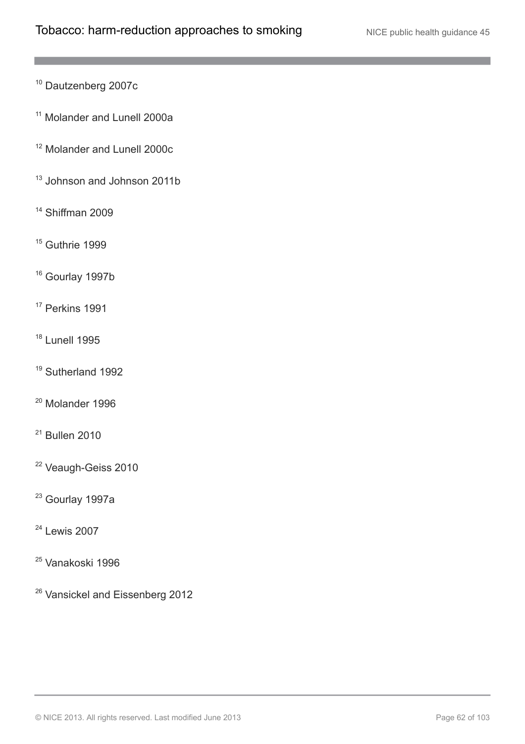[10] Dautzenberg 2007c

[11] Molander and Lunell 2000a

[12] Molander and Lunell 2000c

[13] Johnson and Johnson 2011b

[14] Shiffman 2009

[15] Guthrie 1999

[16] Gourlay 1997b

[17] Perkins 1991

[18] Lunell 1995

[19] Sutherland 1992

[20] Molander 1996

[21] Bullen 2010

[22] Veaugh-Geiss 2010

[23] Gourlay 1997a

[24] Lewis 2007

[25] Vanakoski 1996

[26] Vansickel and Eissenberg 2012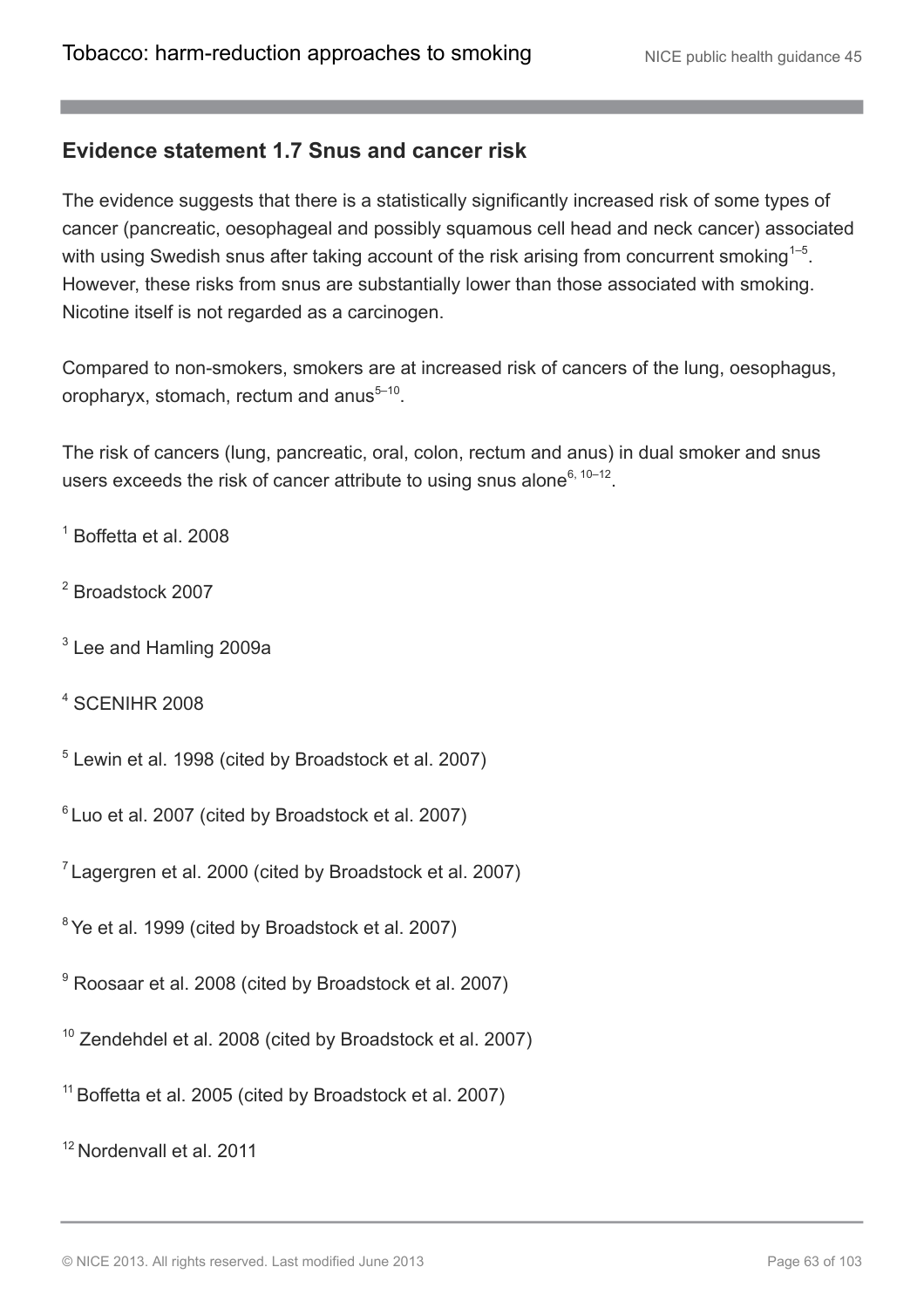## Evidence statement 1.7 Snus and cancer risk

The evidence suggests that there is a statistically significantly increased risk of some types of cancer (pancreatic, oesophageal and possibly squamous cell head and neck cancer) associated with using Swedish snus after taking account of the risk arising from concurrent smoking[1–5]. However, these risks from snus are substantially lower than those associated with smoking. Nicotine itself is not regarded as a carcinogen.

Compared to non-smokers, smokers are at increased risk of cancers of the lung, oesophagus, oropharyx, stomach, rectum and anus[5–10].

The risk of cancers (lung, pancreatic, oral, colon, rectum and anus) in dual smoker and snus users exceeds the risk of cancer attribute to using snus alone[6, 10–12].

[1] Boffetta et al. 2008

[2] Broadstock 2007

[3] Lee and Hamling 2009a

[4] SCENIHR 2008

[5] Lewin et al. 1998 (cited by Broadstock et al. 2007)

[6] Luo et al. 2007 (cited by Broadstock et al. 2007)

[7] Lagergren et al. 2000 (cited by Broadstock et al. 2007)

[8] Ye et al. 1999 (cited by Broadstock et al. 2007)

[9] Roosaar et al. 2008 (cited by Broadstock et al. 2007)

[10] Zendehdel et al. 2008 (cited by Broadstock et al. 2007)

[11] Boffetta et al. 2005 (cited by Broadstock et al. 2007)

[12] Nordenvall et al. 2011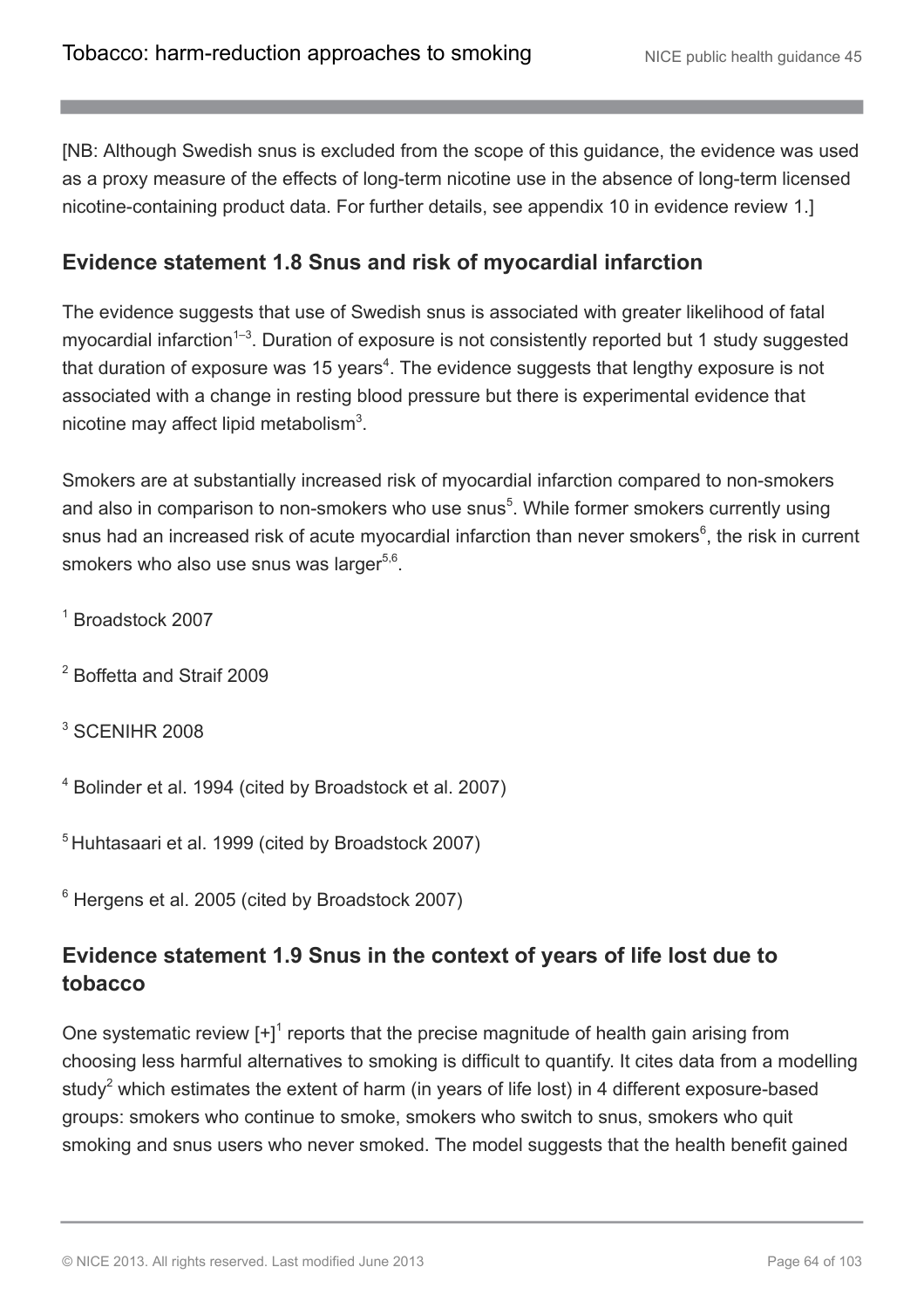[NB: Although Swedish snus is excluded from the scope of this guidance, the evidence was used as a proxy measure of the effects of long-term nicotine use in the absence of long-term licensed nicotine-containing product data. For further details, see appendix 10 in evidence review 1.]

### Evidence statement 1.8 Snus and risk of myocardial infarction

The evidence suggests that use of Swedish snus is associated with greater likelihood of fatal myocardial infarction[1–3]. Duration of exposure is not consistently reported but 1 study suggested that duration of exposure was 15 years[4]. The evidence suggests that lengthy exposure is not associated with a change in resting blood pressure but there is experimental evidence that nicotine may affect lipid metabolism[3].

Smokers are at substantially increased risk of myocardial infarction compared to non-smokers and also in comparison to non-smokers who use snus[5]. While former smokers currently using snus had an increased risk of acute myocardial infarction than never smokers[6], the risk in current smokers who also use snus was larger[5,6].

[1] Broadstock 2007

[2] Boffetta and Straif 2009

[3] SCENIHR 2008

[4] Bolinder et al. 1994 (cited by Broadstock et al. 2007)

[5] Huhtasaari et al. 1999 (cited by Broadstock 2007)

[6] Hergens et al. 2005 (cited by Broadstock 2007)

### Evidence statement 1.9 Snus in the context of years of life lost due to tobacco

One systematic review [+][1] reports that the precise magnitude of health gain arising from choosing less harmful alternatives to smoking is difficult to quantify. It cites data from a modelling study[2] which estimates the extent of harm (in years of life lost) in 4 different exposure-based groups: smokers who continue to smoke, smokers who switch to snus, smokers who quit smoking and snus users who never smoked. The model suggests that the health benefit gained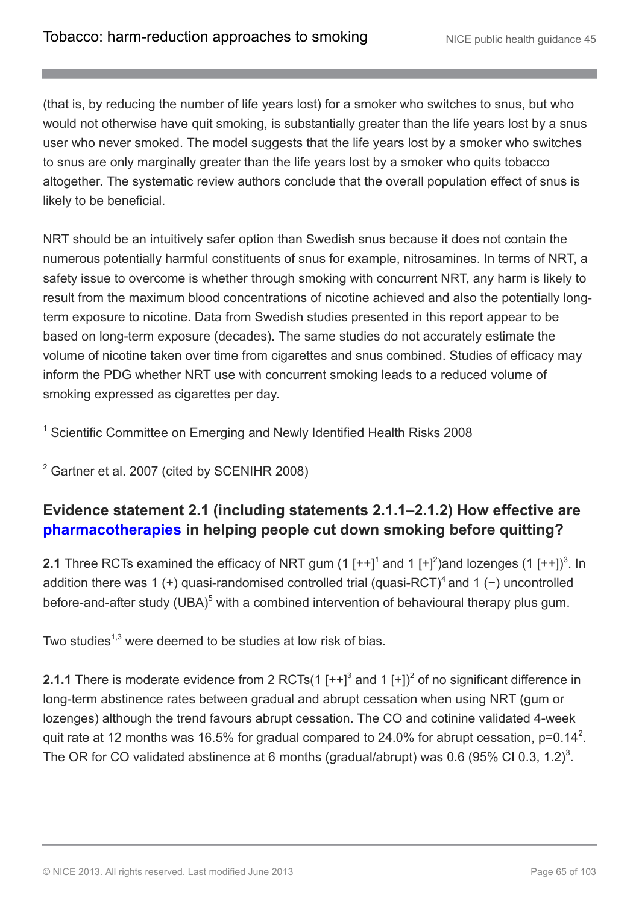(that is, by reducing the number of life years lost) for a smoker who switches to snus, but who would not otherwise have quit smoking, is substantially greater than the life years lost by a snus user who never smoked. The model suggests that the life years lost by a smoker who switches to snus are only marginally greater than the life years lost by a smoker who quits tobacco altogether. The systematic review authors conclude that the overall population effect of snus is likely to be beneficial.

NRT should be an intuitively safer option than Swedish snus because it does not contain the numerous potentially harmful constituents of snus for example, nitrosamines. In terms of NRT, a safety issue to overcome is whether through smoking with concurrent NRT, any harm is likely to result from the maximum blood concentrations of nicotine achieved and also the potentially long-term exposure to nicotine. Data from Swedish studies presented in this report appear to be based on long-term exposure (decades). The same studies do not accurately estimate the volume of nicotine taken over time from cigarettes and snus combined. Studies of efficacy may inform the PDG whether NRT use with concurrent smoking leads to a reduced volume of smoking expressed as cigarettes per day.

[1] Scientific Committee on Emerging and Newly Identified Health Risks 2008

[2] Gartner et al. 2007 (cited by SCENIHR 2008)

### Evidence statement 2.1 (including statements 2.1.1–2.1.2) How effective are pharmacotherapies in helping people cut down smoking before quitting?

**2.1** Three RCTs examined the efficacy of NRT gum (1 [++][1] and 1 [+][2])and lozenges (1 [++])[3]. In addition there was 1 (+) quasi-randomised controlled trial (quasi-RCT)[4] and 1 (−) uncontrolled before-and-after study (UBA)[5] with a combined intervention of behavioural therapy plus gum.

Two studies[1,3] were deemed to be studies at low risk of bias.

**2.1.1** There is moderate evidence from 2 RCTs(1 [++][3] and 1 [+])[2] of no significant difference in long-term abstinence rates between gradual and abrupt cessation when using NRT (gum or lozenges) although the trend favours abrupt cessation. The CO and cotinine validated 4-week quit rate at 12 months was 16.5% for gradual compared to 24.0% for abrupt cessation, $p=0.14$[2]. The OR for CO validated abstinence at 6 months (gradual/abrupt) was 0.6 (95% CI 0.3, 1.2)[3].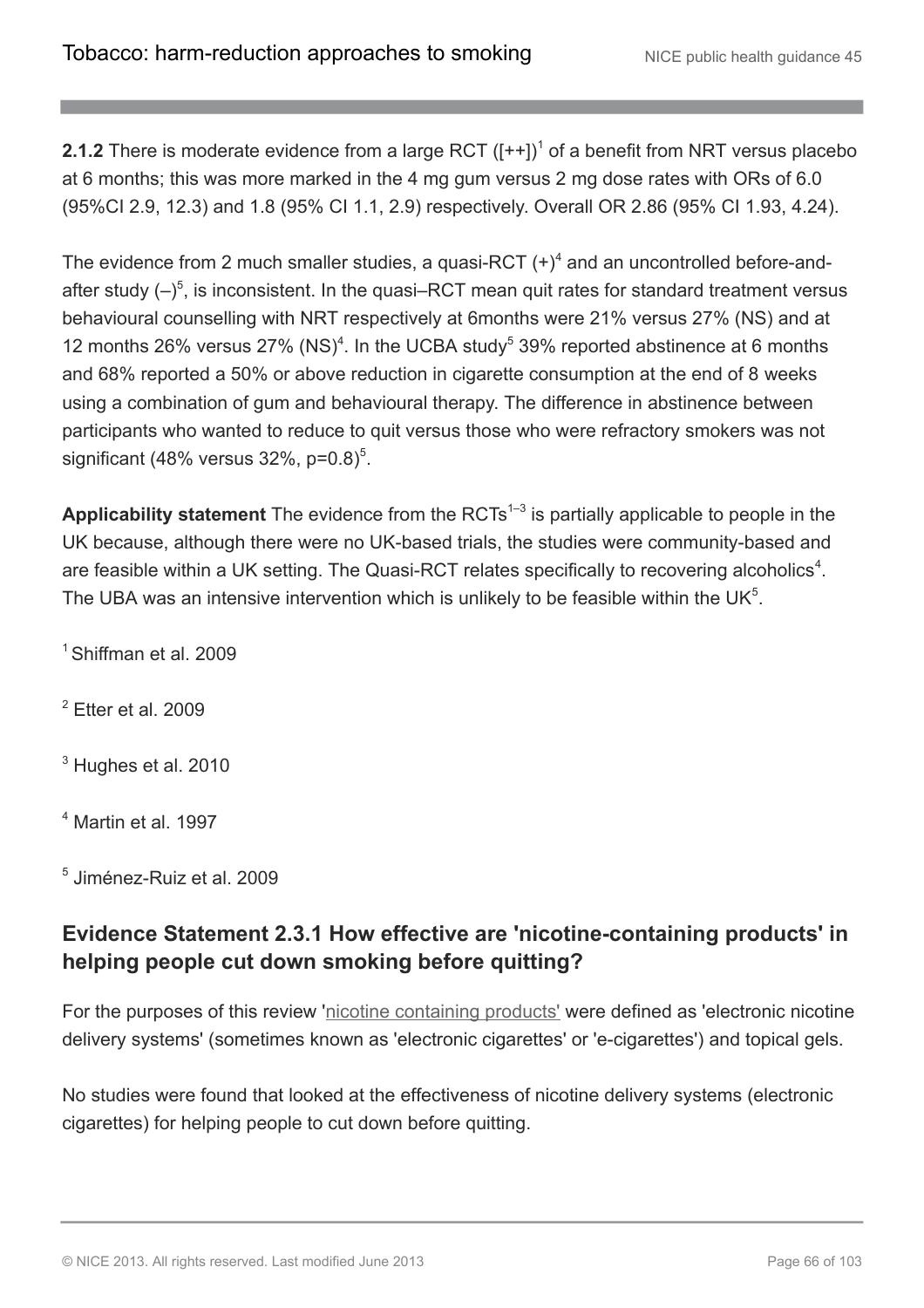**2.1.2** There is moderate evidence from a large RCT ([++])[1] of a benefit from NRT versus placebo at 6 months; this was more marked in the 4 mg gum versus 2 mg dose rates with ORs of 6.0 (95%CI 2.9, 12.3) and 1.8 (95% CI 1.1, 2.9) respectively. Overall OR 2.86 (95% CI 1.93, 4.24).

The evidence from 2 much smaller studies, a quasi-RCT (+)[4] and an uncontrolled before-and-after study (–)[5], is inconsistent. In the quasi–RCT mean quit rates for standard treatment versus behavioural counselling with NRT respectively at 6months were 21% versus 27% (NS) and at 12 months 26% versus 27% (NS)[4]. In the UCBA study[5] 39% reported abstinence at 6 months and 68% reported a 50% or above reduction in cigarette consumption at the end of 8 weeks using a combination of gum and behavioural therapy. The difference in abstinence between participants who wanted to reduce to quit versus those who were refractory smokers was not significant (48% versus 32%, p=0.8)[5].

**Applicability statement** The evidence from the RCTs[1–3] is partially applicable to people in the UK because, although there were no UK-based trials, the studies were community-based and are feasible within a UK setting. The Quasi-RCT relates specifically to recovering alcoholics[4]. The UBA was an intensive intervention which is unlikely to be feasible within the UK[5].

[1] Shiffman et al. 2009

[2] Etter et al. 2009

[3] Hughes et al. 2010

[4] Martin et al. 1997

[5] Jiménez-Ruiz et al. 2009

### Evidence Statement 2.3.1 How effective are 'nicotine-containing products' in helping people cut down smoking before quitting?

For the purposes of this review 'nicotine containing products' were defined as 'electronic nicotine delivery systems' (sometimes known as 'electronic cigarettes' or 'e-cigarettes') and topical gels.

No studies were found that looked at the effectiveness of nicotine delivery systems (electronic cigarettes) for helping people to cut down before quitting.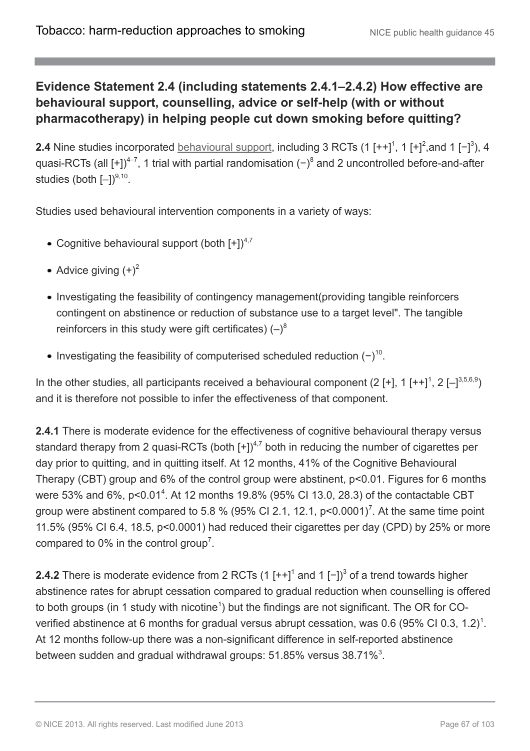## Evidence Statement 2.4 (including statements 2.4.1–2.4.2) How effective are behavioural support, counselling, advice or self-help (with or without pharmacotherapy) in helping people cut down smoking before quitting?

**2.4** Nine studies incorporated behavioural support, including 3 RCTs (1 [++][1], 1 [+][2],and 1 [−][3]), 4 quasi-RCTs (all [+])[4–7], 1 trial with partial randomisation (−)[8] and 2 uncontrolled before-and-after studies (both [–])[9,10].

Studies used behavioural intervention components in a variety of ways:

- Cognitive behavioural support (both [+])[4,7]
- Advice giving (+)[2]
- Investigating the feasibility of contingency management(providing tangible reinforcers contingent on abstinence or reduction of substance use to a target level". The tangible reinforcers in this study were gift certificates) (–)[8]
- Investigating the feasibility of computerised scheduled reduction (−)[10].

In the other studies, all participants received a behavioural component (2 [+], 1 [++][1], 2 [–][3,5,6,9]) and it is therefore not possible to infer the effectiveness of that component.

**2.4.1** There is moderate evidence for the effectiveness of cognitive behavioural therapy versus standard therapy from 2 quasi-RCTs (both [+])[4,7] both in reducing the number of cigarettes per day prior to quitting, and in quitting itself. At 12 months, 41% of the Cognitive Behavioural Therapy (CBT) group and 6% of the control group were abstinent, $p<0.01$. Figures for 6 months were 53% and 6%, $p<0.01$[4]. At 12 months 19.8% (95% CI 13.0, 28.3) of the contactable CBT group were abstinent compared to 5.8 % (95% CI 2.1, 12.1, $p<0.0001$)[7]. At the same time point 11.5% (95% CI 6.4, 18.5, $p<0.0001$) had reduced their cigarettes per day (CPD) by 25% or more compared to 0% in the control group[7].

**2.4.2** There is moderate evidence from 2 RCTs (1 [++][1] and 1 [−])[3] of a trend towards higher abstinence rates for abrupt cessation compared to gradual reduction when counselling is offered to both groups (in 1 study with nicotine[1]) but the findings are not significant. The OR for CO-verified abstinence at 6 months for gradual versus abrupt cessation, was 0.6 (95% CI 0.3, 1.2)[1]. At 12 months follow-up there was a non-significant difference in self-reported abstinence between sudden and gradual withdrawal groups: 51.85% versus 38.71%[3].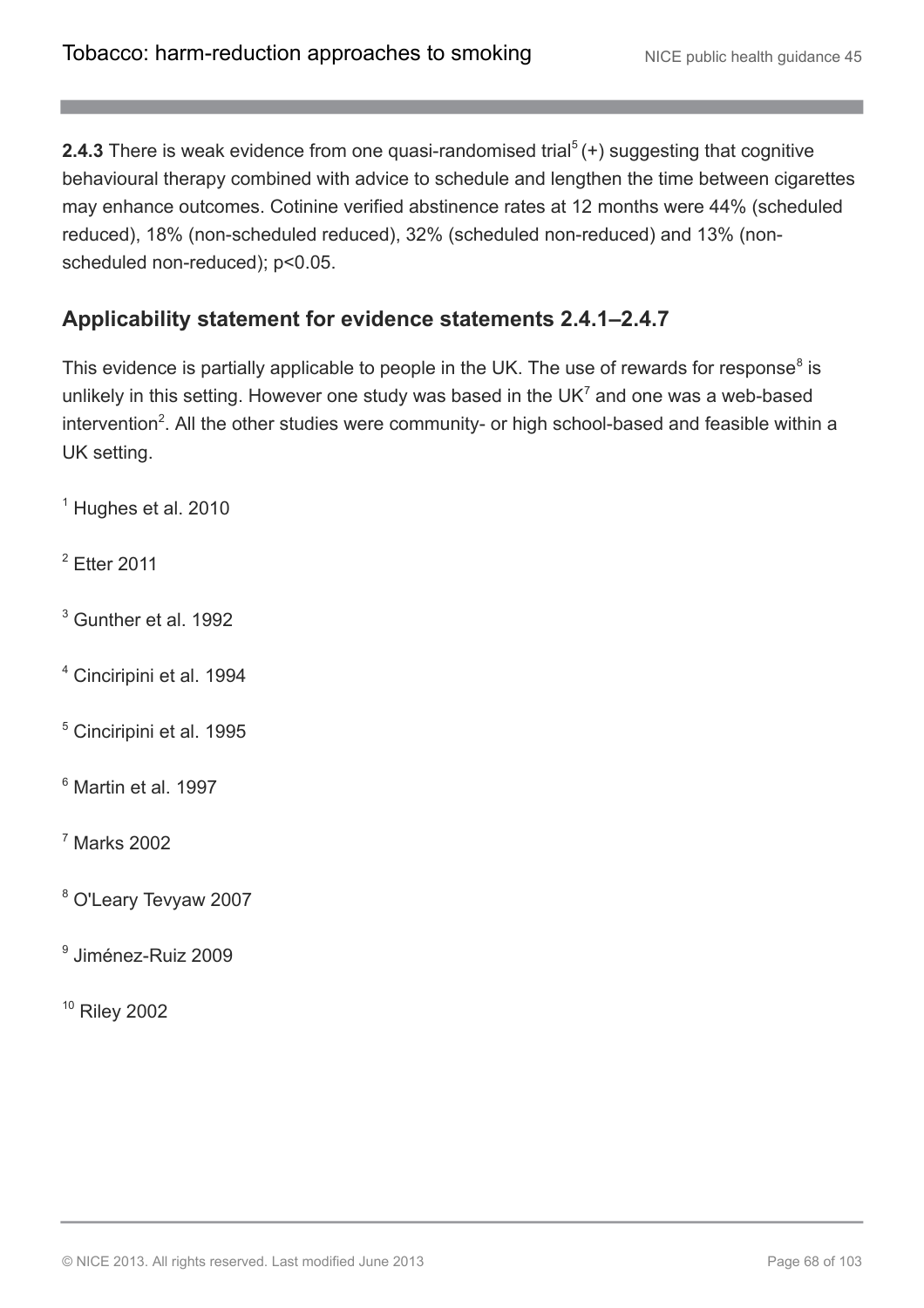**2.4.3** There is weak evidence from one quasi-randomised trial[5] (+) suggesting that cognitive behavioural therapy combined with advice to schedule and lengthen the time between cigarettes may enhance outcomes. Cotinine verified abstinence rates at 12 months were 44% (scheduled reduced), 18% (non-scheduled reduced), 32% (scheduled non-reduced) and 13% (non-scheduled non-reduced); $p<0.05$.

### Applicability statement for evidence statements 2.4.1–2.4.7

This evidence is partially applicable to people in the UK. The use of rewards for response[8] is unlikely in this setting. However one study was based in the UK[7] and one was a web-based intervention[2]. All the other studies were community- or high school-based and feasible within a UK setting.

[1] Hughes et al. 2010

[2] Etter 2011

[3] Gunther et al. 1992

[4] Cinciripini et al. 1994

[5] Cinciripini et al. 1995

[6] Martin et al. 1997

[7] Marks 2002

[8] O'Leary Tevyaw 2007

[9] Jiménez-Ruiz 2009

[10] Riley 2002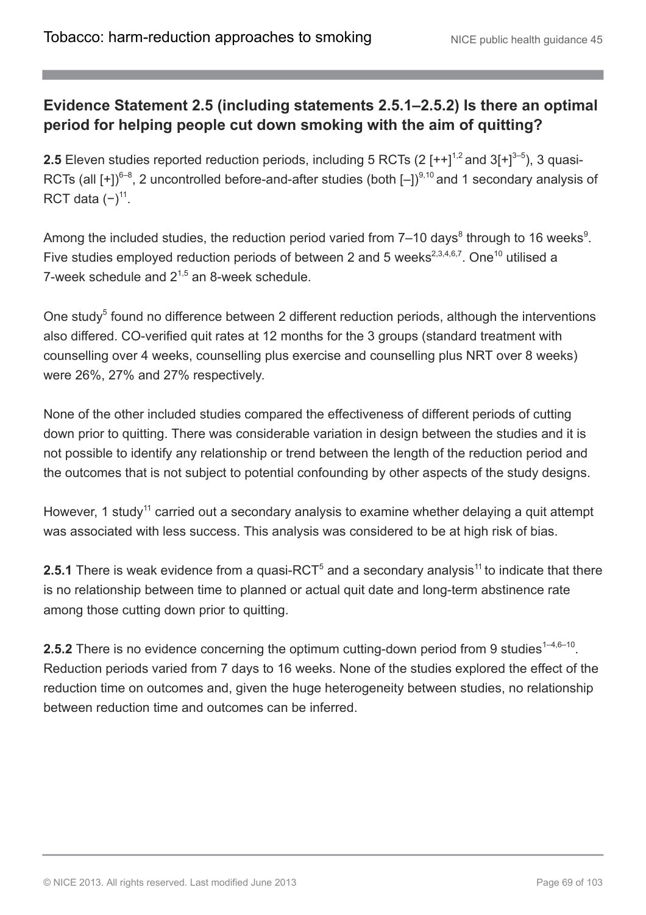## Evidence Statement 2.5 (including statements 2.5.1–2.5.2) Is there an optimal period for helping people cut down smoking with the aim of quitting?

**2.5** Eleven studies reported reduction periods, including 5 RCTs (2 [++][1,2] and 3[+][3–5]), 3 quasi-RCTs (all [+])[6–8], 2 uncontrolled before-and-after studies (both [–])[9,10] and 1 secondary analysis of RCT data (−)[11].

Among the included studies, the reduction period varied from 7–10 days[8] through to 16 weeks[9]. Five studies employed reduction periods of between 2 and 5 weeks[2,3,4,6,7]. One[10] utilised a 7-week schedule and 2[1,5] an 8-week schedule.

One study[5] found no difference between 2 different reduction periods, although the interventions also differed. CO-verified quit rates at 12 months for the 3 groups (standard treatment with counselling over 4 weeks, counselling plus exercise and counselling plus NRT over 8 weeks) were 26%, 27% and 27% respectively.

None of the other included studies compared the effectiveness of different periods of cutting down prior to quitting. There was considerable variation in design between the studies and it is not possible to identify any relationship or trend between the length of the reduction period and the outcomes that is not subject to potential confounding by other aspects of the study designs.

However, 1 study[11] carried out a secondary analysis to examine whether delaying a quit attempt was associated with less success. This analysis was considered to be at high risk of bias.

**2.5.1** There is weak evidence from a quasi-RCT[5] and a secondary analysis[11] to indicate that there is no relationship between time to planned or actual quit date and long-term abstinence rate among those cutting down prior to quitting.

**2.5.2** There is no evidence concerning the optimum cutting-down period from 9 studies[1–4,6–10]. Reduction periods varied from 7 days to 16 weeks. None of the studies explored the effect of the reduction time on outcomes and, given the huge heterogeneity between studies, no relationship between reduction time and outcomes can be inferred.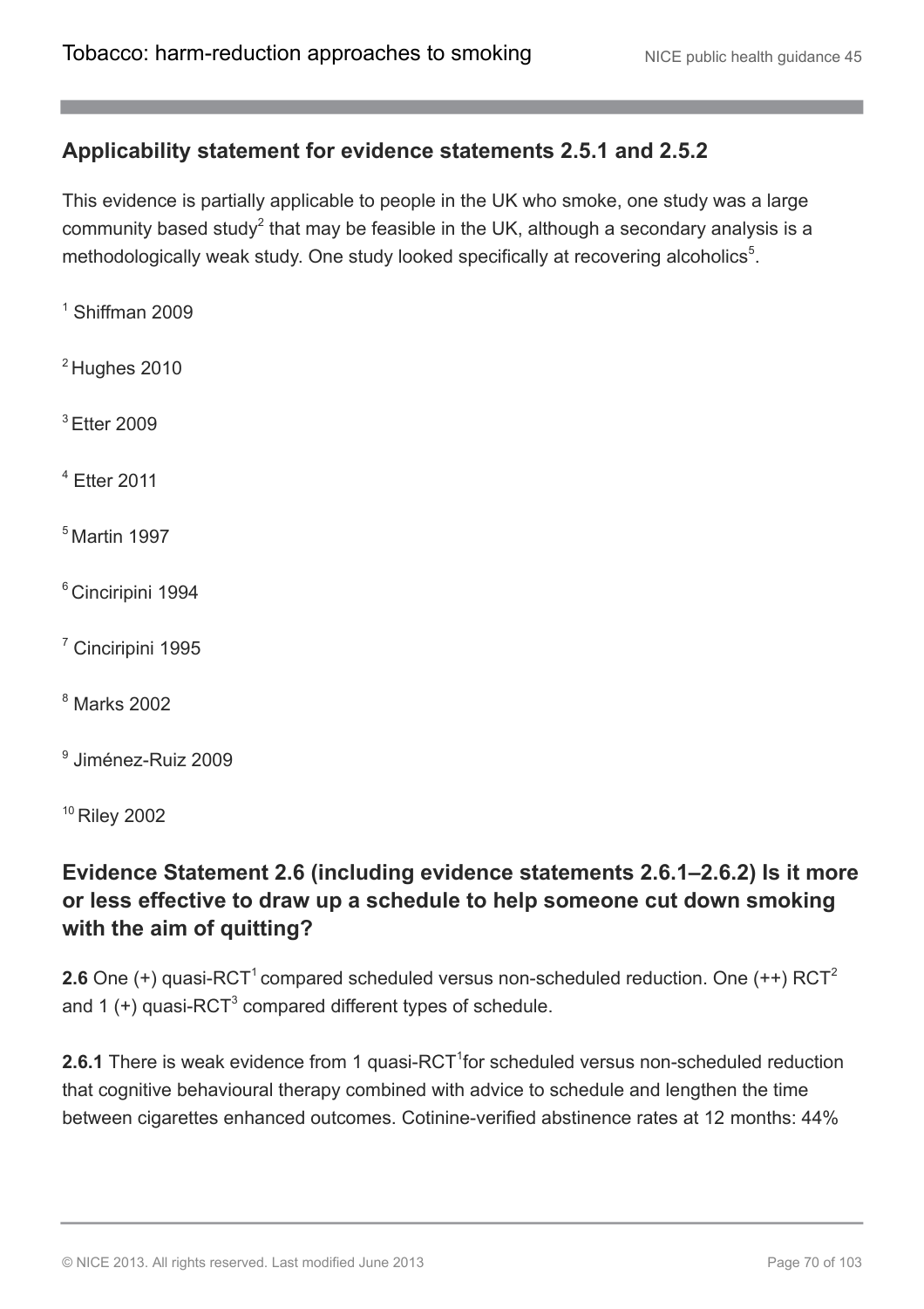### Applicability statement for evidence statements 2.5.1 and 2.5.2

This evidence is partially applicable to people in the UK who smoke, one study was a large community based study[2] that may be feasible in the UK, although a secondary analysis is a methodologically weak study. One study looked specifically at recovering alcoholics[5].

[1] Shiffman 2009

[2] Hughes 2010

[3] Etter 2009

[4] Etter 2011

[5] Martin 1997

[6] Cinciripini 1994

[7] Cinciripini 1995

[8] Marks 2002

[9] Jiménez-Ruiz 2009

[10] Riley 2002

### Evidence Statement 2.6 (including evidence statements 2.6.1–2.6.2) Is it more or less effective to draw up a schedule to help someone cut down smoking with the aim of quitting?

**2.6** One (+) quasi-RCT[1] compared scheduled versus non-scheduled reduction. One (++) RCT[2] and 1 (+) quasi-RCT[3] compared different types of schedule.

**2.6.1** There is weak evidence from 1 quasi-RCT[1] for scheduled versus non-scheduled reduction that cognitive behavioural therapy combined with advice to schedule and lengthen the time between cigarettes enhanced outcomes. Cotinine-verified abstinence rates at 12 months: 44%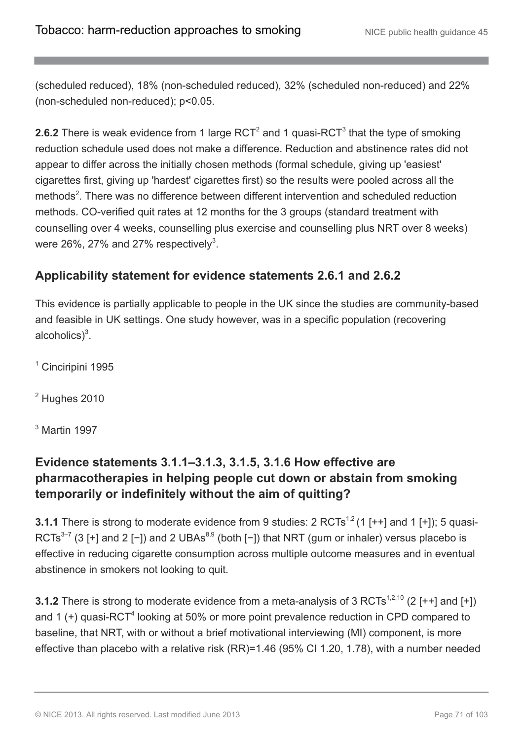(scheduled reduced), 18% (non-scheduled reduced), 32% (scheduled non-reduced) and 22% (non-scheduled non-reduced); $p<0.05$.

**2.6.2** There is weak evidence from 1 large RCT[2] and 1 quasi-RCT[3] that the type of smoking reduction schedule used does not make a difference. Reduction and abstinence rates did not appear to differ across the initially chosen methods (formal schedule, giving up 'easiest' cigarettes first, giving up 'hardest' cigarettes first) so the results were pooled across all the methods[2]. There was no difference between different intervention and scheduled reduction methods. CO-verified quit rates at 12 months for the 3 groups (standard treatment with counselling over 4 weeks, counselling plus exercise and counselling plus NRT over 8 weeks) were 26%, 27% and 27% respectively[3].

### Applicability statement for evidence statements 2.6.1 and 2.6.2

This evidence is partially applicable to people in the UK since the studies are community-based and feasible in UK settings. One study however, was in a specific population (recovering alcoholics)[3].

[1] Cinciripini 1995

[2] Hughes 2010

[3] Martin 1997

### Evidence statements 3.1.1–3.1.3, 3.1.5, 3.1.6 How effective are pharmacotherapies in helping people cut down or abstain from smoking temporarily or indefinitely without the aim of quitting?

**3.1.1** There is strong to moderate evidence from 9 studies: 2 RCTs[1,2] (1 [++] and 1 [+]); 5 quasi-RCTs[3–7] (3 [+] and 2 [−]) and 2 UBAs[8,9] (both [−]) that NRT (gum or inhaler) versus placebo is effective in reducing cigarette consumption across multiple outcome measures and in eventual abstinence in smokers not looking to quit.

**3.1.2** There is strong to moderate evidence from a meta-analysis of 3 RCTs[1,2,10] (2 [++] and [+]) and 1 (+) quasi-RCT[4] looking at 50% or more point prevalence reduction in CPD compared to baseline, that NRT, with or without a brief motivational interviewing (MI) component, is more effective than placebo with a relative risk (RR)=1.46 (95% CI 1.20, 1.78), with a number needed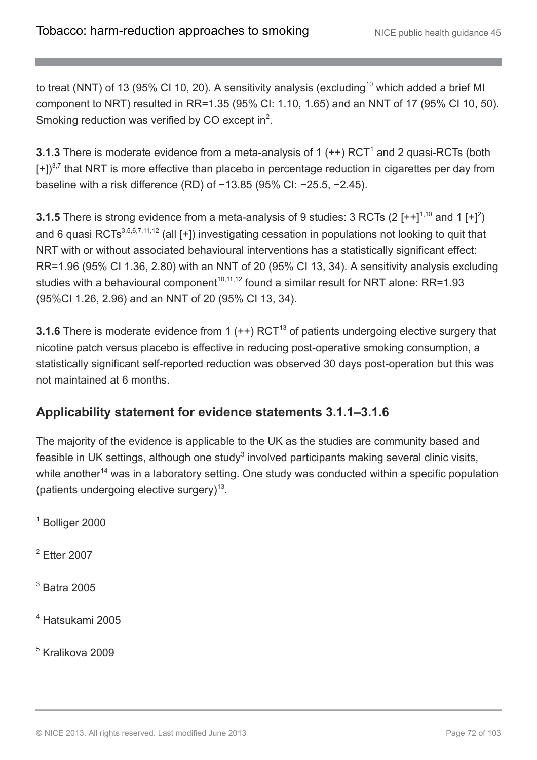to treat (NNT) of 13 (95% CI 10, 20). A sensitivity analysis (excluding[10] which added a brief MI component to NRT) resulted in RR=1.35 (95% CI: 1.10, 1.65) and an NNT of 17 (95% CI 10, 50). Smoking reduction was verified by CO except in[2].

**3.1.3** There is moderate evidence from a meta-analysis of 1 (++) RCT[1] and 2 quasi-RCTs (both [+])[3,7] that NRT is more effective than placebo in percentage reduction in cigarettes per day from baseline with a risk difference (RD) of −13.85 (95% CI: −25.5, −2.45).

**3.1.5** There is strong evidence from a meta-analysis of 9 studies: 3 RCTs (2 [++][1,10] and 1 [+][2]) and 6 quasi RCTs[3,5,6,7,11,12] (all [+]) investigating cessation in populations not looking to quit that NRT with or without associated behavioural interventions has a statistically significant effect: RR=1.96 (95% CI 1.36, 2.80) with an NNT of 20 (95% CI 13, 34). A sensitivity analysis excluding studies with a behavioural component[10,11,12] found a similar result for NRT alone: RR=1.93 (95%CI 1.26, 2.96) and an NNT of 20 (95% CI 13, 34).

**3.1.6** There is moderate evidence from 1 (++) RCT[13] of patients undergoing elective surgery that nicotine patch versus placebo is effective in reducing post-operative smoking consumption, a statistically significant self-reported reduction was observed 30 days post-operation but this was not maintained at 6 months.

## Applicability statement for evidence statements 3.1.1–3.1.6

The majority of the evidence is applicable to the UK as the studies are community based and feasible in UK settings, although one study[3] involved participants making several clinic visits, while another[14] was in a laboratory setting. One study was conducted within a specific population (patients undergoing elective surgery)[13].

[1] Bolliger 2000

[2] Etter 2007

[3] Batra 2005

[4] Hatsukami 2005

[5] Kralikova 2009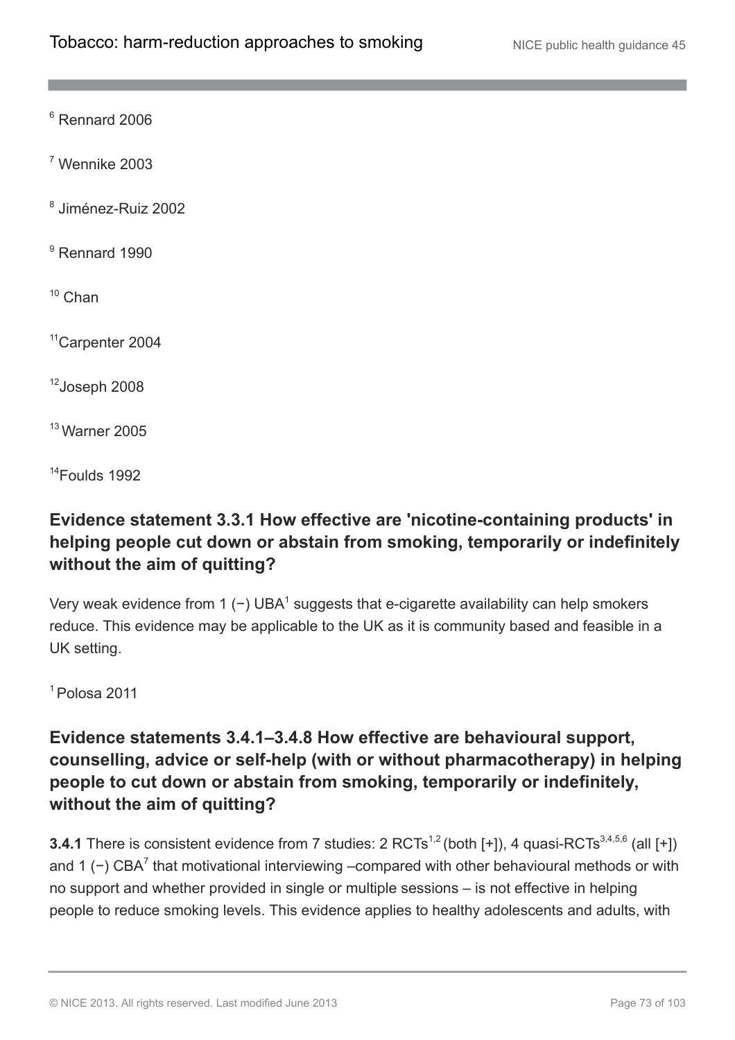[6] Rennard 2006

[7] Wennike 2003

[8] Jiménez-Ruiz 2002

[9] Rennard 1990

[10] Chan

[11] Carpenter 2004

[12] Joseph 2008

[13] Warner 2005

[14] Foulds 1992

### Evidence statement 3.3.1 How effective are 'nicotine-containing products' in helping people cut down or abstain from smoking, temporarily or indefinitely without the aim of quitting?

Very weak evidence from 1 (−) UBA[1] suggests that e-cigarette availability can help smokers reduce. This evidence may be applicable to the UK as it is community based and feasible in a UK setting.

[1] Polosa 2011

### Evidence statements 3.4.1–3.4.8 How effective are behavioural support, counselling, advice or self-help (with or without pharmacotherapy) in helping people to cut down or abstain from smoking, temporarily or indefinitely, without the aim of quitting?

**3.4.1** There is consistent evidence from 7 studies: 2 RCTs[1,2] (both [+]), 4 quasi-RCTs[3,4,5,6] (all [+]) and 1 (−) CBA[7] that motivational interviewing –compared with other behavioural methods or with no support and whether provided in single or multiple sessions – is not effective in helping people to reduce smoking levels. This evidence applies to healthy adolescents and adults, with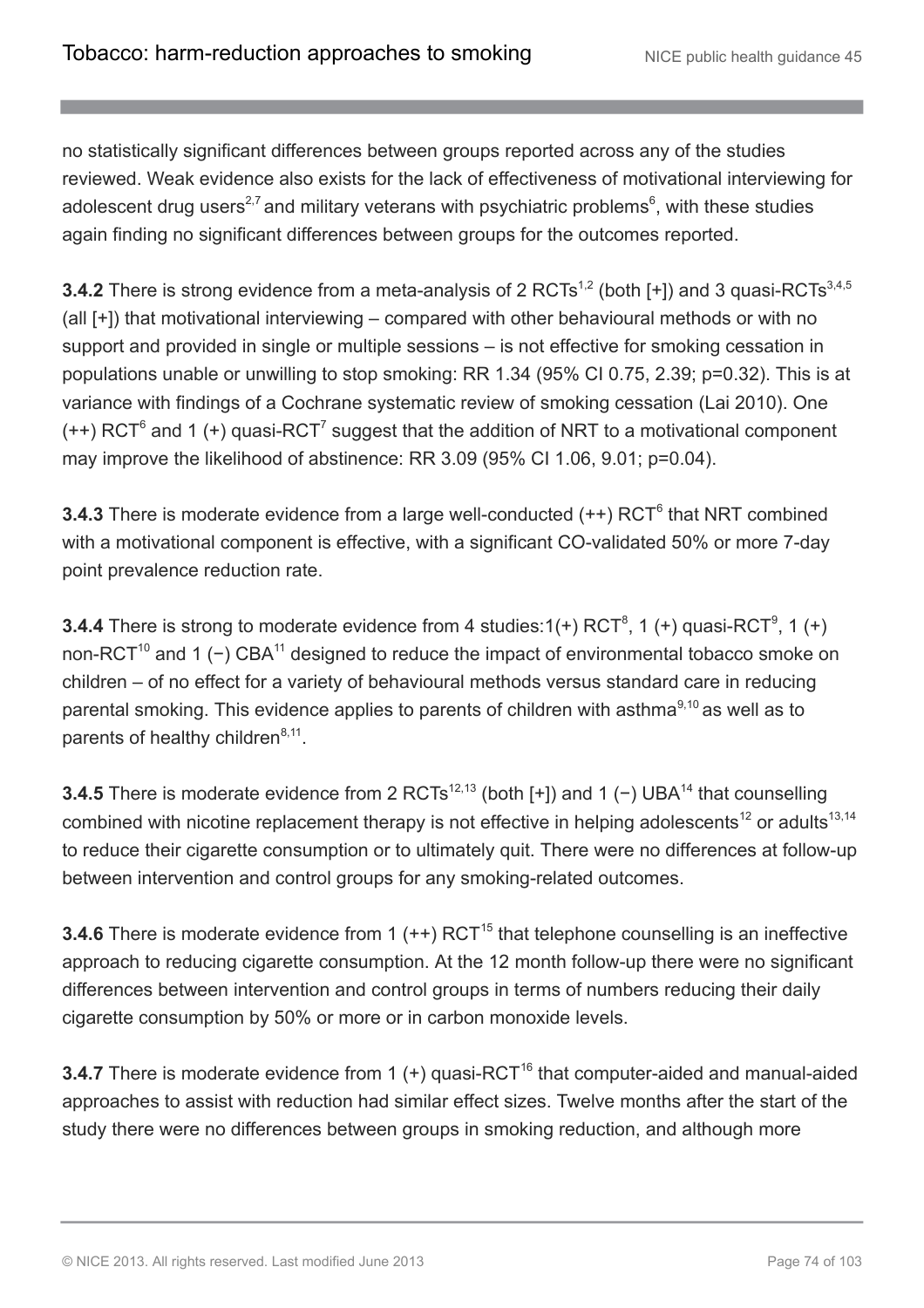no statistically significant differences between groups reported across any of the studies reviewed. Weak evidence also exists for the lack of effectiveness of motivational interviewing for adolescent drug users[2,7] and military veterans with psychiatric problems[6], with these studies again finding no significant differences between groups for the outcomes reported.

**3.4.2** There is strong evidence from a meta-analysis of 2 RCTs[1,2] (both [+]) and 3 quasi-RCTs[3,4,5] (all [+]) that motivational interviewing – compared with other behavioural methods or with no support and provided in single or multiple sessions – is not effective for smoking cessation in populations unable or unwilling to stop smoking: RR 1.34 (95% CI 0.75, 2.39; p=0.32). This is at variance with findings of a Cochrane systematic review of smoking cessation (Lai 2010). One (++) RCT[6] and 1 (+) quasi-RCT[7] suggest that the addition of NRT to a motivational component may improve the likelihood of abstinence: RR 3.09 (95% CI 1.06, 9.01; p=0.04).

**3.4.3** There is moderate evidence from a large well-conducted (++) RCT[6] that NRT combined with a motivational component is effective, with a significant CO-validated 50% or more 7-day point prevalence reduction rate.

**3.4.4** There is strong to moderate evidence from 4 studies:1(+) RCT[8], 1 (+) quasi-RCT[9], 1 (+) non-RCT[10] and 1 (−) CBA[11] designed to reduce the impact of environmental tobacco smoke on children – of no effect for a variety of behavioural methods versus standard care in reducing parental smoking. This evidence applies to parents of children with asthma[9,10] as well as to parents of healthy children[8,11].

**3.4.5** There is moderate evidence from 2 RCTs[12,13] (both [+]) and 1 (−) UBA[14] that counselling combined with nicotine replacement therapy is not effective in helping adolescents[12] or adults[13,14] to reduce their cigarette consumption or to ultimately quit. There were no differences at follow-up between intervention and control groups for any smoking-related outcomes.

**3.4.6** There is moderate evidence from 1 (++) RCT[15] that telephone counselling is an ineffective approach to reducing cigarette consumption. At the 12 month follow-up there were no significant differences between intervention and control groups in terms of numbers reducing their daily cigarette consumption by 50% or more or in carbon monoxide levels.

**3.4.7** There is moderate evidence from 1 (+) quasi-RCT[16] that computer-aided and manual-aided approaches to assist with reduction had similar effect sizes. Twelve months after the start of the study there were no differences between groups in smoking reduction, and although more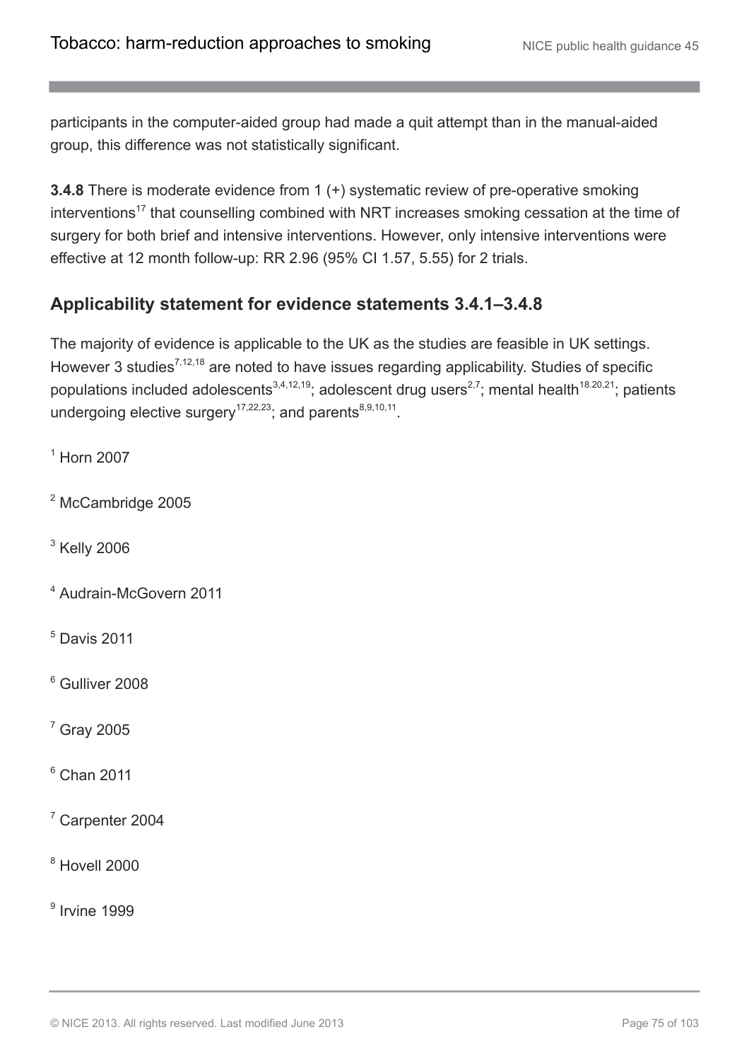participants in the computer-aided group had made a quit attempt than in the manual-aided group, this difference was not statistically significant.

**3.4.8** There is moderate evidence from 1 (+) systematic review of pre-operative smoking interventions[17] that counselling combined with NRT increases smoking cessation at the time of surgery for both brief and intensive interventions. However, only intensive interventions were effective at 12 month follow-up: RR 2.96 (95% CI 1.57, 5.55) for 2 trials.

## Applicability statement for evidence statements 3.4.1–3.4.8

The majority of evidence is applicable to the UK as the studies are feasible in UK settings. However 3 studies[7,12,18] are noted to have issues regarding applicability. Studies of specific populations included adolescents[3,4,12,19]; adolescent drug users[2,7]; mental health[18,20,21]; patients undergoing elective surgery[17,22,23]; and parents[8,9,10,11].

[1] Horn 2007

[2] McCambridge 2005

[3] Kelly 2006

[4] Audrain-McGovern 2011

[5] Davis 2011

[6] Gulliver 2008

[7] Gray 2005

[6] Chan 2011

[7] Carpenter 2004

[8] Hovell 2000

[9] Irvine 1999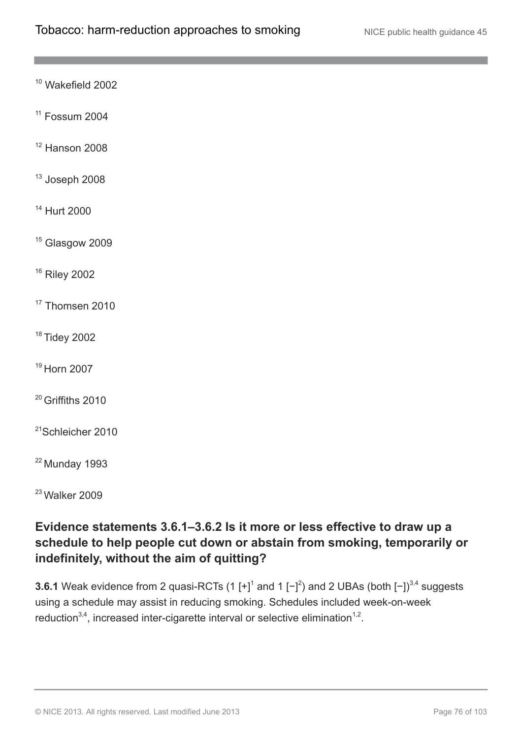[10] Wakefield 2002

[11] Fossum 2004

[12] Hanson 2008

[13] Joseph 2008

[14] Hurt 2000

[15] Glasgow 2009

[16] Riley 2002

[17] Thomsen 2010

[18] Tidey 2002

[19] Horn 2007

[20] Griffiths 2010

[21] Schleicher 2010

[22] Munday 1993

[23] Walker 2009

## Evidence statements 3.6.1–3.6.2 Is it more or less effective to draw up a schedule to help people cut down or abstain from smoking, temporarily or indefinitely, without the aim of quitting?

**3.6.1** Weak evidence from 2 quasi-RCTs (1 [+][1] and 1 [−][2]) and 2 UBAs (both [−])[3,4] suggests using a schedule may assist in reducing smoking. Schedules included week-on-week reduction[3,4], increased inter-cigarette interval or selective elimination[1,2].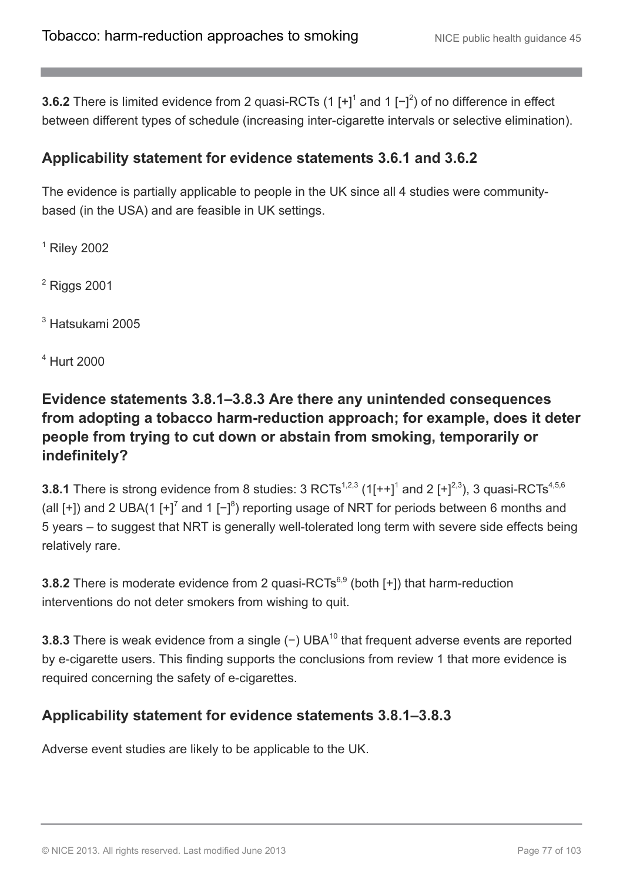**3.6.2** There is limited evidence from 2 quasi-RCTs (1 [+][1] and 1 [−][2]) of no difference in effect between different types of schedule (increasing inter-cigarette intervals or selective elimination).

### Applicability statement for evidence statements 3.6.1 and 3.6.2

The evidence is partially applicable to people in the UK since all 4 studies were community-based (in the USA) and are feasible in UK settings.

[1] Riley 2002

[2] Riggs 2001

[3] Hatsukami 2005

[4] Hurt 2000

### Evidence statements 3.8.1–3.8.3 Are there any unintended consequences from adopting a tobacco harm-reduction approach; for example, does it deter people from trying to cut down or abstain from smoking, temporarily or indefinitely?

**3.8.1** There is strong evidence from 8 studies: 3 RCTs[1,2,3] (1[++][1] and 2 [+][2,3]), 3 quasi-RCTs[4,5,6] (all [+]) and 2 UBA(1 [+][7] and 1 [−][8]) reporting usage of NRT for periods between 6 months and 5 years – to suggest that NRT is generally well-tolerated long term with severe side effects being relatively rare.

**3.8.2** There is moderate evidence from 2 quasi-RCTs[6,9] (both [+]) that harm-reduction interventions do not deter smokers from wishing to quit.

**3.8.3** There is weak evidence from a single (−) UBA[10] that frequent adverse events are reported by e-cigarette users. This finding supports the conclusions from review 1 that more evidence is required concerning the safety of e-cigarettes.

### Applicability statement for evidence statements 3.8.1–3.8.3

Adverse event studies are likely to be applicable to the UK.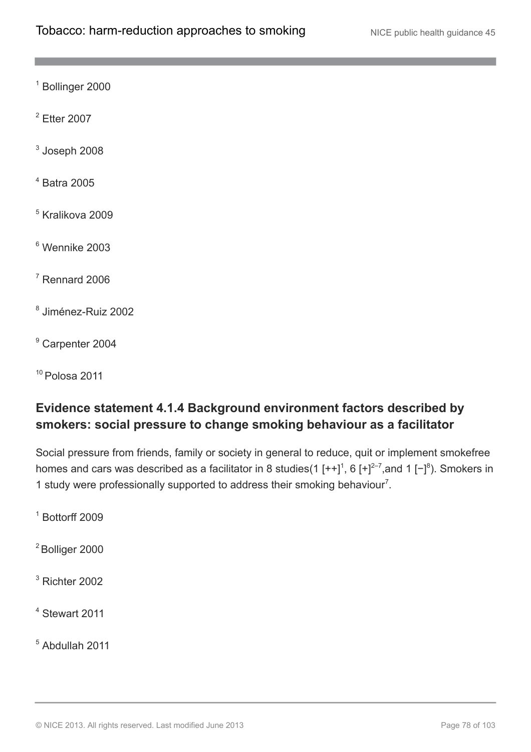[1] Bollinger 2000

[2] Etter 2007

[3] Joseph 2008

[4] Batra 2005

[5] Kralikova 2009

[6] Wennike 2003

[7] Rennard 2006

[8] Jiménez-Ruiz 2002

[9] Carpenter 2004

[10] Polosa 2011

### Evidence statement 4.1.4 Background environment factors described by smokers: social pressure to change smoking behaviour as a facilitator

Social pressure from friends, family or society in general to reduce, quit or implement smokefree homes and cars was described as a facilitator in 8 studies(1 [++][1], 6 [+][2–7],and 1 [−][8]). Smokers in 1 study were professionally supported to address their smoking behaviour[7].

[1] Bottorff 2009

[2] Bolliger 2000

[3] Richter 2002

[4] Stewart 2011

[5] Abdullah 2011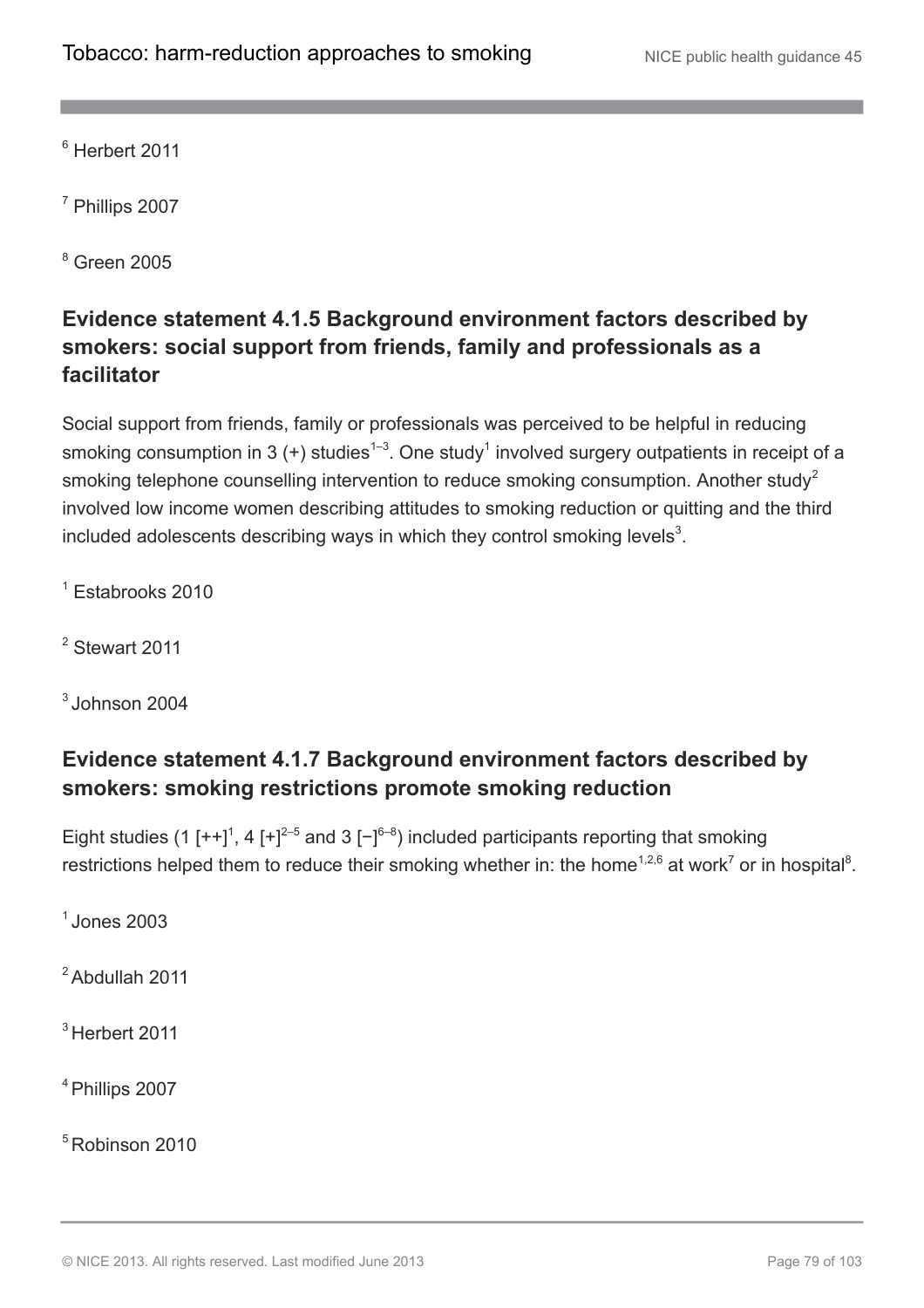[6] Herbert 2011

[7] Phillips 2007

[8] Green 2005

### Evidence statement 4.1.5 Background environment factors described by smokers: social support from friends, family and professionals as a facilitator

Social support from friends, family or professionals was perceived to be helpful in reducing smoking consumption in 3 (+) studies[1–3]. One study[1] involved surgery outpatients in receipt of a smoking telephone counselling intervention to reduce smoking consumption. Another study[2] involved low income women describing attitudes to smoking reduction or quitting and the third included adolescents describing ways in which they control smoking levels[3].

[1] Estabrooks 2010

[2] Stewart 2011

[3] Johnson 2004

### Evidence statement 4.1.7 Background environment factors described by smokers: smoking restrictions promote smoking reduction

Eight studies (1 [++][1], 4 [+][2–5] and 3 [−][6–8]) included participants reporting that smoking restrictions helped them to reduce their smoking whether in: the home[1,2,6] at work[7] or in hospital[8].

[1] Jones 2003

[2] Abdullah 2011

[3] Herbert 2011

[4] Phillips 2007

[5] Robinson 2010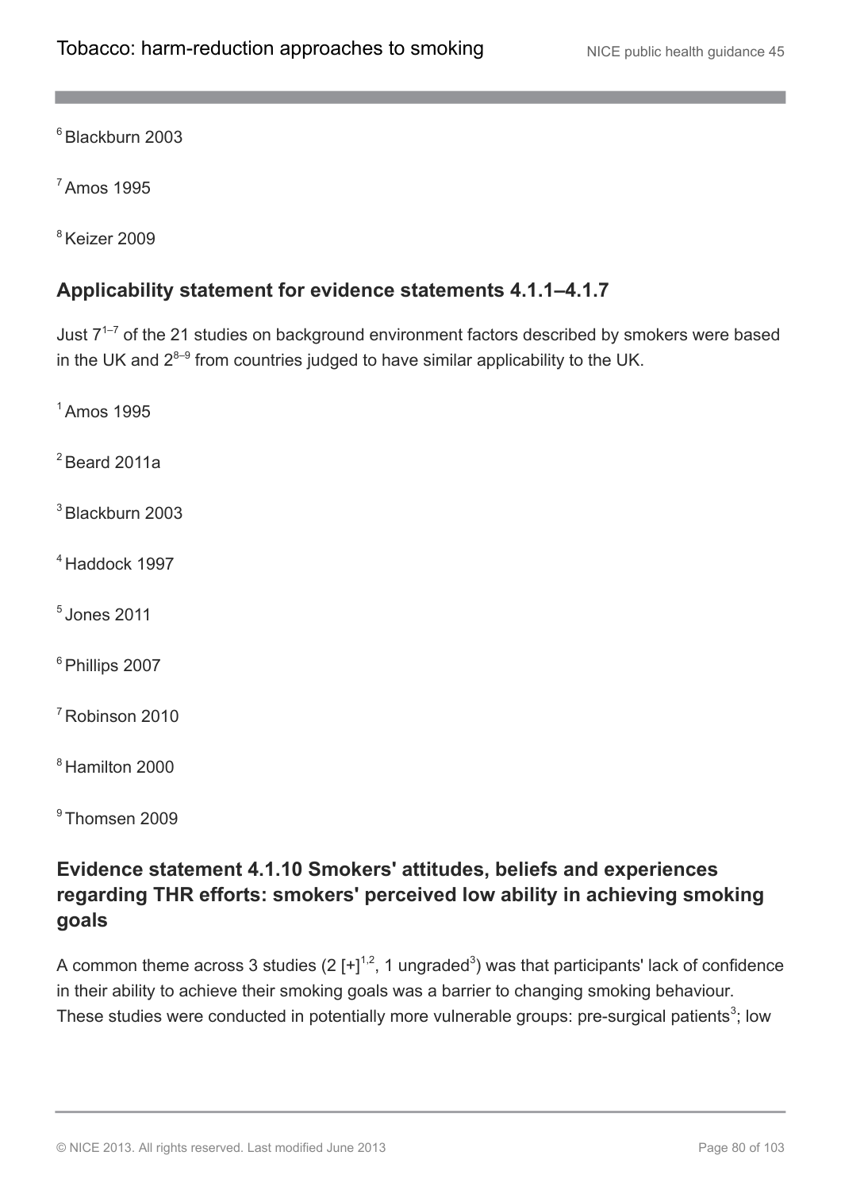[6] Blackburn 2003

[7] Amos 1995

[8] Keizer 2009

### Applicability statement for evidence statements 4.1.1–4.1.7

Just 7[1–7] of the 21 studies on background environment factors described by smokers were based in the UK and 2[8–9] from countries judged to have similar applicability to the UK.

[1] Amos 1995

[2] Beard 2011a

[3] Blackburn 2003

[4] Haddock 1997

[5] Jones 2011

[6] Phillips 2007

[7] Robinson 2010

[8] Hamilton 2000

[9] Thomsen 2009

### Evidence statement 4.1.10 Smokers' attitudes, beliefs and experiences regarding THR efforts: smokers' perceived low ability in achieving smoking goals

A common theme across 3 studies (2 [+][1,2], 1 ungraded[3]) was that participants' lack of confidence in their ability to achieve their smoking goals was a barrier to changing smoking behaviour. These studies were conducted in potentially more vulnerable groups: pre-surgical patients[3]; low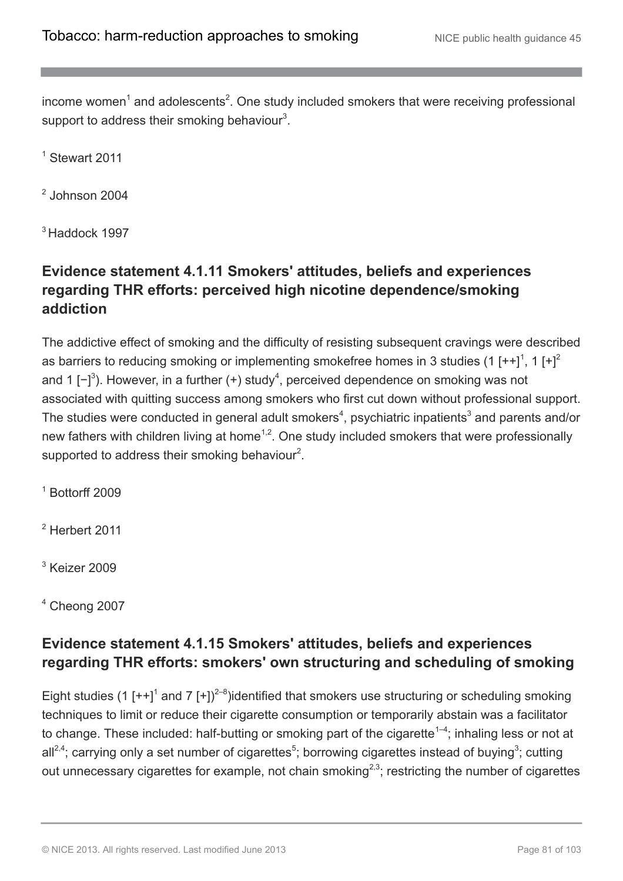income women[1] and adolescents[2]. One study included smokers that were receiving professional support to address their smoking behaviour[3].

[1] Stewart 2011

[2] Johnson 2004

[3] Haddock 1997

### Evidence statement 4.1.11 Smokers' attitudes, beliefs and experiences regarding THR efforts: perceived high nicotine dependence/smoking addiction

The addictive effect of smoking and the difficulty of resisting subsequent cravings were described as barriers to reducing smoking or implementing smokefree homes in 3 studies (1 [++][1], 1 [+][2] and 1 [−][3]). However, in a further (+) study[4], perceived dependence on smoking was not associated with quitting success among smokers who first cut down without professional support. The studies were conducted in general adult smokers[4], psychiatric inpatients[3] and parents and/or new fathers with children living at home[1,2]. One study included smokers that were professionally supported to address their smoking behaviour[2].

[1] Bottorff 2009

[2] Herbert 2011

[3] Keizer 2009

[4] Cheong 2007

### Evidence statement 4.1.15 Smokers' attitudes, beliefs and experiences regarding THR efforts: smokers' own structuring and scheduling of smoking

Eight studies (1 [++][1] and 7 [+])[2–8]identified that smokers use structuring or scheduling smoking techniques to limit or reduce their cigarette consumption or temporarily abstain was a facilitator to change. These included: half-butting or smoking part of the cigarette[1–4]; inhaling less or not at all[2,4]; carrying only a set number of cigarettes[5]; borrowing cigarettes instead of buying[3]; cutting out unnecessary cigarettes for example, not chain smoking[2,3]; restricting the number of cigarettes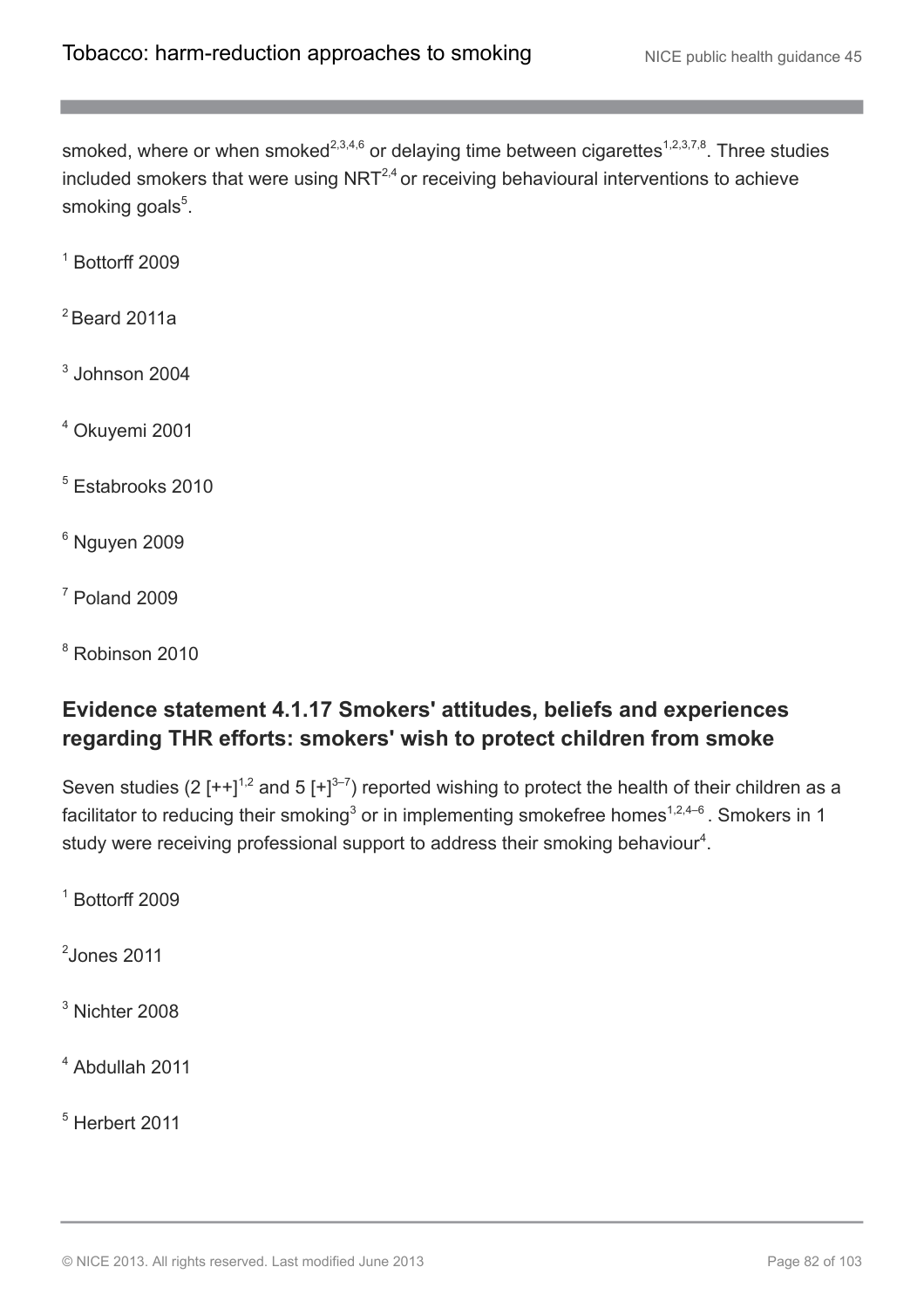smoked, where or when smoked[2,3,4,6] or delaying time between cigarettes[1,2,3,7,8]. Three studies included smokers that were using NRT[2,4] or receiving behavioural interventions to achieve smoking goals[5].

[1] Bottorff 2009

[2] Beard 2011a

[3] Johnson 2004

[4] Okuyemi 2001

[5] Estabrooks 2010

[6] Nguyen 2009

[7] Poland 2009

[8] Robinson 2010

### Evidence statement 4.1.17 Smokers' attitudes, beliefs and experiences regarding THR efforts: smokers' wish to protect children from smoke

Seven studies (2 [++][1,2] and 5 [+][3–7]) reported wishing to protect the health of their children as a facilitator to reducing their smoking[3] or in implementing smokefree homes[1,2,4–6]. Smokers in 1 study were receiving professional support to address their smoking behaviour[4].

[1] Bottorff 2009

[2] Jones 2011

[3] Nichter 2008

[4] Abdullah 2011

[5] Herbert 2011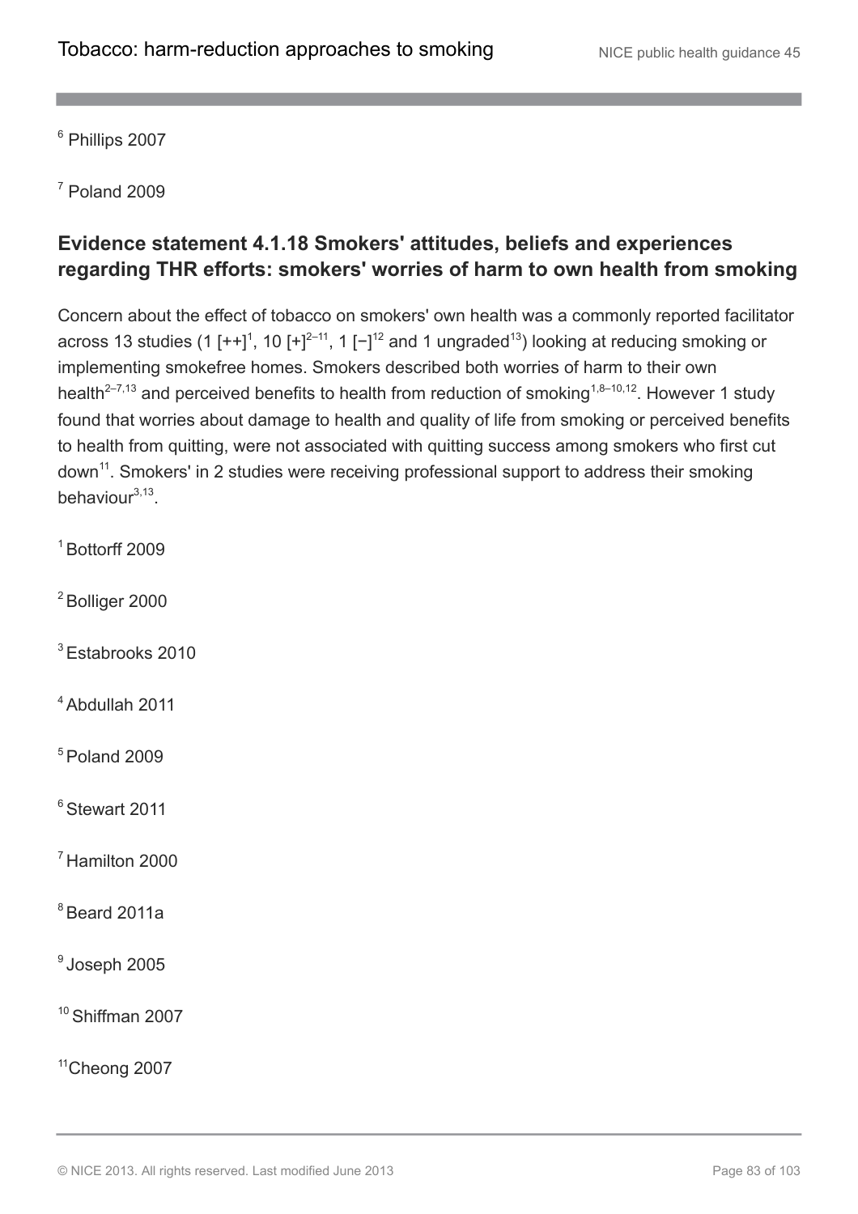[6] Phillips 2007

[7] Poland 2009

### Evidence statement 4.1.18 Smokers' attitudes, beliefs and experiences regarding THR efforts: smokers' worries of harm to own health from smoking

Concern about the effect of tobacco on smokers' own health was a commonly reported facilitator across 13 studies (1 [++][1], 10 [+][2–11], 1 [−][12] and 1 ungraded[13]) looking at reducing smoking or implementing smokefree homes. Smokers described both worries of harm to their own health[2–7,13] and perceived benefits to health from reduction of smoking[1,8–10,12]. However 1 study found that worries about damage to health and quality of life from smoking or perceived benefits to health from quitting, were not associated with quitting success among smokers who first cut down[11]. Smokers' in 2 studies were receiving professional support to address their smoking behaviour[3,13].

[1] Bottorff 2009

[2] Bolliger 2000

[3] Estabrooks 2010

[4] Abdullah 2011

[5] Poland 2009

[6] Stewart 2011

[7] Hamilton 2000

[8] Beard 2011a

[9] Joseph 2005

[10] Shiffman 2007

[11] Cheong 2007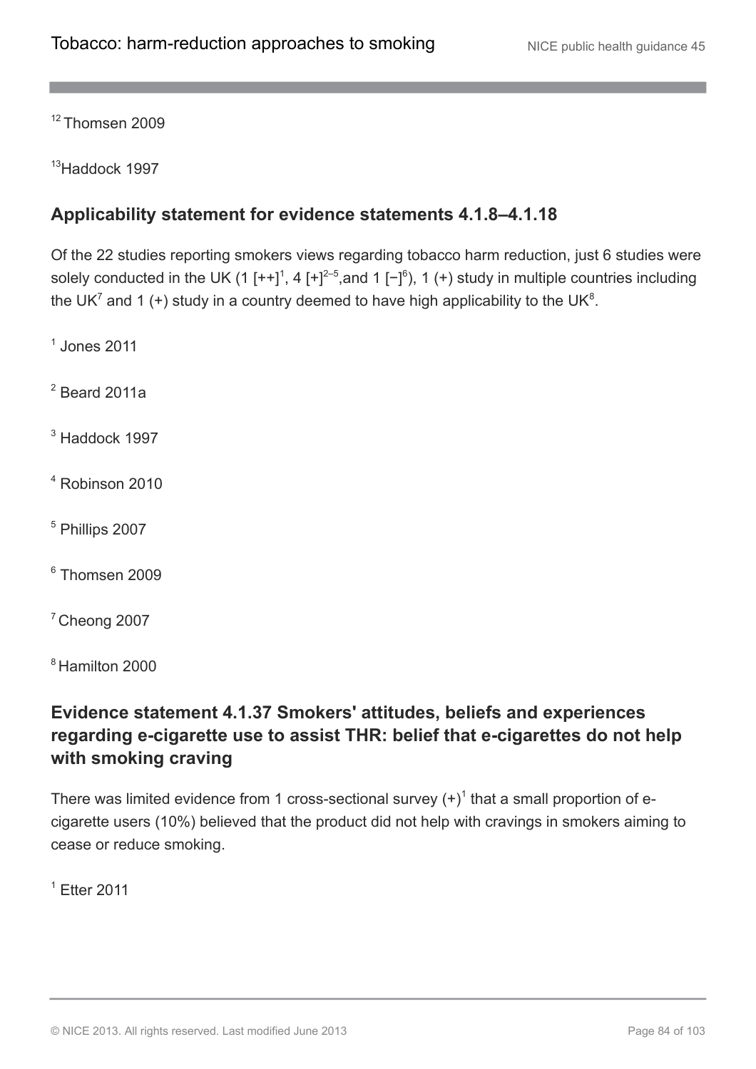[12] Thomsen 2009

[13] Haddock 1997

### Applicability statement for evidence statements 4.1.8–4.1.18

Of the 22 studies reporting smokers views regarding tobacco harm reduction, just 6 studies were solely conducted in the UK (1 [++][1], 4 [+][2–5],and 1 [−][6]), 1 (+) study in multiple countries including the UK[7] and 1 (+) study in a country deemed to have high applicability to the UK[8].

[1] Jones 2011

[2] Beard 2011a

[3] Haddock 1997

[4] Robinson 2010

[5] Phillips 2007

[6] Thomsen 2009

[7] Cheong 2007

[8] Hamilton 2000

### Evidence statement 4.1.37 Smokers' attitudes, beliefs and experiences regarding e-cigarette use to assist THR: belief that e-cigarettes do not help with smoking craving

There was limited evidence from 1 cross-sectional survey (+)[1] that a small proportion of e-cigarette users (10%) believed that the product did not help with cravings in smokers aiming to cease or reduce smoking.

[1] Etter 2011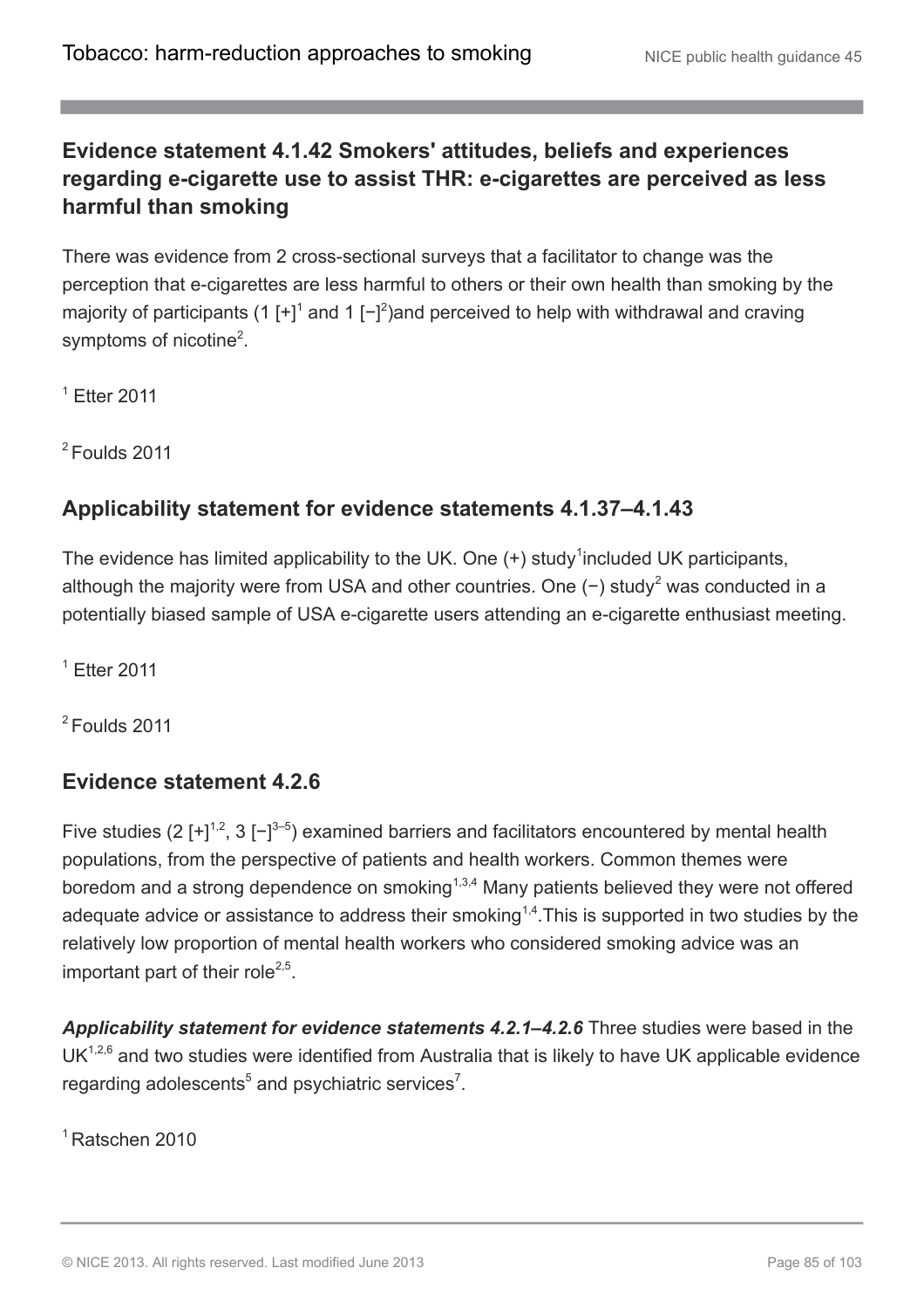## Evidence statement 4.1.42 Smokers' attitudes, beliefs and experiences regarding e-cigarette use to assist THR: e-cigarettes are perceived as less harmful than smoking

There was evidence from 2 cross-sectional surveys that a facilitator to change was the perception that e-cigarettes are less harmful to others or their own health than smoking by the majority of participants (1 [+][1] and 1 [−][2])and perceived to help with withdrawal and craving symptoms of nicotine[2].

[1] Etter 2011

[2] Foulds 2011

## Applicability statement for evidence statements 4.1.37–4.1.43

The evidence has limited applicability to the UK. One (+) study[1]included UK participants, although the majority were from USA and other countries. One (−) study[2] was conducted in a potentially biased sample of USA e-cigarette users attending an e-cigarette enthusiast meeting.

[1] Etter 2011

[2] Foulds 2011

## Evidence statement 4.2.6

Five studies (2 [+][1,2], 3 [−][3–5]) examined barriers and facilitators encountered by mental health populations, from the perspective of patients and health workers. Common themes were boredom and a strong dependence on smoking[1,3,4] Many patients believed they were not offered adequate advice or assistance to address their smoking[1,4].This is supported in two studies by the relatively low proportion of mental health workers who considered smoking advice was an important part of their role[2,5].

***Applicability statement for evidence statements 4.2.1–4.2.6*** Three studies were based in the UK[1,2,6] and two studies were identified from Australia that is likely to have UK applicable evidence regarding adolescents[5] and psychiatric services[7].

[1] Ratschen 2010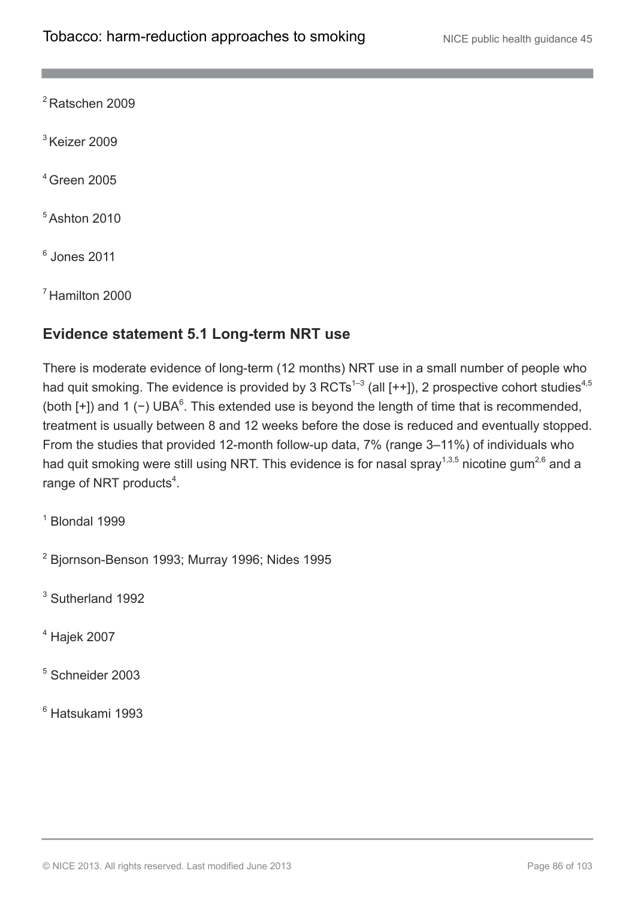[2] Ratschen 2009

[3] Keizer 2009

[4] Green 2005

[5] Ashton 2010

[6] Jones 2011

[7] Hamilton 2000

### Evidence statement 5.1 Long-term NRT use

There is moderate evidence of long-term (12 months) NRT use in a small number of people who had quit smoking. The evidence is provided by 3 RCTs[1–3] (all [++]), 2 prospective cohort studies[4,5] (both [+]) and 1 (−) UBA[6]. This extended use is beyond the length of time that is recommended, treatment is usually between 8 and 12 weeks before the dose is reduced and eventually stopped. From the studies that provided 12-month follow-up data, 7% (range 3–11%) of individuals who had quit smoking were still using NRT. This evidence is for nasal spray[1,3,5] nicotine gum[2,6] and a range of NRT products[4].

[1] Blondal 1999

[2] Bjornson-Benson 1993; Murray 1996; Nides 1995

[3] Sutherland 1992

[4] Hajek 2007

[5] Schneider 2003

[6] Hatsukami 1993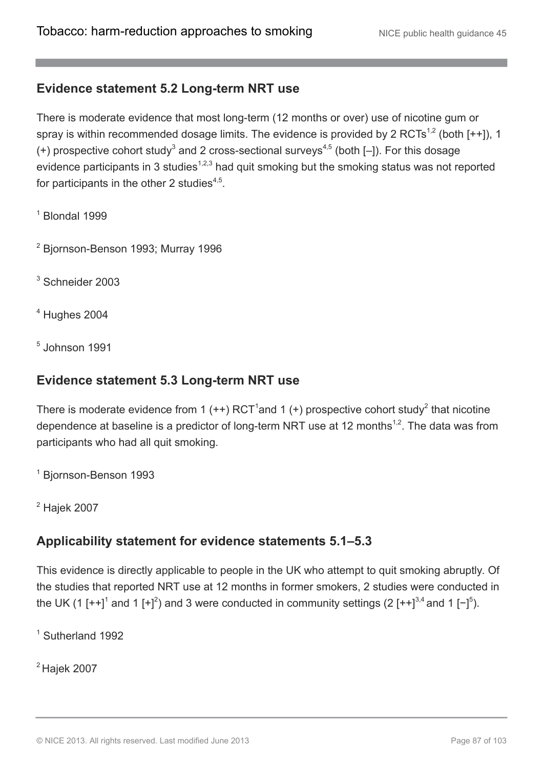## Evidence statement 5.2 Long-term NRT use

There is moderate evidence that most long-term (12 months or over) use of nicotine gum or spray is within recommended dosage limits. The evidence is provided by 2 RCTs[1,2] (both [++]), 1 (+) prospective cohort study[3] and 2 cross-sectional surveys[4,5] (both [–]). For this dosage evidence participants in 3 studies[1,2,3] had quit smoking but the smoking status was not reported for participants in the other 2 studies[4,5].

[1] Blondal 1999

[2] Bjornson-Benson 1993; Murray 1996

[3] Schneider 2003

[4] Hughes 2004

[5] Johnson 1991

## Evidence statement 5.3 Long-term NRT use

There is moderate evidence from 1 (++) RCT[1]and 1 (+) prospective cohort study[2] that nicotine dependence at baseline is a predictor of long-term NRT use at 12 months[1,2]. The data was from participants who had all quit smoking.

[1] Bjornson-Benson 1993

[2] Hajek 2007

## Applicability statement for evidence statements 5.1–5.3

This evidence is directly applicable to people in the UK who attempt to quit smoking abruptly. Of the studies that reported NRT use at 12 months in former smokers, 2 studies were conducted in the UK (1 [++][1] and 1 [+][2]) and 3 were conducted in community settings (2 [++][3,4] and 1 [−][5]).

[1] Sutherland 1992

[2] Hajek 2007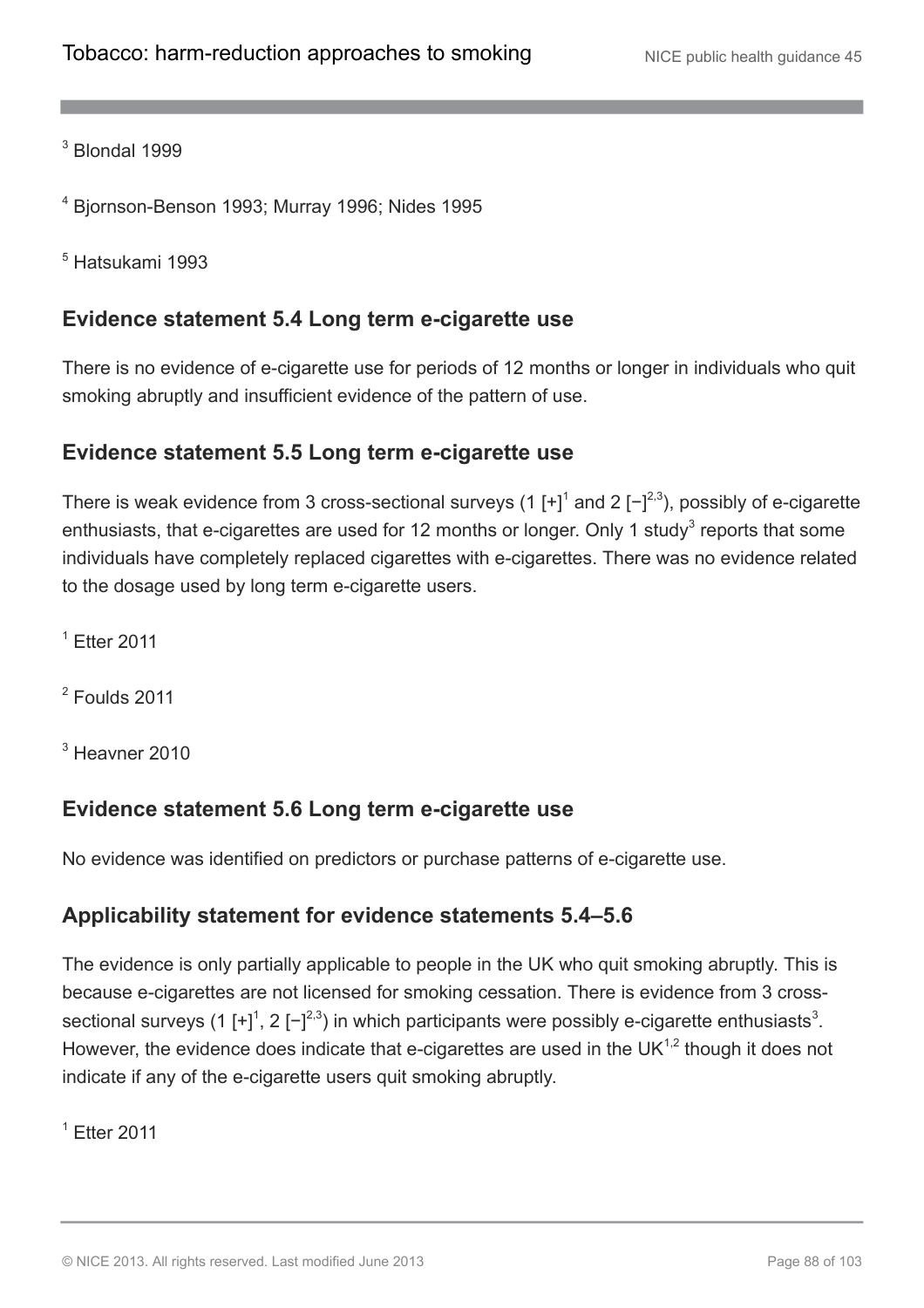[3] Blondal 1999

[4] Bjornson-Benson 1993; Murray 1996; Nides 1995

[5] Hatsukami 1993

### Evidence statement 5.4 Long term e-cigarette use

There is no evidence of e-cigarette use for periods of 12 months or longer in individuals who quit smoking abruptly and insufficient evidence of the pattern of use.

### Evidence statement 5.5 Long term e-cigarette use

There is weak evidence from 3 cross-sectional surveys (1 [+][1] and 2 [−][2,3]), possibly of e-cigarette enthusiasts, that e-cigarettes are used for 12 months or longer. Only 1 study[3] reports that some individuals have completely replaced cigarettes with e-cigarettes. There was no evidence related to the dosage used by long term e-cigarette users.

[1] Etter 2011

[2] Foulds 2011

[3] Heavner 2010

### Evidence statement 5.6 Long term e-cigarette use

No evidence was identified on predictors or purchase patterns of e-cigarette use.

### Applicability statement for evidence statements 5.4–5.6

The evidence is only partially applicable to people in the UK who quit smoking abruptly. This is because e-cigarettes are not licensed for smoking cessation. There is evidence from 3 cross-sectional surveys (1 [+][1], 2 [−][2,3]) in which participants were possibly e-cigarette enthusiasts[3]. However, the evidence does indicate that e-cigarettes are used in the UK[1,2] though it does not indicate if any of the e-cigarette users quit smoking abruptly.

[1] Etter 2011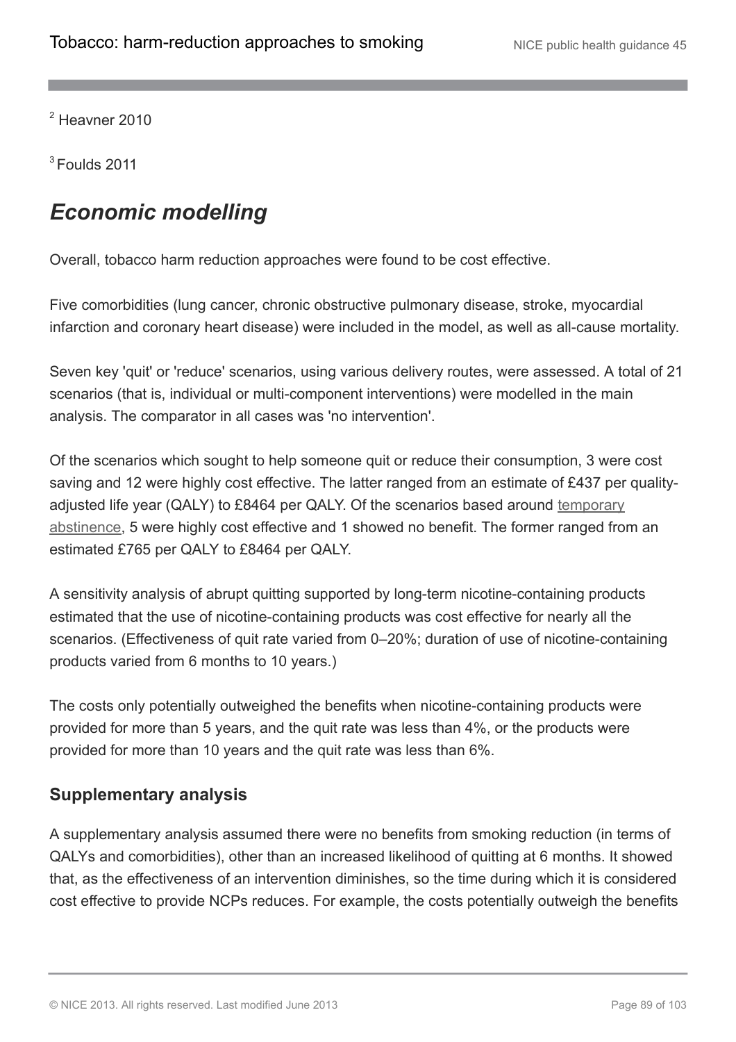[2] Heavner 2010

[3] Foulds 2011

## *Economic modelling*

Overall, tobacco harm reduction approaches were found to be cost effective.

Five comorbidities (lung cancer, chronic obstructive pulmonary disease, stroke, myocardial infarction and coronary heart disease) were included in the model, as well as all-cause mortality.

Seven key 'quit' or 'reduce' scenarios, using various delivery routes, were assessed. A total of 21 scenarios (that is, individual or multi-component interventions) were modelled in the main analysis. The comparator in all cases was 'no intervention'.

Of the scenarios which sought to help someone quit or reduce their consumption, 3 were cost saving and 12 were highly cost effective. The latter ranged from an estimate of £437 per quality-adjusted life year (QALY) to £8464 per QALY. Of the scenarios based around temporary abstinence, 5 were highly cost effective and 1 showed no benefit. The former ranged from an estimated £765 per QALY to £8464 per QALY.

A sensitivity analysis of abrupt quitting supported by long-term nicotine-containing products estimated that the use of nicotine-containing products was cost effective for nearly all the scenarios. (Effectiveness of quit rate varied from 0–20%; duration of use of nicotine-containing products varied from 6 months to 10 years.)

The costs only potentially outweighed the benefits when nicotine-containing products were provided for more than 5 years, and the quit rate was less than 4%, or the products were provided for more than 10 years and the quit rate was less than 6%.

### Supplementary analysis

A supplementary analysis assumed there were no benefits from smoking reduction (in terms of QALYs and comorbidities), other than an increased likelihood of quitting at 6 months. It showed that, as the effectiveness of an intervention diminishes, so the time during which it is considered cost effective to provide NCPs reduces. For example, the costs potentially outweigh the benefits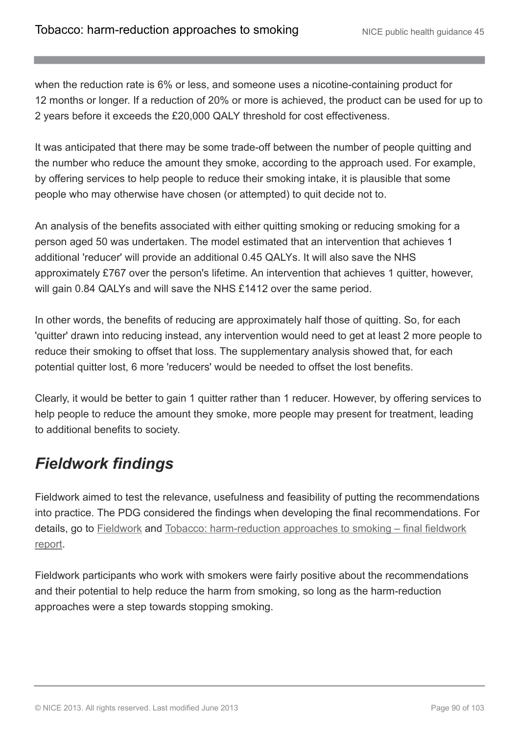when the reduction rate is 6% or less, and someone uses a nicotine-containing product for 12 months or longer. If a reduction of 20% or more is achieved, the product can be used for up to 2 years before it exceeds the £20,000 QALY threshold for cost effectiveness.

It was anticipated that there may be some trade-off between the number of people quitting and the number who reduce the amount they smoke, according to the approach used. For example, by offering services to help people to reduce their smoking intake, it is plausible that some people who may otherwise have chosen (or attempted) to quit decide not to.

An analysis of the benefits associated with either quitting smoking or reducing smoking for a person aged 50 was undertaken. The model estimated that an intervention that achieves 1 additional 'reducer' will provide an additional 0.45 QALYs. It will also save the NHS approximately £767 over the person's lifetime. An intervention that achieves 1 quitter, however, will gain 0.84 QALYs and will save the NHS £1412 over the same period.

In other words, the benefits of reducing are approximately half those of quitting. So, for each 'quitter' drawn into reducing instead, any intervention would need to get at least 2 more people to reduce their smoking to offset that loss. The supplementary analysis showed that, for each potential quitter lost, 6 more 'reducers' would be needed to offset the lost benefits.

Clearly, it would be better to gain 1 quitter rather than 1 reducer. However, by offering services to help people to reduce the amount they smoke, more people may present for treatment, leading to additional benefits to society.

## *Fieldwork findings*

Fieldwork aimed to test the relevance, usefulness and feasibility of putting the recommendations into practice. The PDG considered the findings when developing the final recommendations. For details, go to Fieldwork and Tobacco: harm-reduction approaches to smoking – final fieldwork report.

Fieldwork participants who work with smokers were fairly positive about the recommendations and their potential to help reduce the harm from smoking, so long as the harm-reduction approaches were a step towards stopping smoking.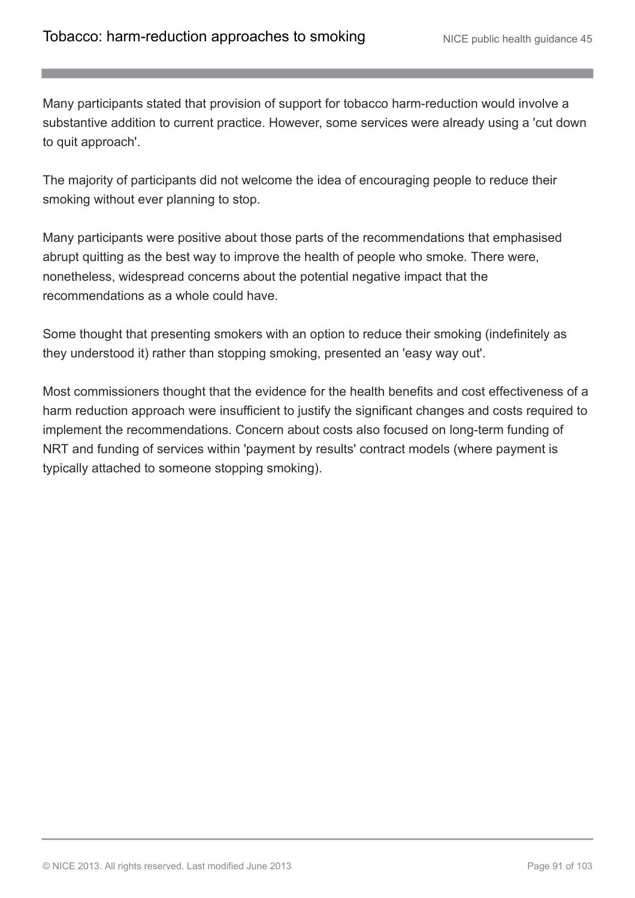Many participants stated that provision of support for tobacco harm-reduction would involve a substantive addition to current practice. However, some services were already using a 'cut down to quit approach'.

The majority of participants did not welcome the idea of encouraging people to reduce their smoking without ever planning to stop.

Many participants were positive about those parts of the recommendations that emphasised abrupt quitting as the best way to improve the health of people who smoke. There were, nonetheless, widespread concerns about the potential negative impact that the recommendations as a whole could have.

Some thought that presenting smokers with an option to reduce their smoking (indefinitely as they understood it) rather than stopping smoking, presented an 'easy way out'.

Most commissioners thought that the evidence for the health benefits and cost effectiveness of a harm reduction approach were insufficient to justify the significant changes and costs required to implement the recommendations. Concern about costs also focused on long-term funding of NRT and funding of services within 'payment by results' contract models (where payment is typically attached to someone stopping smoking).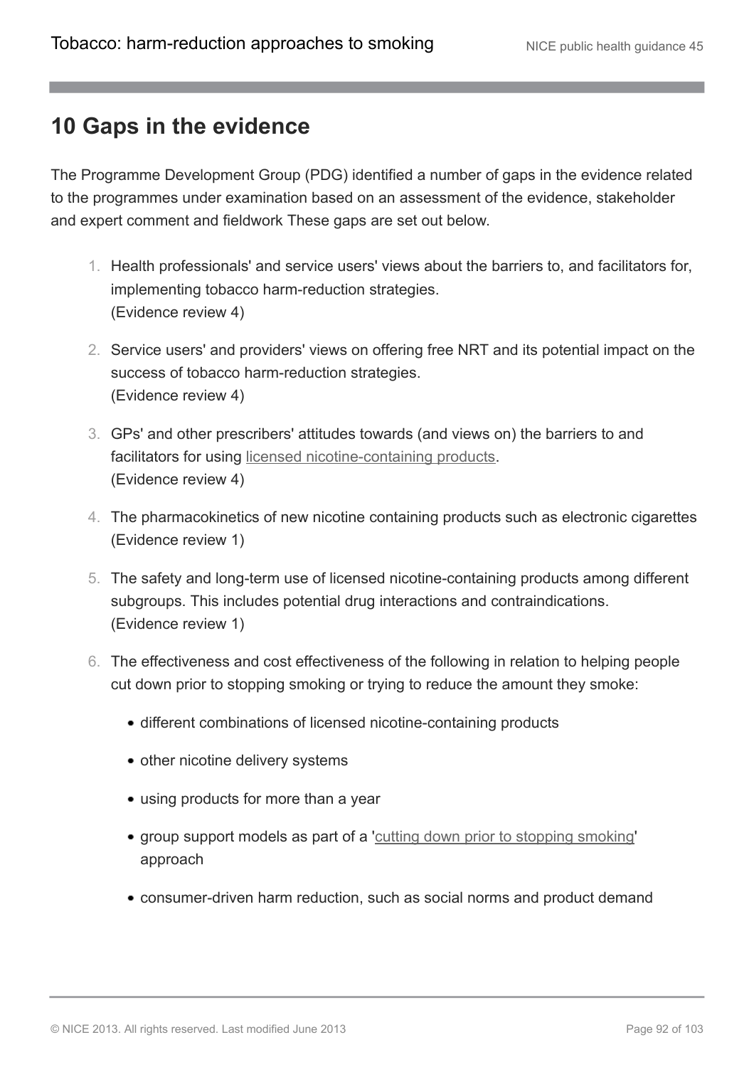## 10 Gaps in the evidence

The Programme Development Group (PDG) identified a number of gaps in the evidence related to the programmes under examination based on an assessment of the evidence, stakeholder and expert comment and fieldwork These gaps are set out below.

1. Health professionals' and service users' views about the barriers to, and facilitators for, implementing tobacco harm-reduction strategies.
   (Evidence review 4)

2. Service users' and providers' views on offering free NRT and its potential impact on the success of tobacco harm-reduction strategies.
   (Evidence review 4)

3. GPs' and other prescribers' attitudes towards (and views on) the barriers to and facilitators for using licensed nicotine-containing products.
   (Evidence review 4)

4. The pharmacokinetics of new nicotine containing products such as electronic cigarettes
   (Evidence review 1)

5. The safety and long-term use of licensed nicotine-containing products among different subgroups. This includes potential drug interactions and contraindications.
   (Evidence review 1)

6. The effectiveness and cost effectiveness of the following in relation to helping people cut down prior to stopping smoking or trying to reduce the amount they smoke:

   - different combinations of licensed nicotine-containing products
   - other nicotine delivery systems
   - using products for more than a year
   - group support models as part of a 'cutting down prior to stopping smoking' approach
   - consumer-driven harm reduction, such as social norms and product demand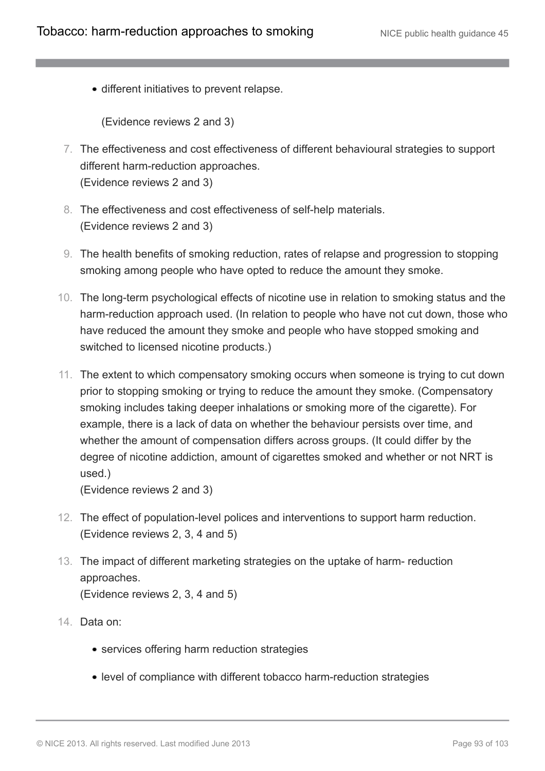- different initiatives to prevent relapse.

  (Evidence reviews 2 and 3)

7. The effectiveness and cost effectiveness of different behavioural strategies to support different harm-reduction approaches.
   (Evidence reviews 2 and 3)

8. The effectiveness and cost effectiveness of self-help materials.
   (Evidence reviews 2 and 3)

9. The health benefits of smoking reduction, rates of relapse and progression to stopping smoking among people who have opted to reduce the amount they smoke.

10. The long-term psychological effects of nicotine use in relation to smoking status and the harm-reduction approach used. (In relation to people who have not cut down, those who have reduced the amount they smoke and people who have stopped smoking and switched to licensed nicotine products.)

11. The extent to which compensatory smoking occurs when someone is trying to cut down prior to stopping smoking or trying to reduce the amount they smoke. (Compensatory smoking includes taking deeper inhalations or smoking more of the cigarette). For example, there is a lack of data on whether the behaviour persists over time, and whether the amount of compensation differs across groups. (It could differ by the degree of nicotine addiction, amount of cigarettes smoked and whether or not NRT is used.)
    (Evidence reviews 2 and 3)

12. The effect of population-level polices and interventions to support harm reduction.
    (Evidence reviews 2, 3, 4 and 5)

13. The impact of different marketing strategies on the uptake of harm- reduction approaches.
    (Evidence reviews 2, 3, 4 and 5)

14. Data on:

    - services offering harm reduction strategies
    - level of compliance with different tobacco harm-reduction strategies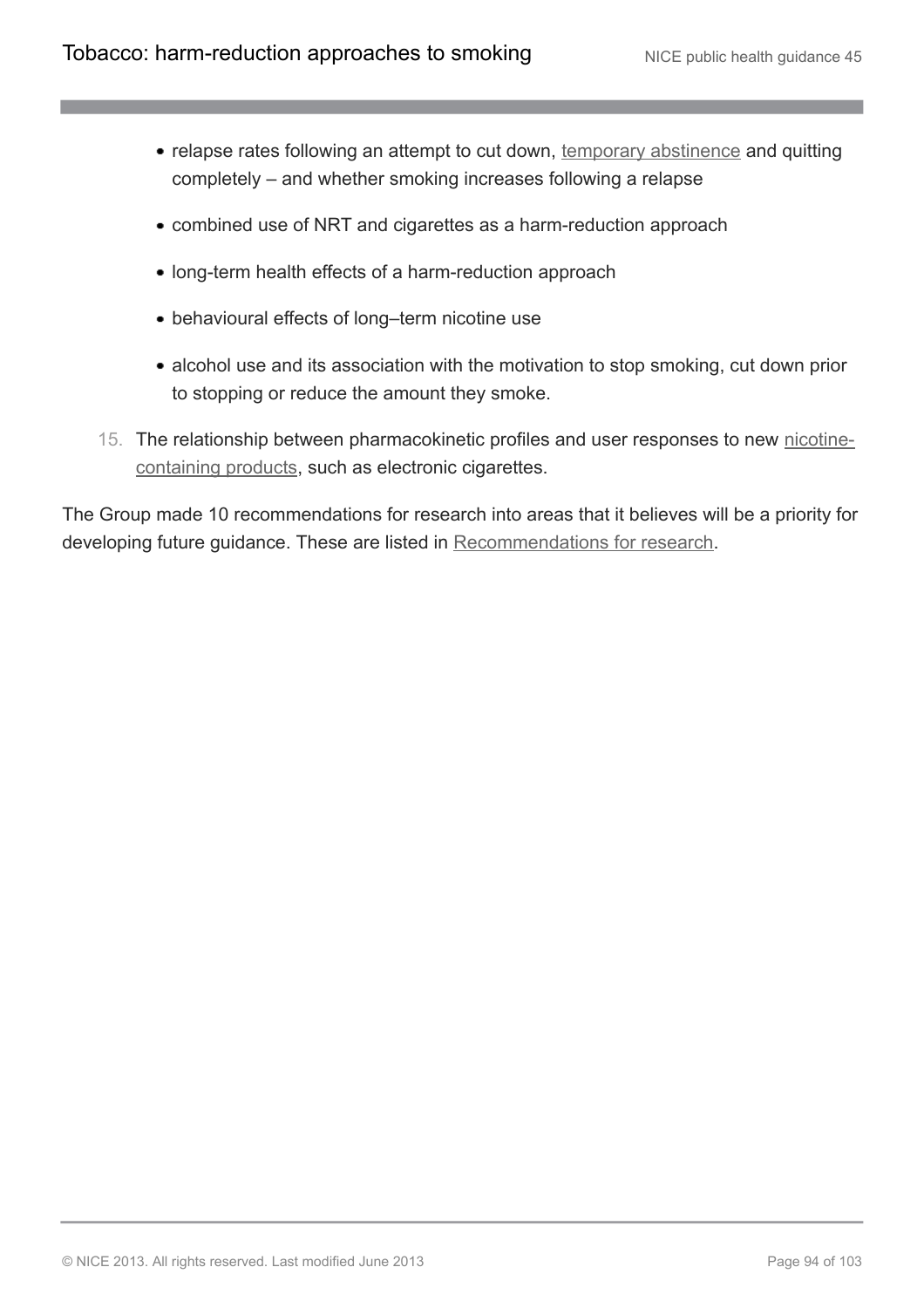- relapse rates following an attempt to cut down, temporary abstinence and quitting completely – and whether smoking increases following a relapse
- combined use of NRT and cigarettes as a harm-reduction approach
- long-term health effects of a harm-reduction approach
- behavioural effects of long–term nicotine use
- alcohol use and its association with the motivation to stop smoking, cut down prior to stopping or reduce the amount they smoke.

15. The relationship between pharmacokinetic profiles and user responses to new nicotine-containing products, such as electronic cigarettes.

The Group made 10 recommendations for research into areas that it believes will be a priority for developing future guidance. These are listed in Recommendations for research.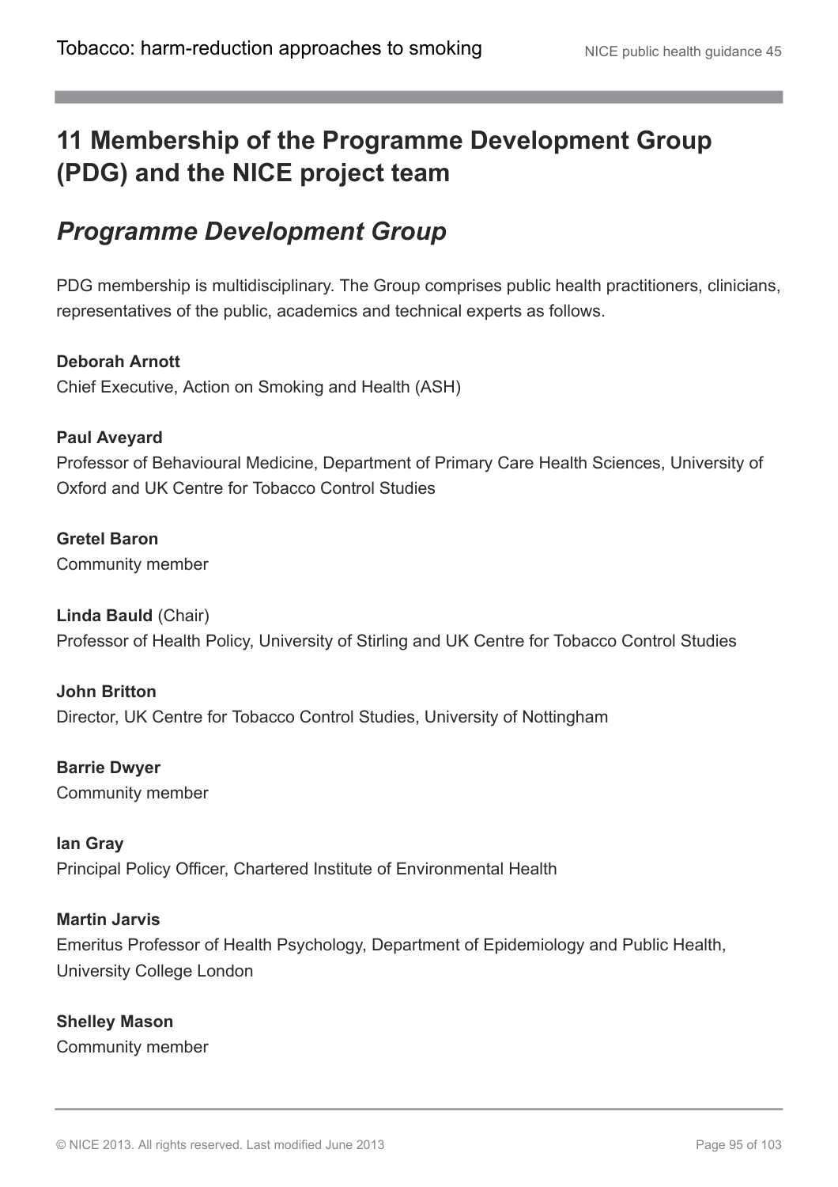# 11 Membership of the Programme Development Group (PDG) and the NICE project team

## *Programme Development Group*

PDG membership is multidisciplinary. The Group comprises public health practitioners, clinicians, representatives of the public, academics and technical experts as follows.

**Deborah Arnott**
Chief Executive, Action on Smoking and Health (ASH)

**Paul Aveyard**
Professor of Behavioural Medicine, Department of Primary Care Health Sciences, University of Oxford and UK Centre for Tobacco Control Studies

**Gretel Baron**
Community member

**Linda Bauld** (Chair)
Professor of Health Policy, University of Stirling and UK Centre for Tobacco Control Studies

**John Britton**
Director, UK Centre for Tobacco Control Studies, University of Nottingham

**Barrie Dwyer**
Community member

**Ian Gray**
Principal Policy Officer, Chartered Institute of Environmental Health

**Martin Jarvis**
Emeritus Professor of Health Psychology, Department of Epidemiology and Public Health, University College London

**Shelley Mason**
Community member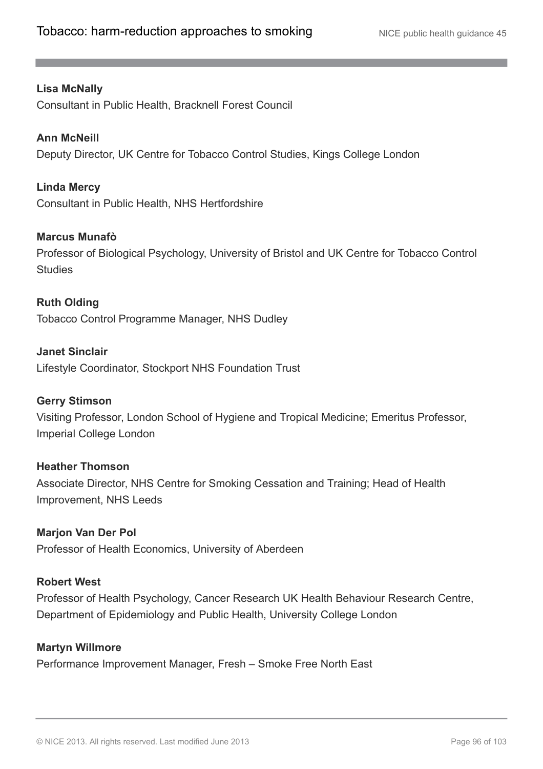**Lisa McNally**
Consultant in Public Health, Bracknell Forest Council

**Ann McNeill**
Deputy Director, UK Centre for Tobacco Control Studies, Kings College London

**Linda Mercy**
Consultant in Public Health, NHS Hertfordshire

**Marcus Munafò**
Professor of Biological Psychology, University of Bristol and UK Centre for Tobacco Control Studies

**Ruth Olding**
Tobacco Control Programme Manager, NHS Dudley

**Janet Sinclair**
Lifestyle Coordinator, Stockport NHS Foundation Trust

**Gerry Stimson**
Visiting Professor, London School of Hygiene and Tropical Medicine; Emeritus Professor, Imperial College London

**Heather Thomson**
Associate Director, NHS Centre for Smoking Cessation and Training; Head of Health Improvement, NHS Leeds

**Marjon Van Der Pol**
Professor of Health Economics, University of Aberdeen

**Robert West**
Professor of Health Psychology, Cancer Research UK Health Behaviour Research Centre, Department of Epidemiology and Public Health, University College London

**Martyn Willmore**
Performance Improvement Manager, Fresh – Smoke Free North East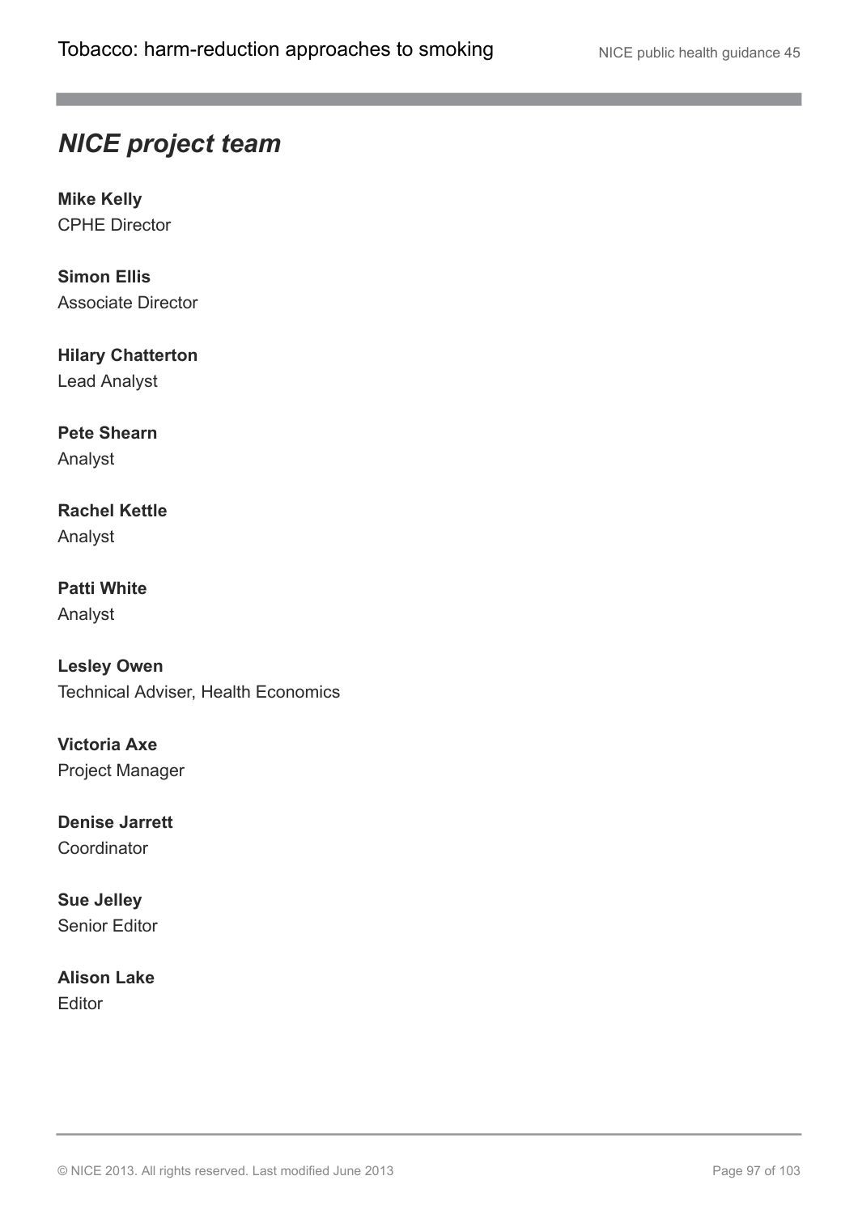## *NICE project team*

**Mike Kelly**
CPHE Director

**Simon Ellis**
Associate Director

**Hilary Chatterton**
Lead Analyst

**Pete Shearn**
Analyst

**Rachel Kettle**
Analyst

**Patti White**
Analyst

**Lesley Owen**
Technical Adviser, Health Economics

**Victoria Axe**
Project Manager

**Denise Jarrett**
Coordinator

**Sue Jelley**
Senior Editor

**Alison Lake**
Editor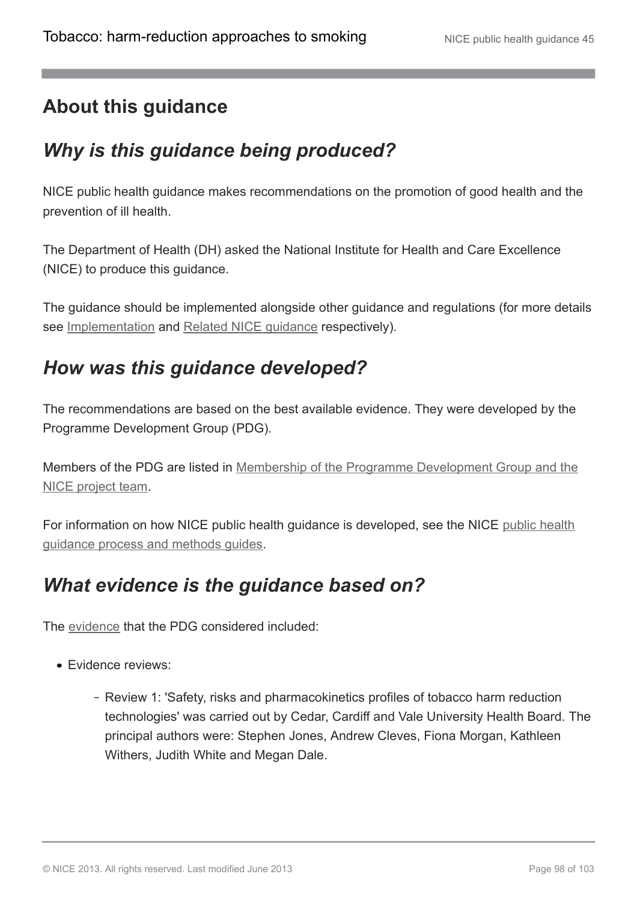## About this guidance

### *Why is this guidance being produced?*

NICE public health guidance makes recommendations on the promotion of good health and the prevention of ill health.

The Department of Health (DH) asked the National Institute for Health and Care Excellence (NICE) to produce this guidance.

The guidance should be implemented alongside other guidance and regulations (for more details see Implementation and Related NICE guidance respectively).

### *How was this guidance developed?*

The recommendations are based on the best available evidence. They were developed by the Programme Development Group (PDG).

Members of the PDG are listed in Membership of the Programme Development Group and the NICE project team.

For information on how NICE public health guidance is developed, see the NICE public health guidance process and methods guides.

### *What evidence is the guidance based on?*

The evidence that the PDG considered included:

- Evidence reviews:
  - Review 1: 'Safety, risks and pharmacokinetics profiles of tobacco harm reduction technologies' was carried out by Cedar, Cardiff and Vale University Health Board. The principal authors were: Stephen Jones, Andrew Cleves, Fiona Morgan, Kathleen Withers, Judith White and Megan Dale.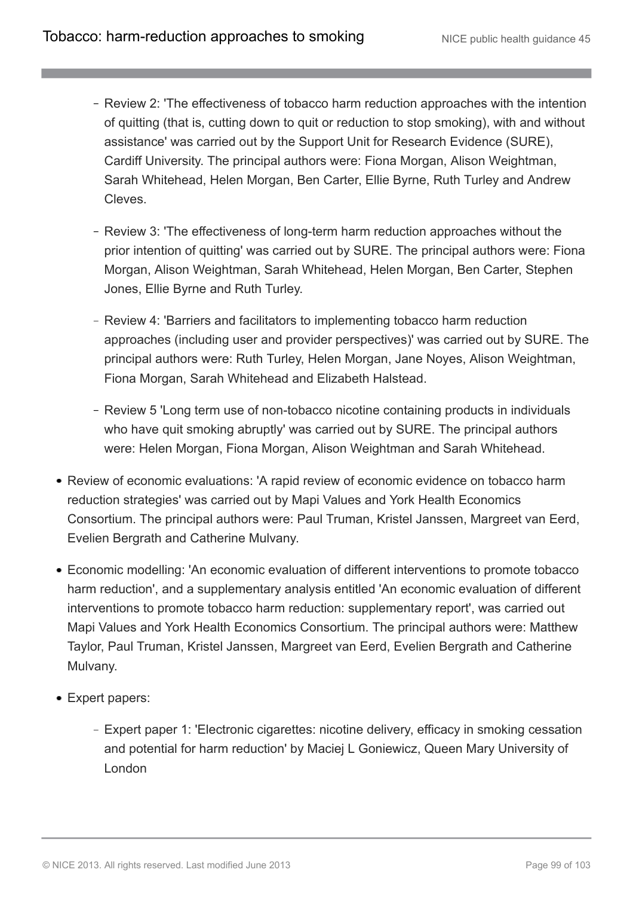- Review 2: 'The effectiveness of tobacco harm reduction approaches with the intention of quitting (that is, cutting down to quit or reduction to stop smoking), with and without assistance' was carried out by the Support Unit for Research Evidence (SURE), Cardiff University. The principal authors were: Fiona Morgan, Alison Weightman, Sarah Whitehead, Helen Morgan, Ben Carter, Ellie Byrne, Ruth Turley and Andrew Cleves.
   - Review 3: 'The effectiveness of long-term harm reduction approaches without the prior intention of quitting' was carried out by SURE. The principal authors were: Fiona Morgan, Alison Weightman, Sarah Whitehead, Helen Morgan, Ben Carter, Stephen Jones, Ellie Byrne and Ruth Turley.
   - Review 4: 'Barriers and facilitators to implementing tobacco harm reduction approaches (including user and provider perspectives)' was carried out by SURE. The principal authors were: Ruth Turley, Helen Morgan, Jane Noyes, Alison Weightman, Fiona Morgan, Sarah Whitehead and Elizabeth Halstead.
   - Review 5 'Long term use of non-tobacco nicotine containing products in individuals who have quit smoking abruptly' was carried out by SURE. The principal authors were: Helen Morgan, Fiona Morgan, Alison Weightman and Sarah Whitehead.
- Review of economic evaluations: 'A rapid review of economic evidence on tobacco harm reduction strategies' was carried out by Mapi Values and York Health Economics Consortium. The principal authors were: Paul Truman, Kristel Janssen, Margreet van Eerd, Evelien Bergrath and Catherine Mulvany.
- Economic modelling: 'An economic evaluation of different interventions to promote tobacco harm reduction', and a supplementary analysis entitled 'An economic evaluation of different interventions to promote tobacco harm reduction: supplementary report', was carried out Mapi Values and York Health Economics Consortium. The principal authors were: Matthew Taylor, Paul Truman, Kristel Janssen, Margreet van Eerd, Evelien Bergrath and Catherine Mulvany.
- Expert papers:
   - Expert paper 1: 'Electronic cigarettes: nicotine delivery, efficacy in smoking cessation and potential for harm reduction' by Maciej L Goniewicz, Queen Mary University of London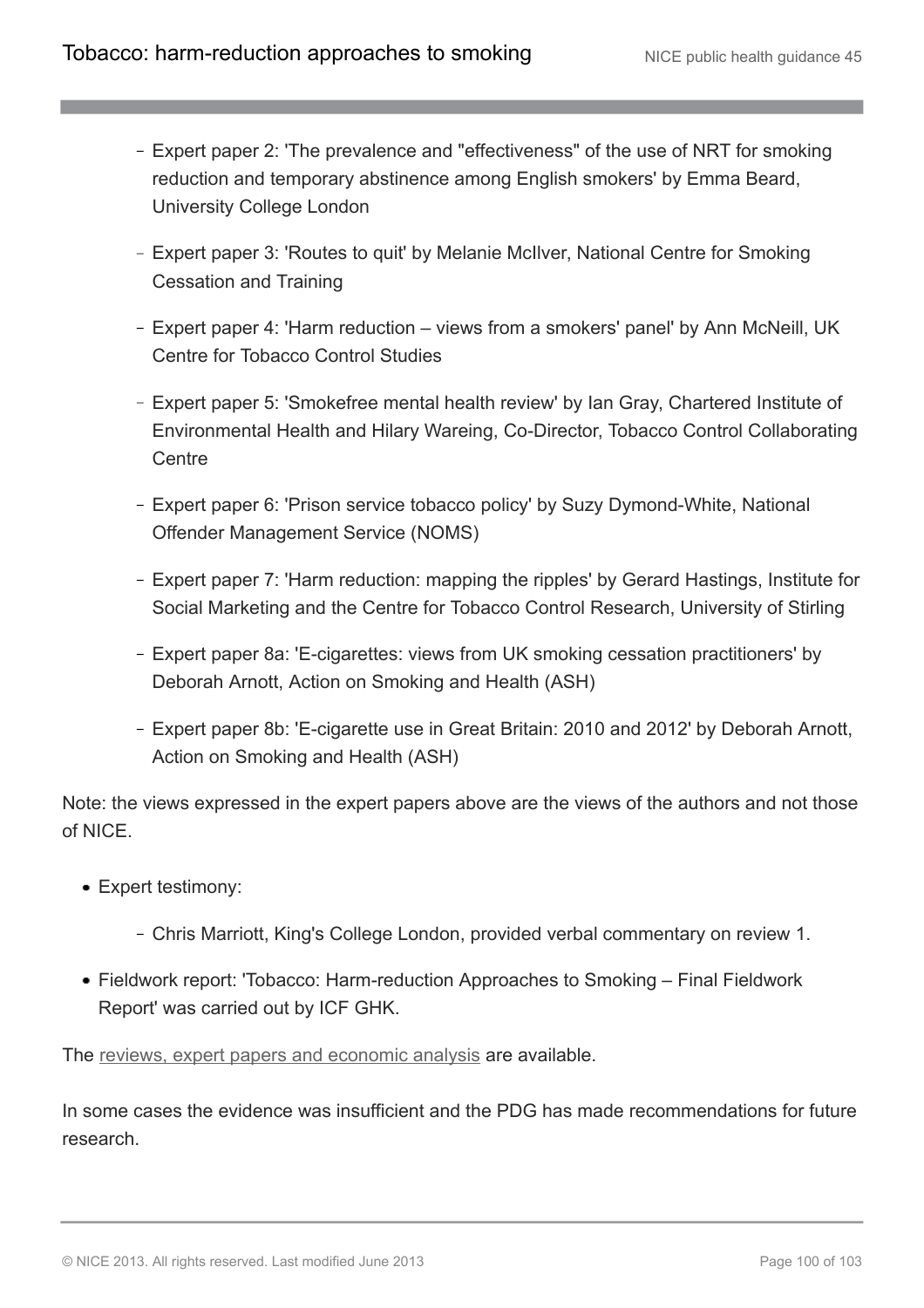- Expert paper 2: 'The prevalence and "effectiveness" of the use of NRT for smoking reduction and temporary abstinence among English smokers' by Emma Beard, University College London
  - Expert paper 3: 'Routes to quit' by Melanie McIlver, National Centre for Smoking Cessation and Training
  - Expert paper 4: 'Harm reduction – views from a smokers' panel' by Ann McNeill, UK Centre for Tobacco Control Studies
  - Expert paper 5: 'Smokefree mental health review' by Ian Gray, Chartered Institute of Environmental Health and Hilary Wareing, Co-Director, Tobacco Control Collaborating Centre
  - Expert paper 6: 'Prison service tobacco policy' by Suzy Dymond-White, National Offender Management Service (NOMS)
  - Expert paper 7: 'Harm reduction: mapping the ripples' by Gerard Hastings, Institute for Social Marketing and the Centre for Tobacco Control Research, University of Stirling
  - Expert paper 8a: 'E-cigarettes: views from UK smoking cessation practitioners' by Deborah Arnott, Action on Smoking and Health (ASH)
  - Expert paper 8b: 'E-cigarette use in Great Britain: 2010 and 2012' by Deborah Arnott, Action on Smoking and Health (ASH)

Note: the views expressed in the expert papers above are the views of the authors and not those of NICE.

- Expert testimony:
  - Chris Marriott, King's College London, provided verbal commentary on review 1.
- Fieldwork report: 'Tobacco: Harm-reduction Approaches to Smoking – Final Fieldwork Report' was carried out by ICF GHK.

The reviews, expert papers and economic analysis are available.

In some cases the evidence was insufficient and the PDG has made recommendations for future research.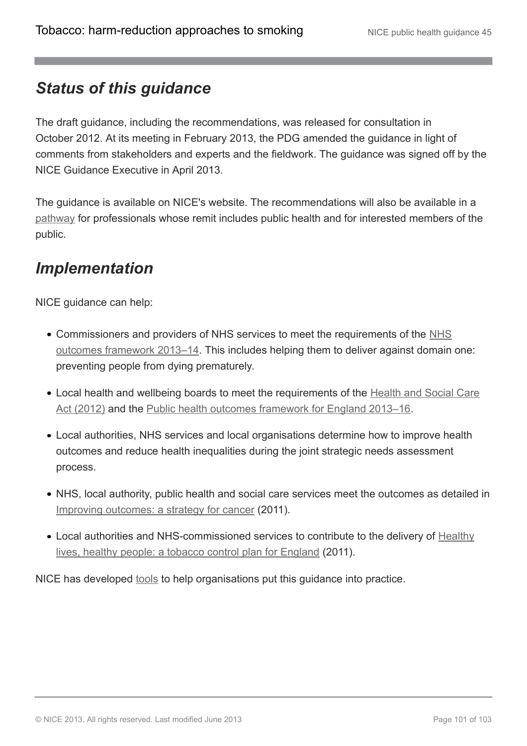## *Status of this guidance*

The draft guidance, including the recommendations, was released for consultation in October 2012. At its meeting in February 2013, the PDG amended the guidance in light of comments from stakeholders and experts and the fieldwork. The guidance was signed off by the NICE Guidance Executive in April 2013.

The guidance is available on NICE's website. The recommendations will also be available in a pathway for professionals whose remit includes public health and for interested members of the public.

## *Implementation*

NICE guidance can help:

- Commissioners and providers of NHS services to meet the requirements of the NHS outcomes framework 2013–14. This includes helping them to deliver against domain one: preventing people from dying prematurely.
- Local health and wellbeing boards to meet the requirements of the Health and Social Care Act (2012) and the Public health outcomes framework for England 2013–16.
- Local authorities, NHS services and local organisations determine how to improve health outcomes and reduce health inequalities during the joint strategic needs assessment process.
- NHS, local authority, public health and social care services meet the outcomes as detailed in Improving outcomes: a strategy for cancer (2011).
- Local authorities and NHS-commissioned services to contribute to the delivery of Healthy lives, healthy people: a tobacco control plan for England (2011).

NICE has developed tools to help organisations put this guidance into practice.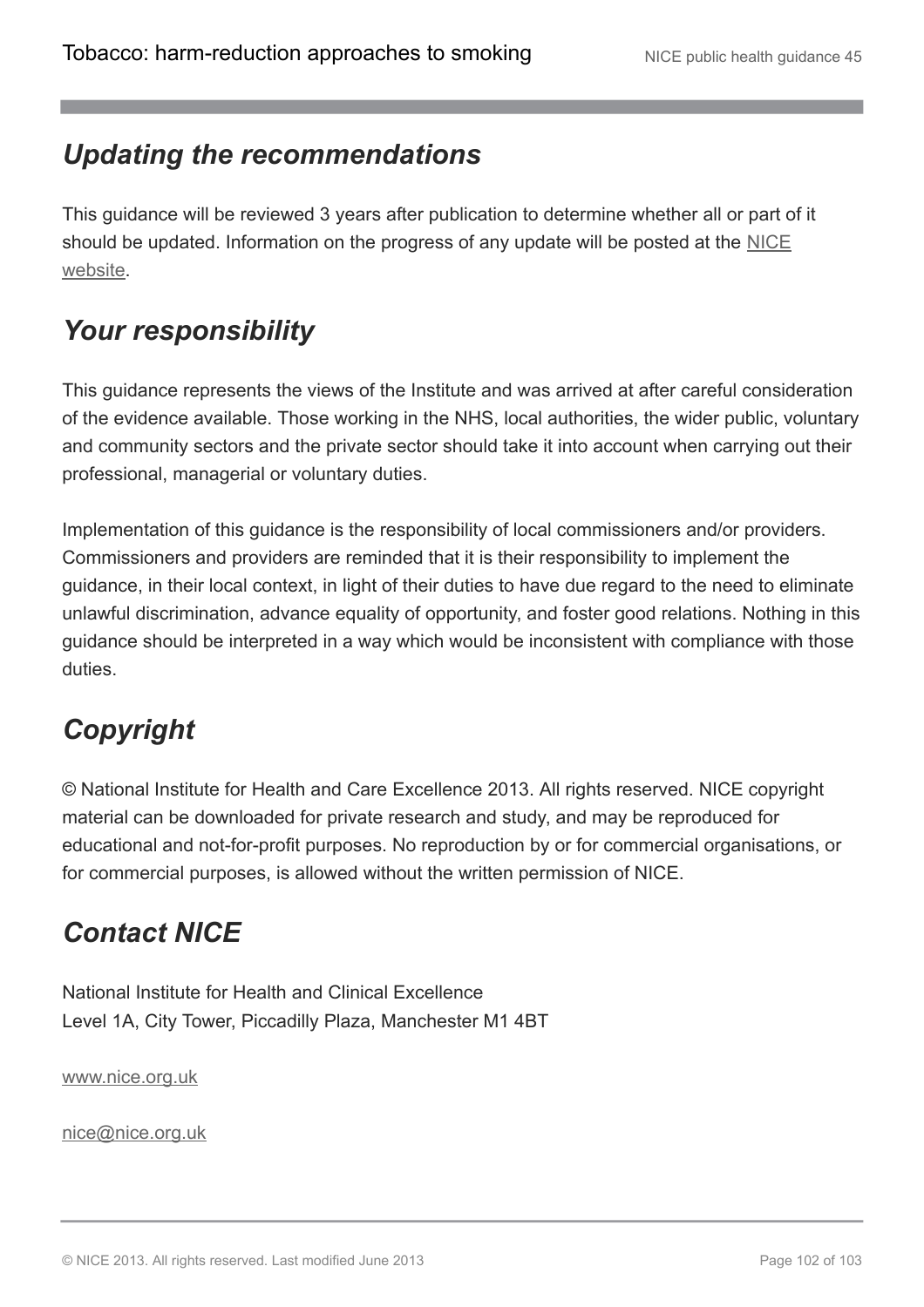## *Updating the recommendations*

This guidance will be reviewed 3 years after publication to determine whether all or part of it should be updated. Information on the progress of any update will be posted at the NICE website.

## *Your responsibility*

This guidance represents the views of the Institute and was arrived at after careful consideration of the evidence available. Those working in the NHS, local authorities, the wider public, voluntary and community sectors and the private sector should take it into account when carrying out their professional, managerial or voluntary duties.

Implementation of this guidance is the responsibility of local commissioners and/or providers. Commissioners and providers are reminded that it is their responsibility to implement the guidance, in their local context, in light of their duties to have due regard to the need to eliminate unlawful discrimination, advance equality of opportunity, and foster good relations. Nothing in this guidance should be interpreted in a way which would be inconsistent with compliance with those duties.

## *Copyright*

© National Institute for Health and Care Excellence 2013. All rights reserved. NICE copyright material can be downloaded for private research and study, and may be reproduced for educational and not-for-profit purposes. No reproduction by or for commercial organisations, or for commercial purposes, is allowed without the written permission of NICE.

## *Contact NICE*

National Institute for Health and Clinical Excellence
Level 1A, City Tower, Piccadilly Plaza, Manchester M1 4BT

www.nice.org.uk

nice@nice.org.uk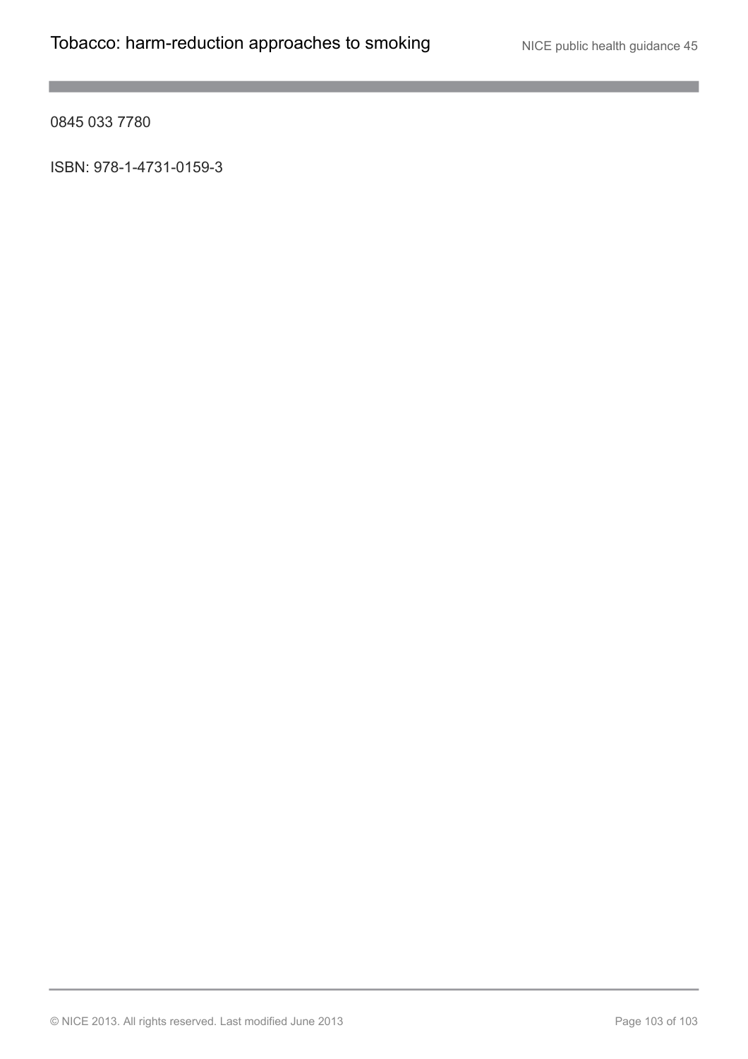0845 033 7780

ISBN: 978-1-4731-0159-3